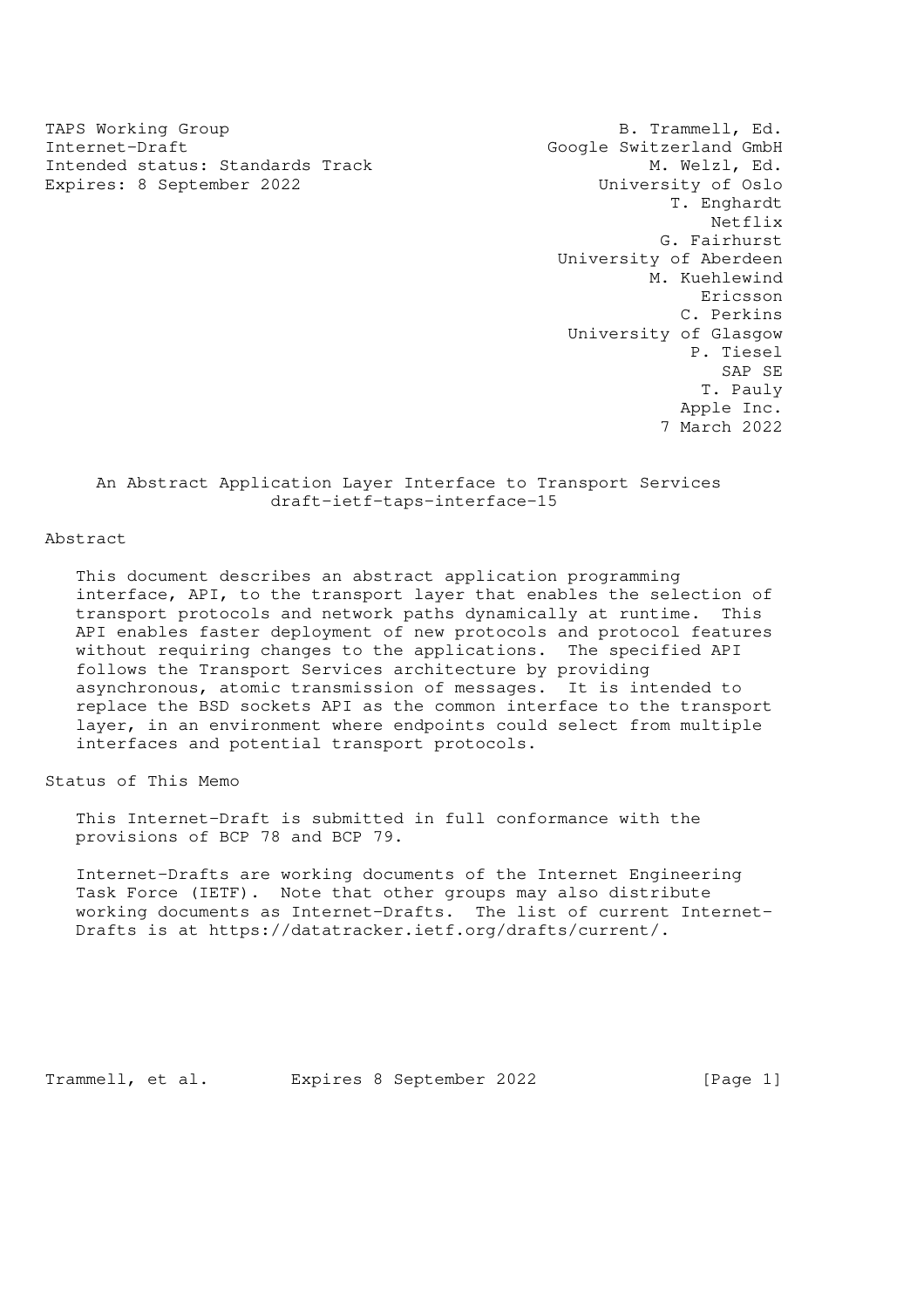TAPS Working Group B. Trammell, Ed.
Internet-Draft Google Switzerland GmbH
Intended status: Standards Track M. Welzl, Ed.
Expires: 8 September 2022 University of Oslo
T. Enghardt
Netflix
G. Fairhurst
University of Aberdeen
M. Kuehlewind
Ericsson
C. Perkins
University of Glasgow
P. Tiesel
SAP SE
T. Pauly
Apple Inc.
7 March 2022

# An Abstract Application Layer Interface to Transport Services
draft-ietf-taps-interface-15

## Abstract

This document describes an abstract application programming interface, API, to the transport layer that enables the selection of transport protocols and network paths dynamically at runtime. This API enables faster deployment of new protocols and protocol features without requiring changes to the applications. The specified API follows the Transport Services architecture by providing asynchronous, atomic transmission of messages. It is intended to replace the BSD sockets API as the common interface to the transport layer, in an environment where endpoints could select from multiple interfaces and potential transport protocols.

## Status of This Memo

This Internet-Draft is submitted in full conformance with the provisions of BCP 78 and BCP 79.

Internet-Drafts are working documents of the Internet Engineering Task Force (IETF). Note that other groups may also distribute working documents as Internet-Drafts. The list of current Internet-Drafts is at https://datatracker.ietf.org/drafts/current/.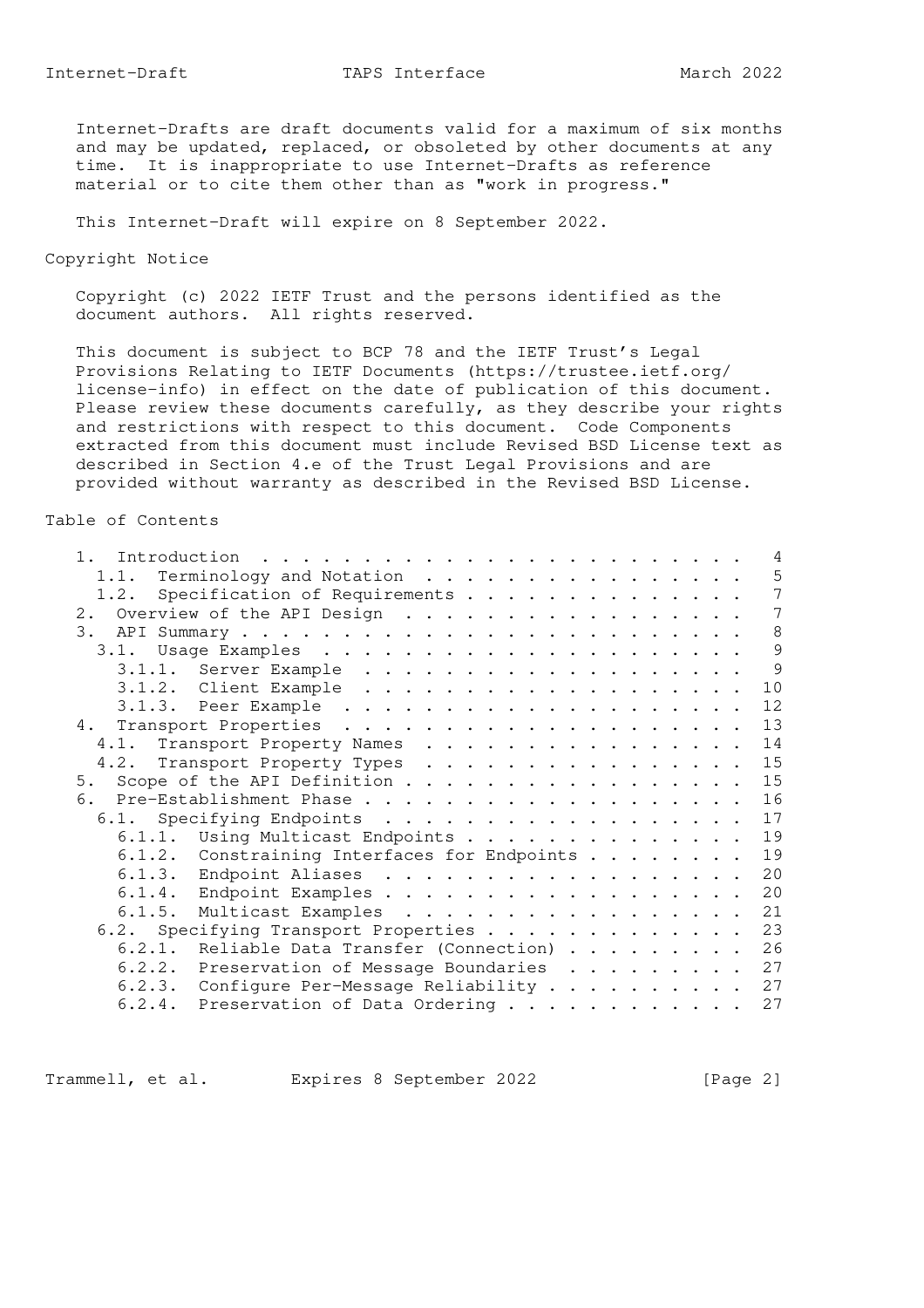Internet-Drafts are draft documents valid for a maximum of six months and may be updated, replaced, or obsoleted by other documents at any time. It is inappropriate to use Internet-Drafts as reference material or to cite them other than as "work in progress."

This Internet-Draft will expire on 8 September 2022.

## Copyright Notice

Copyright (c) 2022 IETF Trust and the persons identified as the document authors. All rights reserved.

This document is subject to BCP 78 and the IETF Trust's Legal Provisions Relating to IETF Documents (https://trustee.ietf.org/license-info) in effect on the date of publication of this document. Please review these documents carefully, as they describe your rights and restrictions with respect to this document. Code Components extracted from this document must include Revised BSD License text as described in Section 4.e of the Trust Legal Provisions and are provided without warranty as described in the Revised BSD License.

## Table of Contents

```
   1.  Introduction  . . . . . . . . . . . . . . . . . . . . . . . .   4
     1.1.  Terminology and Notation  . . . . . . . . . . . . . . . .   5
     1.2.  Specification of Requirements . . . . . . . . . . . . . .   7
   2.  Overview of the API Design  . . . . . . . . . . . . . . . . .   7
   3.  API Summary . . . . . . . . . . . . . . . . . . . . . . . . .   8
     3.1.  Usage Examples  . . . . . . . . . . . . . . . . . . . . .   9
       3.1.1.  Server Example  . . . . . . . . . . . . . . . . . . .   9
       3.1.2.  Client Example  . . . . . . . . . . . . . . . . . . .  10
       3.1.3.  Peer Example  . . . . . . . . . . . . . . . . . . . .  12
   4.  Transport Properties  . . . . . . . . . . . . . . . . . . . .  13
     4.1.  Transport Property Names  . . . . . . . . . . . . . . . .  14
     4.2.  Transport Property Types  . . . . . . . . . . . . . . . .  15
   5.  Scope of the API Definition . . . . . . . . . . . . . . . . .  15
   6.  Pre-Establishment Phase . . . . . . . . . . . . . . . . . . .  16
     6.1.  Specifying Endpoints  . . . . . . . . . . . . . . . . . .  17
       6.1.1.  Using Multicast Endpoints . . . . . . . . . . . . . .  19
       6.1.2.  Constraining Interfaces for Endpoints . . . . . . . .  19
       6.1.3.  Endpoint Aliases  . . . . . . . . . . . . . . . . . .  20
       6.1.4.  Endpoint Examples . . . . . . . . . . . . . . . . . .  20
       6.1.5.  Multicast Examples  . . . . . . . . . . . . . . . . .  21
     6.2.  Specifying Transport Properties . . . . . . . . . . . . .  23
       6.2.1.  Reliable Data Transfer (Connection) . . . . . . . . .  26
       6.2.2.  Preservation of Message Boundaries  . . . . . . . . .  27
       6.2.3.  Configure Per-Message Reliability . . . . . . . . . .  27
       6.2.4.  Preservation of Data Ordering . . . . . . . . . . . .  27
```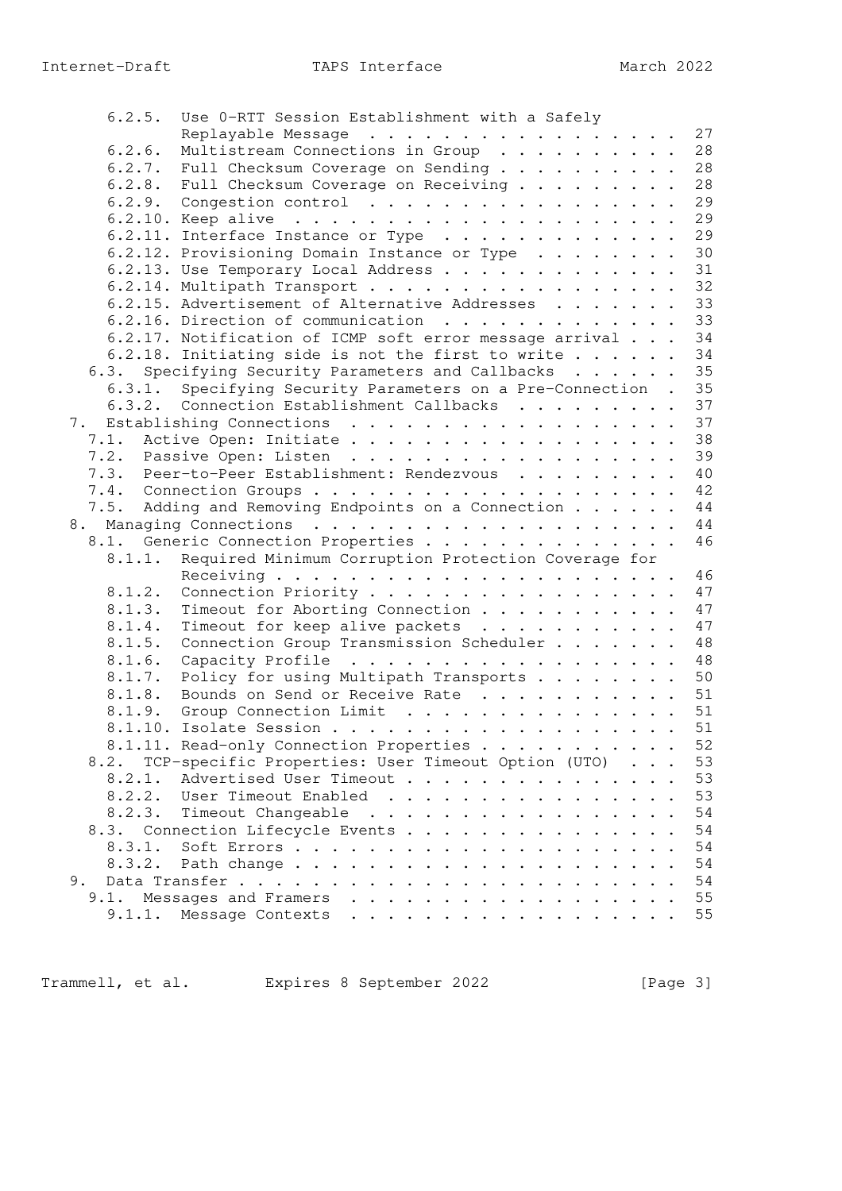- 6.2.5. Use 0-RTT Session Establishment with a Safely Replayable Message . . . 27
- 6.2.6. Multistream Connections in Group . . . 28
- 6.2.7. Full Checksum Coverage on Sending . . . 28
- 6.2.8. Full Checksum Coverage on Receiving . . . 28
- 6.2.9. Congestion control . . . 29
- 6.2.10. Keep alive . . . 29
- 6.2.11. Interface Instance or Type . . . 29
- 6.2.12. Provisioning Domain Instance or Type . . . 30
- 6.2.13. Use Temporary Local Address . . . 31
- 6.2.14. Multipath Transport . . . 32
- 6.2.15. Advertisement of Alternative Addresses . . . 33
- 6.2.16. Direction of communication . . . 33
- 6.2.17. Notification of ICMP soft error message arrival . . . 34
- 6.2.18. Initiating side is not the first to write . . . 34
- 6.3. Specifying Security Parameters and Callbacks . . . 35
  - 6.3.1. Specifying Security Parameters on a Pre-Connection . 35
  - 6.3.2. Connection Establishment Callbacks . . . 37
- 7. Establishing Connections . . . 37
  - 7.1. Active Open: Initiate . . . 38
  - 7.2. Passive Open: Listen . . . 39
  - 7.3. Peer-to-Peer Establishment: Rendezvous . . . 40
  - 7.4. Connection Groups . . . 42
  - 7.5. Adding and Removing Endpoints on a Connection . . . 44
- 8. Managing Connections . . . 44
  - 8.1. Generic Connection Properties . . . 46
    - 8.1.1. Required Minimum Corruption Protection Coverage for Receiving . . . 46
    - 8.1.2. Connection Priority . . . 47
    - 8.1.3. Timeout for Aborting Connection . . . 47
    - 8.1.4. Timeout for keep alive packets . . . 47
    - 8.1.5. Connection Group Transmission Scheduler . . . 48
    - 8.1.6. Capacity Profile . . . 48
    - 8.1.7. Policy for using Multipath Transports . . . 50
    - 8.1.8. Bounds on Send or Receive Rate . . . 51
    - 8.1.9. Group Connection Limit . . . 51
    - 8.1.10. Isolate Session . . . 51
    - 8.1.11. Read-only Connection Properties . . . 52
  - 8.2. TCP-specific Properties: User Timeout Option (UTO) . . . 53
    - 8.2.1. Advertised User Timeout . . . 53
    - 8.2.2. User Timeout Enabled . . . 53
    - 8.2.3. Timeout Changeable . . . 54
  - 8.3. Connection Lifecycle Events . . . 54
    - 8.3.1. Soft Errors . . . 54
    - 8.3.2. Path change . . . 54
- 9. Data Transfer . . . 54
  - 9.1. Messages and Framers . . . 55
    - 9.1.1. Message Contexts . . . 55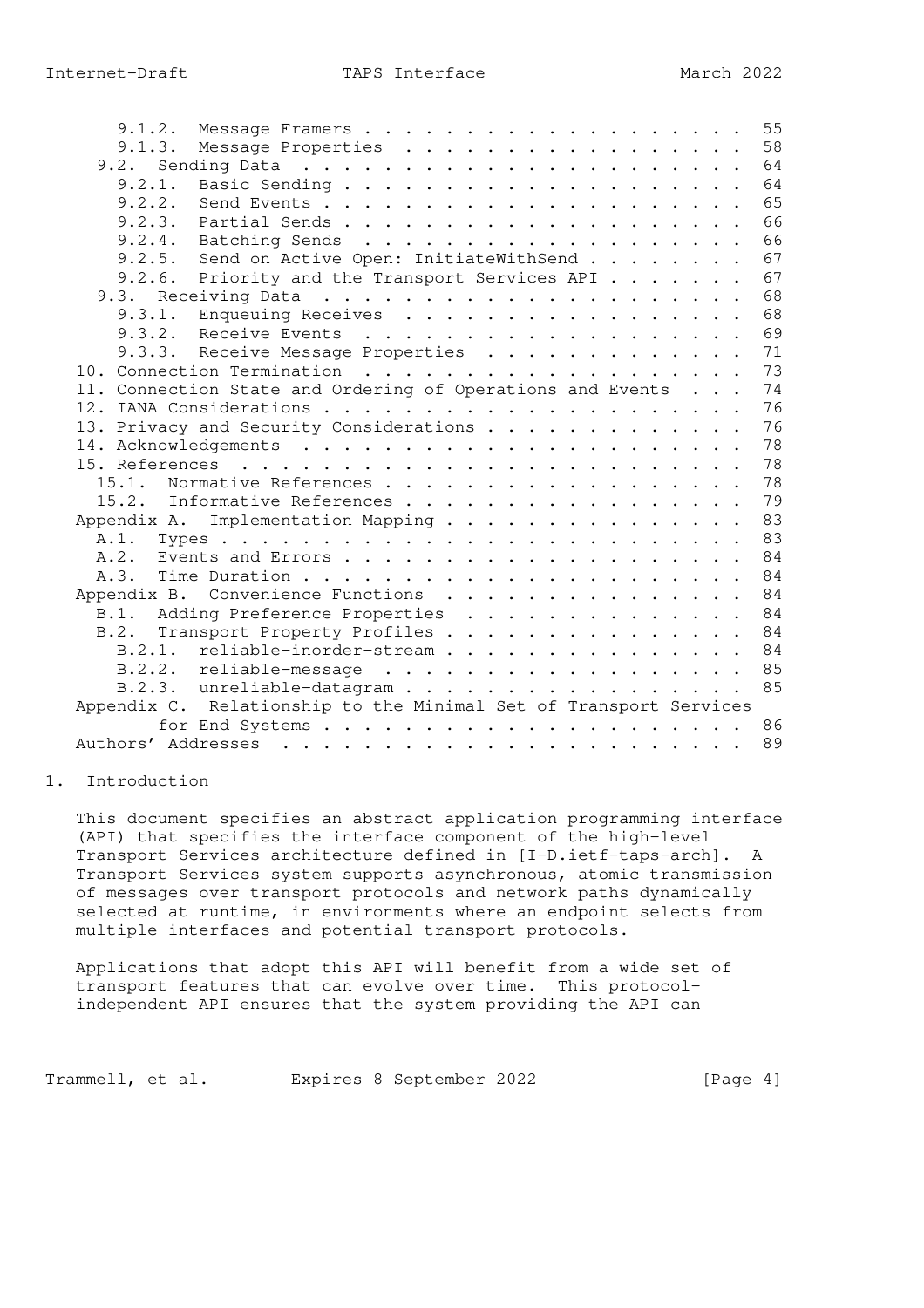9.1.2. Message Framers . . . . . . . . . . . . . . . . . . . 55
9.1.3. Message Properties . . . . . . . . . . . . . . . . . 58
9.2. Sending Data . . . . . . . . . . . . . . . . . . . . . . 64
9.2.1. Basic Sending . . . . . . . . . . . . . . . . . . . . 64
9.2.2. Send Events . . . . . . . . . . . . . . . . . . . . . 65
9.2.3. Partial Sends . . . . . . . . . . . . . . . . . . . . 66
9.2.4. Batching Sends . . . . . . . . . . . . . . . . . . . 66
9.2.5. Send on Active Open: InitiateWithSend . . . . . . . . 67
9.2.6. Priority and the Transport Services API . . . . . . . 67
9.3. Receiving Data . . . . . . . . . . . . . . . . . . . . . 68
9.3.1. Enqueuing Receives . . . . . . . . . . . . . . . . . 68
9.3.2. Receive Events . . . . . . . . . . . . . . . . . . . 69
9.3.3. Receive Message Properties . . . . . . . . . . . . . 71
10. Connection Termination . . . . . . . . . . . . . . . . . . . 73
11. Connection State and Ordering of Operations and Events . . . 74
12. IANA Considerations . . . . . . . . . . . . . . . . . . . . . 76
13. Privacy and Security Considerations . . . . . . . . . . . . . 76
14. Acknowledgements . . . . . . . . . . . . . . . . . . . . . . 78
15. References . . . . . . . . . . . . . . . . . . . . . . . . . 78
15.1. Normative References . . . . . . . . . . . . . . . . . . 78
15.2. Informative References . . . . . . . . . . . . . . . . . 79
Appendix A. Implementation Mapping . . . . . . . . . . . . . . . 83
A.1. Types . . . . . . . . . . . . . . . . . . . . . . . . . . 83
A.2. Events and Errors . . . . . . . . . . . . . . . . . . . . 84
A.3. Time Duration . . . . . . . . . . . . . . . . . . . . . . 84
Appendix B. Convenience Functions . . . . . . . . . . . . . . . 84
B.1. Adding Preference Properties . . . . . . . . . . . . . . 84
B.2. Transport Property Profiles . . . . . . . . . . . . . . . 84
B.2.1. reliable-inorder-stream . . . . . . . . . . . . . . . 84
B.2.2. reliable-message . . . . . . . . . . . . . . . . . . 85
B.2.3. unreliable-datagram . . . . . . . . . . . . . . . . . 85
Appendix C. Relationship to the Minimal Set of Transport Services for End Systems . . . . . . . . . . . . . . . . . . . . . . 86
Authors' Addresses . . . . . . . . . . . . . . . . . . . . . . . 89

# 1. Introduction

This document specifies an abstract application programming interface (API) that specifies the interface component of the high-level Transport Services architecture defined in [I-D.ietf-taps-arch]. A Transport Services system supports asynchronous, atomic transmission of messages over transport protocols and network paths dynamically selected at runtime, in environments where an endpoint selects from multiple interfaces and potential transport protocols.

Applications that adopt this API will benefit from a wide set of transport features that can evolve over time. This protocol-independent API ensures that the system providing the API can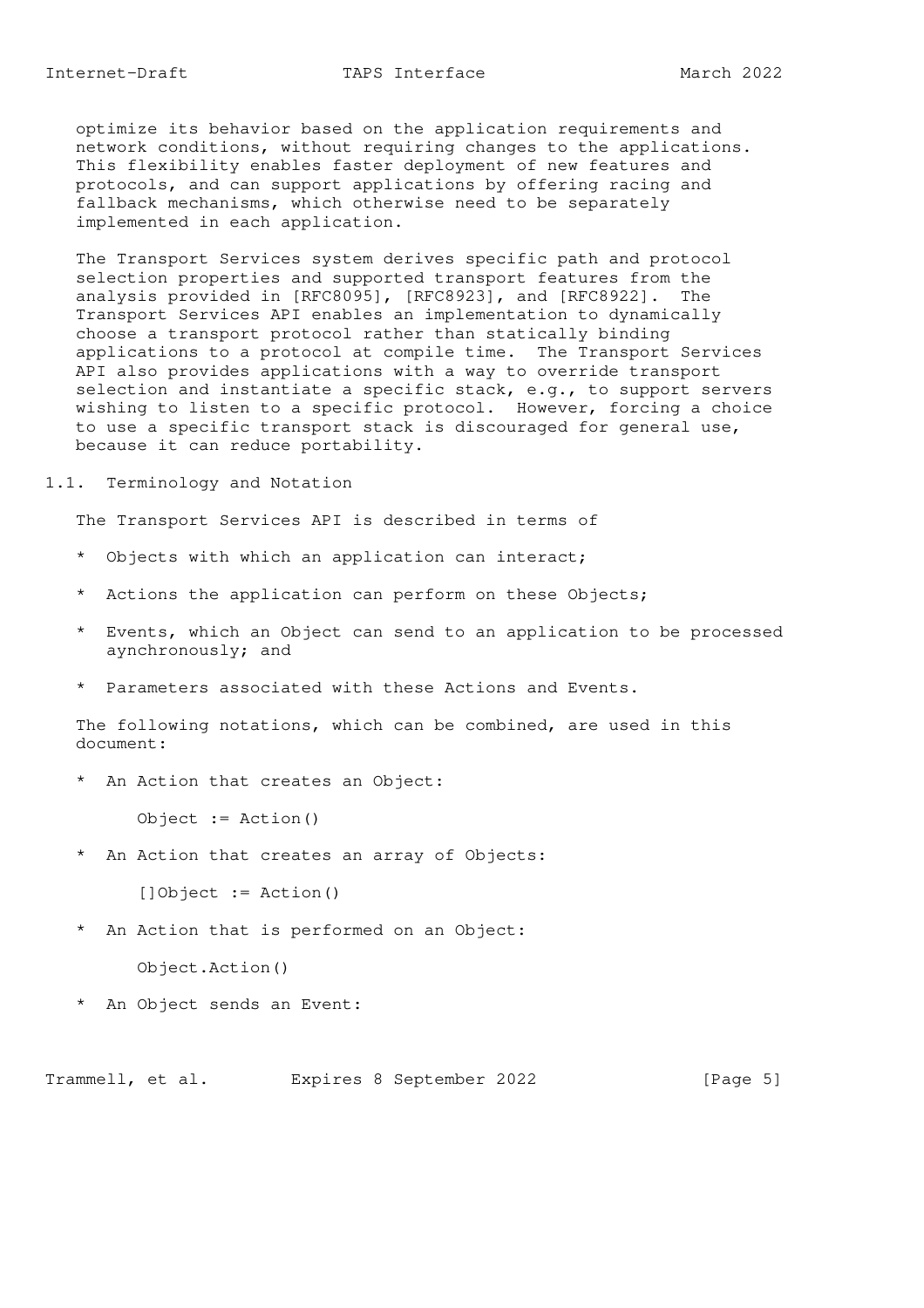optimize its behavior based on the application requirements and network conditions, without requiring changes to the applications. This flexibility enables faster deployment of new features and protocols, and can support applications by offering racing and fallback mechanisms, which otherwise need to be separately implemented in each application.

The Transport Services system derives specific path and protocol selection properties and supported transport features from the analysis provided in [RFC8095], [RFC8923], and [RFC8922]. The Transport Services API enables an implementation to dynamically choose a transport protocol rather than statically binding applications to a protocol at compile time. The Transport Services API also provides applications with a way to override transport selection and instantiate a specific stack, e.g., to support servers wishing to listen to a specific protocol. However, forcing a choice to use a specific transport stack is discouraged for general use, because it can reduce portability.

## 1.1. Terminology and Notation

The Transport Services API is described in terms of

* Objects with which an application can interact;
* Actions the application can perform on these Objects;
* Events, which an Object can send to an application to be processed aynchronously; and
* Parameters associated with these Actions and Events.

The following notations, which can be combined, are used in this document:

* An Action that creates an Object:

```
Object := Action()
```

* An Action that creates an array of Objects:

```
[]Object := Action()
```

* An Action that is performed on an Object:

```
Object.Action()
```

* An Object sends an Event: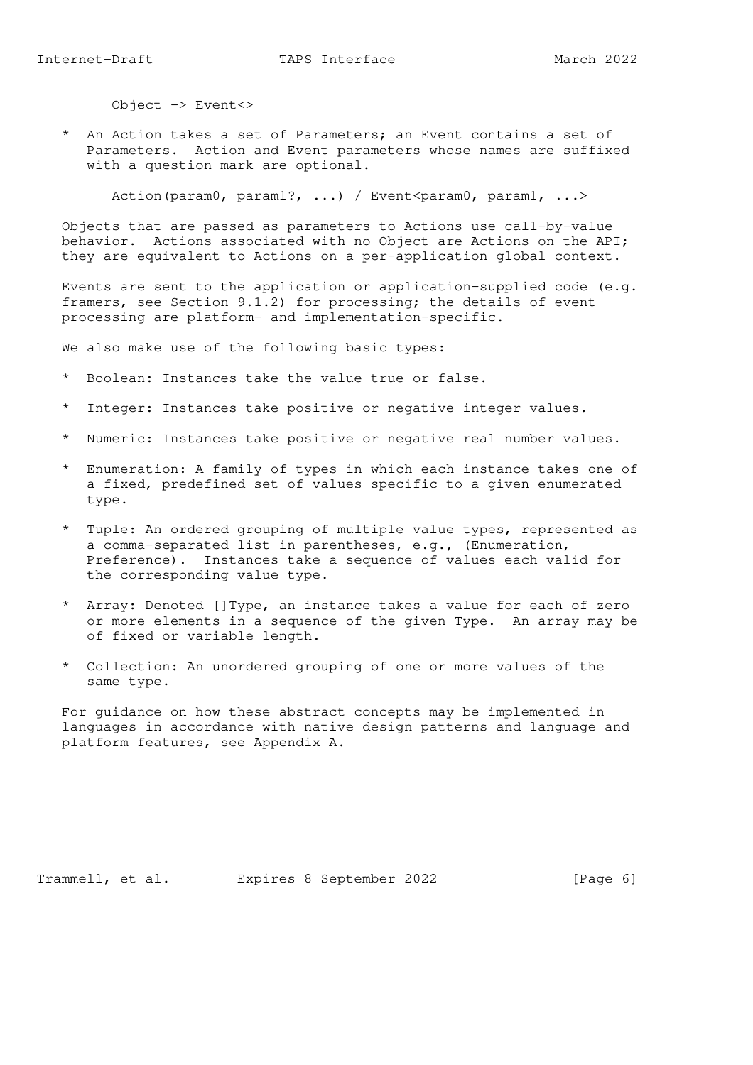```
Object -> Event<>
```

* An Action takes a set of Parameters; an Event contains a set of Parameters. Action and Event parameters whose names are suffixed with a question mark are optional.

```
Action(param0, param1?, ...) / Event<param0, param1, ...>
```

Objects that are passed as parameters to Actions use call-by-value behavior. Actions associated with no Object are Actions on the API; they are equivalent to Actions on a per-application global context.

Events are sent to the application or application-supplied code (e.g. framers, see Section 9.1.2) for processing; the details of event processing are platform- and implementation-specific.

We also make use of the following basic types:

* Boolean: Instances take the value true or false.
* Integer: Instances take positive or negative integer values.
* Numeric: Instances take positive or negative real number values.
* Enumeration: A family of types in which each instance takes one of a fixed, predefined set of values specific to a given enumerated type.
* Tuple: An ordered grouping of multiple value types, represented as a comma-separated list in parentheses, e.g., (Enumeration, Preference). Instances take a sequence of values each valid for the corresponding value type.
* Array: Denoted []Type, an instance takes a value for each of zero or more elements in a sequence of the given Type. An array may be of fixed or variable length.
* Collection: An unordered grouping of one or more values of the same type.

For guidance on how these abstract concepts may be implemented in languages in accordance with native design patterns and language and platform features, see Appendix A.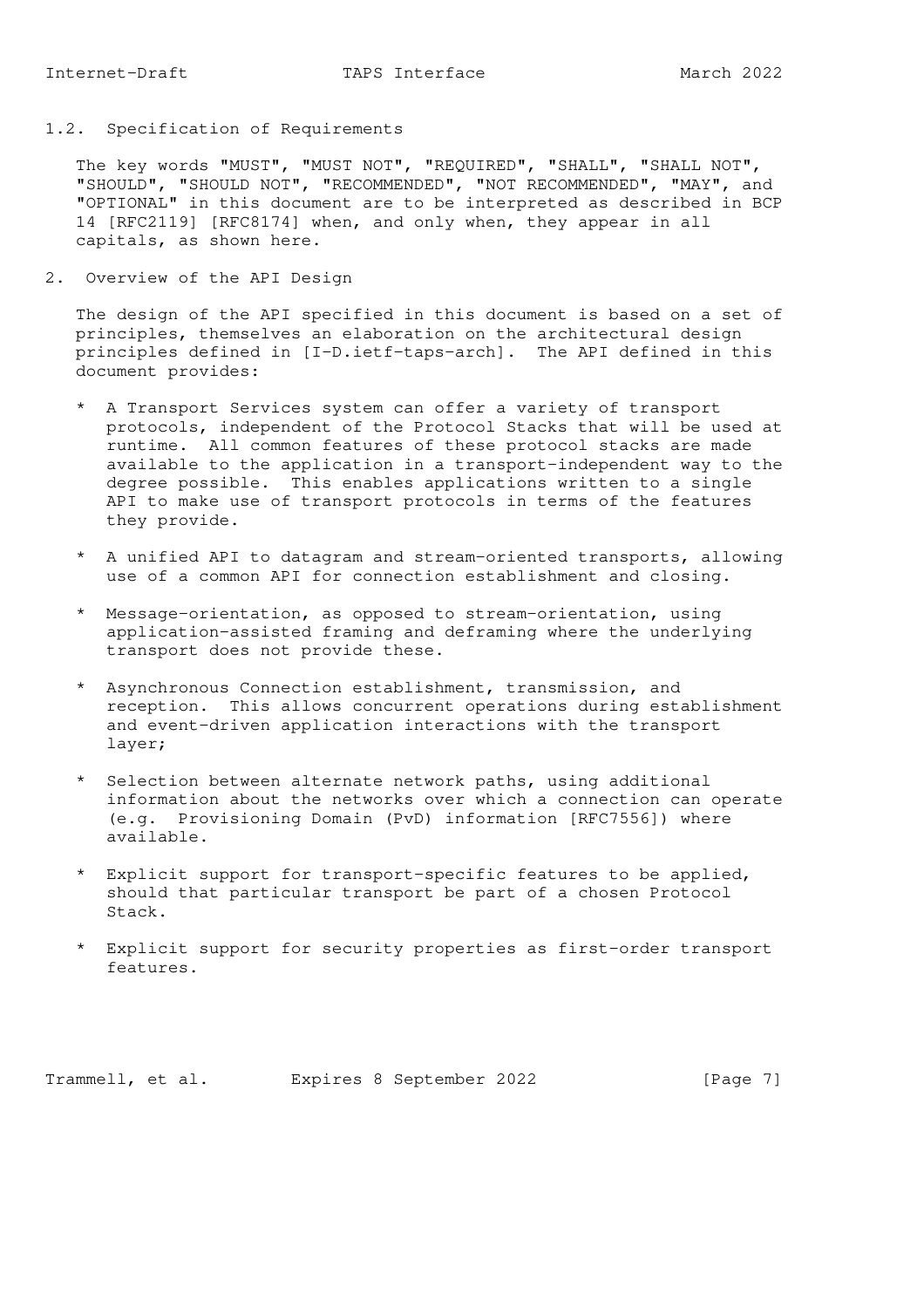### 1.2. Specification of Requirements

The key words "MUST", "MUST NOT", "REQUIRED", "SHALL", "SHALL NOT", "SHOULD", "SHOULD NOT", "RECOMMENDED", "NOT RECOMMENDED", "MAY", and "OPTIONAL" in this document are to be interpreted as described in BCP 14 [RFC2119] [RFC8174] when, and only when, they appear in all capitals, as shown here.

## 2. Overview of the API Design

The design of the API specified in this document is based on a set of principles, themselves an elaboration on the architectural design principles defined in [I-D.ietf-taps-arch]. The API defined in this document provides:

* A Transport Services system can offer a variety of transport protocols, independent of the Protocol Stacks that will be used at runtime. All common features of these protocol stacks are made available to the application in a transport-independent way to the degree possible. This enables applications written to a single API to make use of transport protocols in terms of the features they provide.

* A unified API to datagram and stream-oriented transports, allowing use of a common API for connection establishment and closing.

* Message-orientation, as opposed to stream-orientation, using application-assisted framing and deframing where the underlying transport does not provide these.

* Asynchronous Connection establishment, transmission, and reception. This allows concurrent operations during establishment and event-driven application interactions with the transport layer;

* Selection between alternate network paths, using additional information about the networks over which a connection can operate (e.g. Provisioning Domain (PvD) information [RFC7556]) where available.

* Explicit support for transport-specific features to be applied, should that particular transport be part of a chosen Protocol Stack.

* Explicit support for security properties as first-order transport features.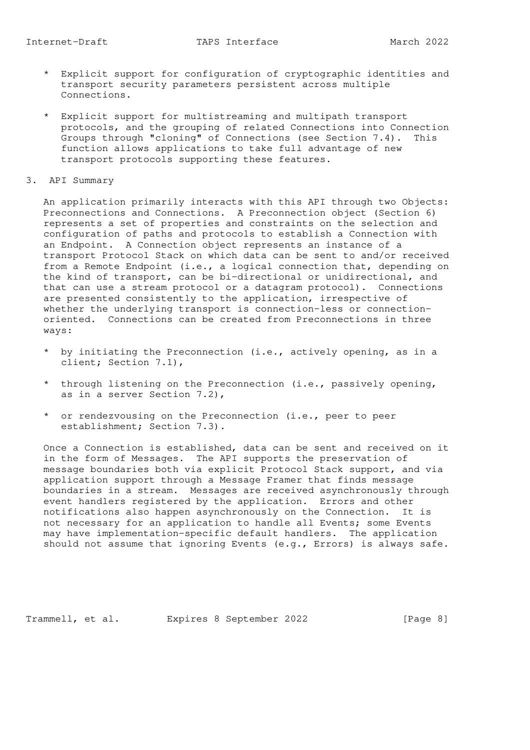* Explicit support for configuration of cryptographic identities and transport security parameters persistent across multiple Connections.

* Explicit support for multistreaming and multipath transport protocols, and the grouping of related Connections into Connection Groups through "cloning" of Connections (see Section 7.4). This function allows applications to take full advantage of new transport protocols supporting these features.

## 3. API Summary

An application primarily interacts with this API through two Objects: Preconnections and Connections. A Preconnection object (Section 6) represents a set of properties and constraints on the selection and configuration of paths and protocols to establish a Connection with an Endpoint. A Connection object represents an instance of a transport Protocol Stack on which data can be sent to and/or received from a Remote Endpoint (i.e., a logical connection that, depending on the kind of transport, can be bi-directional or unidirectional, and that can use a stream protocol or a datagram protocol). Connections are presented consistently to the application, irrespective of whether the underlying transport is connection-less or connection-oriented. Connections can be created from Preconnections in three ways:

* by initiating the Preconnection (i.e., actively opening, as in a client; Section 7.1),

* through listening on the Preconnection (i.e., passively opening, as in a server Section 7.2),

* or rendezvousing on the Preconnection (i.e., peer to peer establishment; Section 7.3).

Once a Connection is established, data can be sent and received on it in the form of Messages. The API supports the preservation of message boundaries both via explicit Protocol Stack support, and via application support through a Message Framer that finds message boundaries in a stream. Messages are received asynchronously through event handlers registered by the application. Errors and other notifications also happen asynchronously on the Connection. It is not necessary for an application to handle all Events; some Events may have implementation-specific default handlers. The application should not assume that ignoring Events (e.g., Errors) is always safe.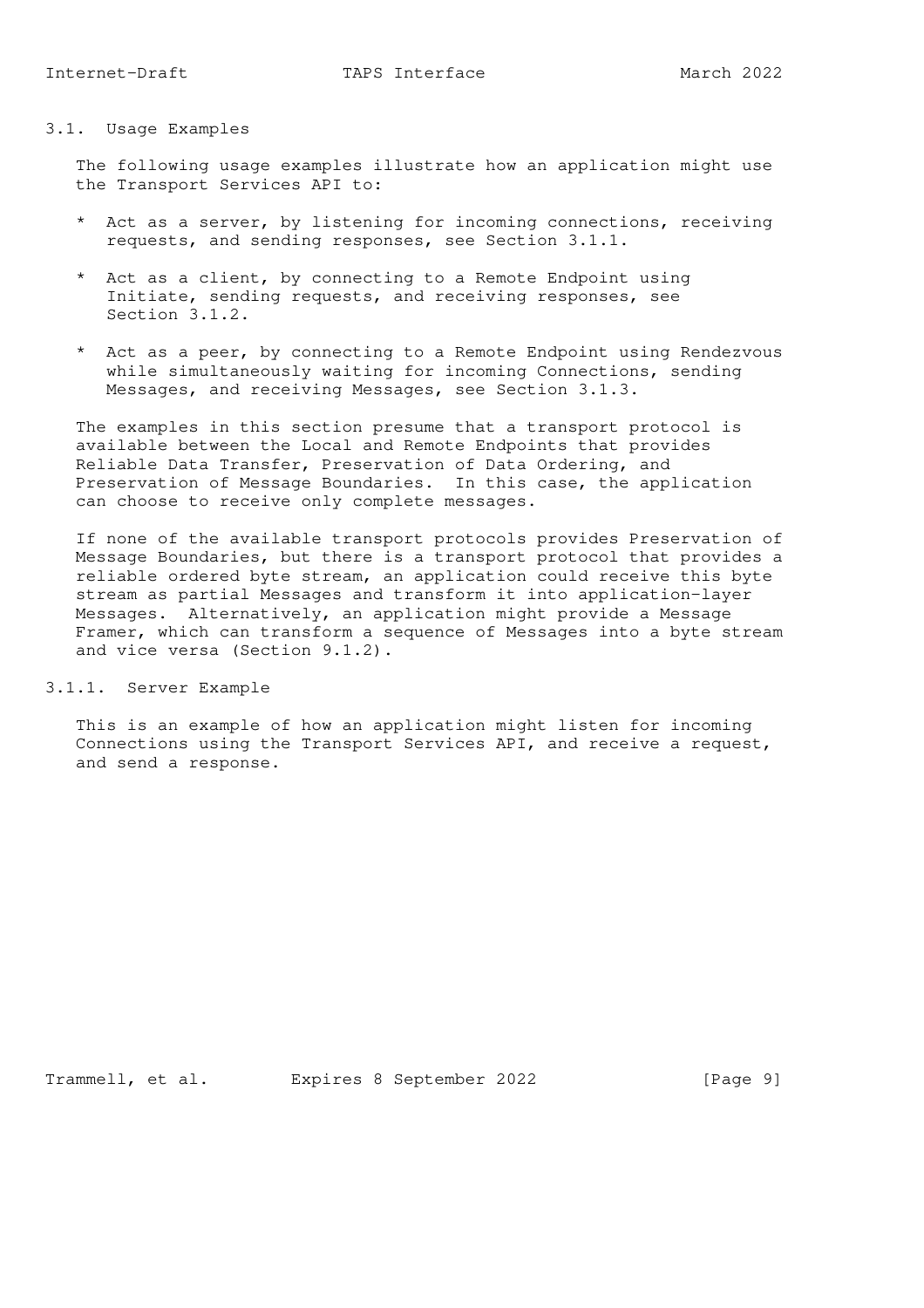### 3.1. Usage Examples

The following usage examples illustrate how an application might use the Transport Services API to:

* Act as a server, by listening for incoming connections, receiving requests, and sending responses, see Section 3.1.1.

* Act as a client, by connecting to a Remote Endpoint using Initiate, sending requests, and receiving responses, see Section 3.1.2.

* Act as a peer, by connecting to a Remote Endpoint using Rendezvous while simultaneously waiting for incoming Connections, sending Messages, and receiving Messages, see Section 3.1.3.

The examples in this section presume that a transport protocol is available between the Local and Remote Endpoints that provides Reliable Data Transfer, Preservation of Data Ordering, and Preservation of Message Boundaries. In this case, the application can choose to receive only complete messages.

If none of the available transport protocols provides Preservation of Message Boundaries, but there is a transport protocol that provides a reliable ordered byte stream, an application could receive this byte stream as partial Messages and transform it into application-layer Messages. Alternatively, an application might provide a Message Framer, which can transform a sequence of Messages into a byte stream and vice versa (Section 9.1.2).

#### 3.1.1. Server Example

This is an example of how an application might listen for incoming Connections using the Transport Services API, and receive a request, and send a response.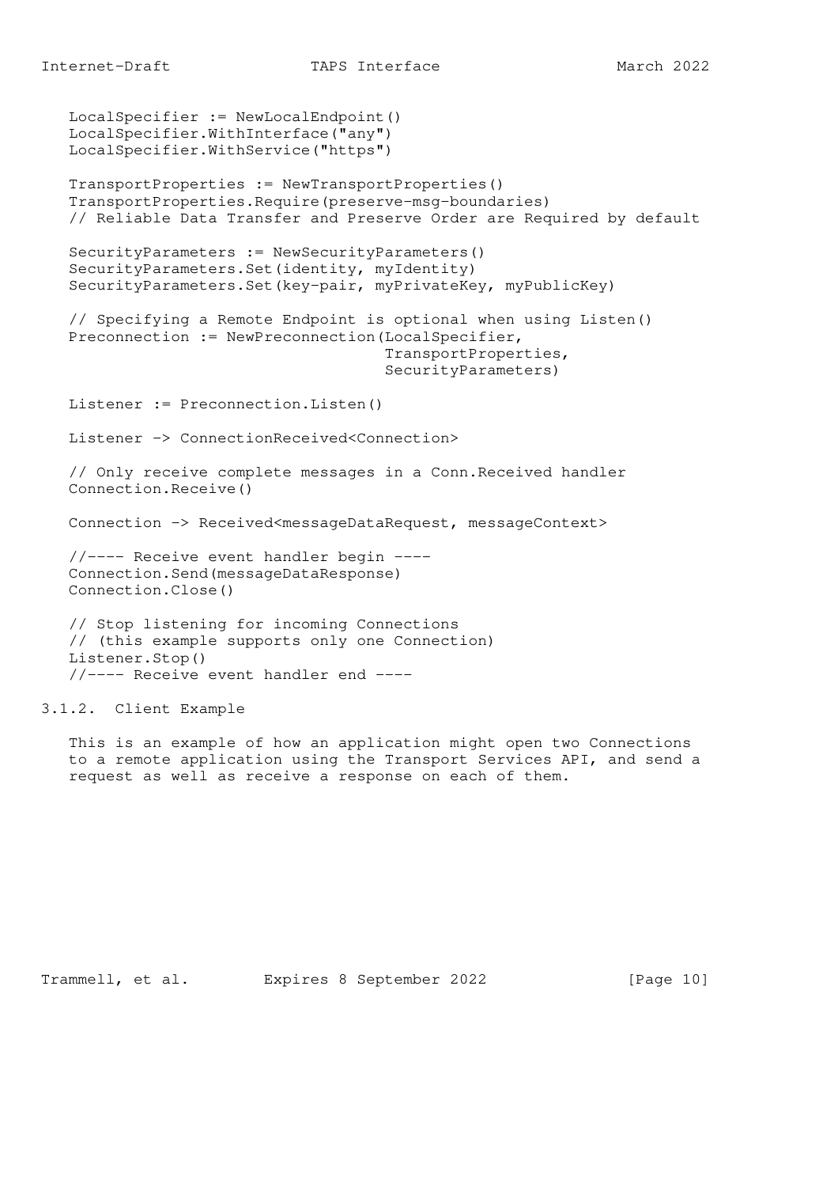```
LocalSpecifier := NewLocalEndpoint()
LocalSpecifier.WithInterface("any")
LocalSpecifier.WithService("https")

TransportProperties := NewTransportProperties()
TransportProperties.Require(preserve-msg-boundaries)
// Reliable Data Transfer and Preserve Order are Required by default

SecurityParameters := NewSecurityParameters()
SecurityParameters.Set(identity, myIdentity)
SecurityParameters.Set(key-pair, myPrivateKey, myPublicKey)

// Specifying a Remote Endpoint is optional when using Listen()
Preconnection := NewPreconnection(LocalSpecifier,
                                  TransportProperties,
                                  SecurityParameters)

Listener := Preconnection.Listen()

Listener -> ConnectionReceived<Connection>

// Only receive complete messages in a Conn.Received handler
Connection.Receive()

Connection -> Received<messageDataRequest, messageContext>

//---- Receive event handler begin ----
Connection.Send(messageDataResponse)
Connection.Close()

// Stop listening for incoming Connections
// (this example supports only one Connection)
Listener.Stop()
//---- Receive event handler end ----
```

### 3.1.2. Client Example

This is an example of how an application might open two Connections to a remote application using the Transport Services API, and send a request as well as receive a response on each of them.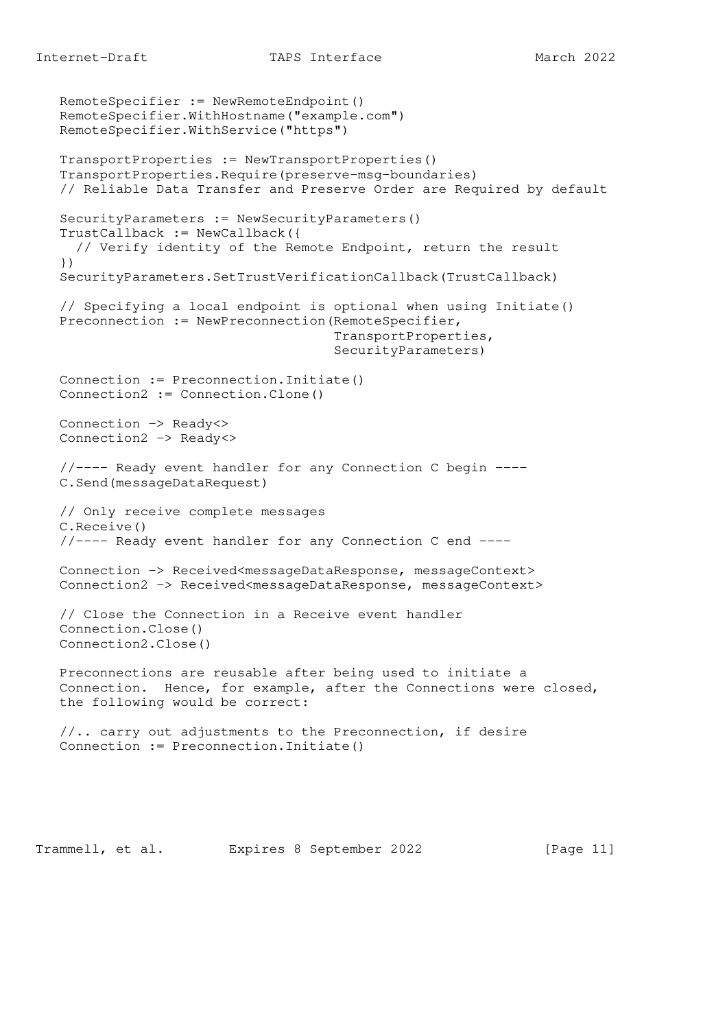```
RemoteSpecifier := NewRemoteEndpoint()
RemoteSpecifier.WithHostname("example.com")
RemoteSpecifier.WithService("https")

TransportProperties := NewTransportProperties()
TransportProperties.Require(preserve-msg-boundaries)
// Reliable Data Transfer and Preserve Order are Required by default

SecurityParameters := NewSecurityParameters()
TrustCallback := NewCallback({
  // Verify identity of the Remote Endpoint, return the result
})
SecurityParameters.SetTrustVerificationCallback(TrustCallback)

// Specifying a local endpoint is optional when using Initiate()
Preconnection := NewPreconnection(RemoteSpecifier,
                                  TransportProperties,
                                  SecurityParameters)

Connection := Preconnection.Initiate()
Connection2 := Connection.Clone()

Connection -> Ready<>
Connection2 -> Ready<>

//---- Ready event handler for any Connection C begin ----
C.Send(messageDataRequest)

// Only receive complete messages
C.Receive()
//---- Ready event handler for any Connection C end ----

Connection -> Received<messageDataResponse, messageContext>
Connection2 -> Received<messageDataResponse, messageContext>

// Close the Connection in a Receive event handler
Connection.Close()
Connection2.Close()
```

Preconnections are reusable after being used to initiate a Connection. Hence, for example, after the Connections were closed, the following would be correct:

```
//.. carry out adjustments to the Preconnection, if desire
Connection := Preconnection.Initiate()
```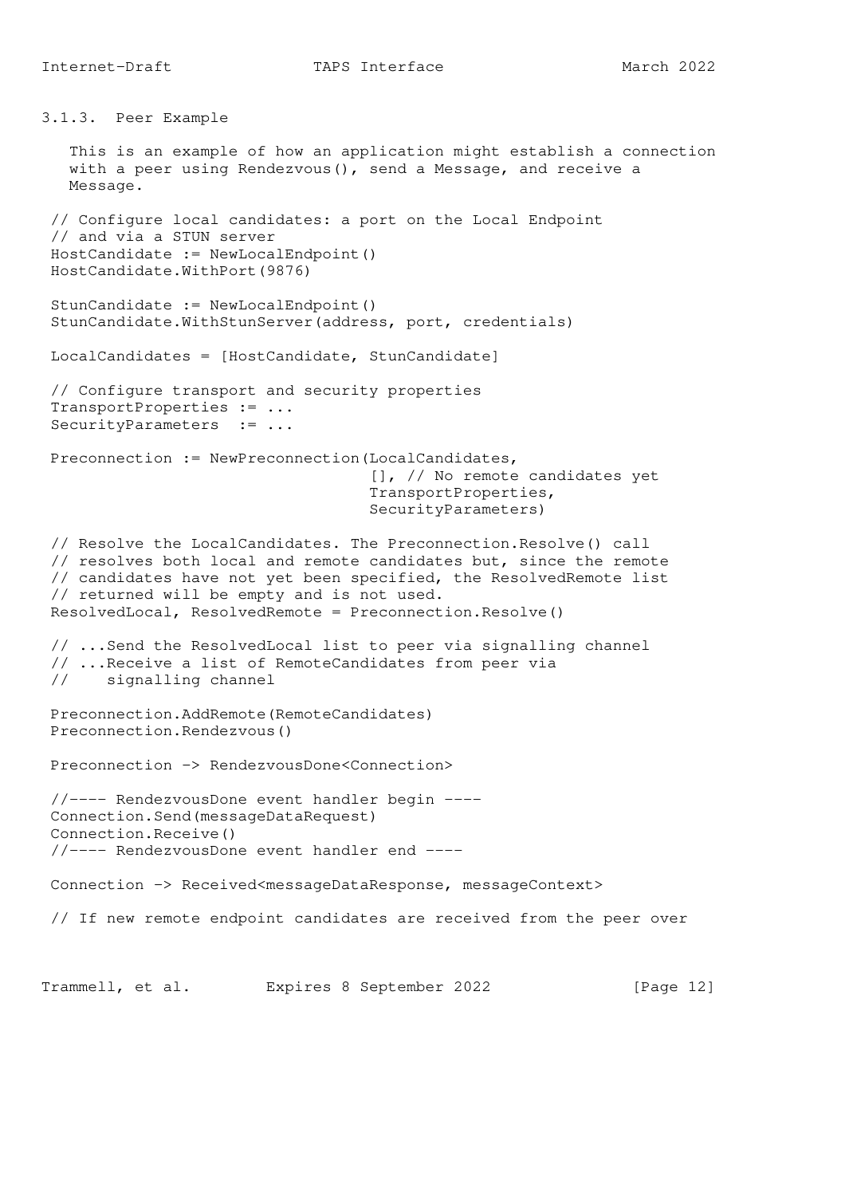### 3.1.3. Peer Example

This is an example of how an application might establish a connection with a peer using Rendezvous(), send a Message, and receive a Message.

```
// Configure local candidates: a port on the Local Endpoint
// and via a STUN server
HostCandidate := NewLocalEndpoint()
HostCandidate.WithPort(9876)

StunCandidate := NewLocalEndpoint()
StunCandidate.WithStunServer(address, port, credentials)

LocalCandidates = [HostCandidate, StunCandidate]

// Configure transport and security properties
TransportProperties := ...
SecurityParameters  := ...

Preconnection := NewPreconnection(LocalCandidates,
                                  [], // No remote candidates yet
                                  TransportProperties,
                                  SecurityParameters)

// Resolve the LocalCandidates. The Preconnection.Resolve() call
// resolves both local and remote candidates but, since the remote
// candidates have not yet been specified, the ResolvedRemote list
// returned will be empty and is not used.
ResolvedLocal, ResolvedRemote = Preconnection.Resolve()

// ...Send the ResolvedLocal list to peer via signalling channel
// ...Receive a list of RemoteCandidates from peer via
//    signalling channel

Preconnection.AddRemote(RemoteCandidates)
Preconnection.Rendezvous()

Preconnection -> RendezvousDone<Connection>

//---- RendezvousDone event handler begin ----
Connection.Send(messageDataRequest)
Connection.Receive()
//---- RendezvousDone event handler end ----

Connection -> Received<messageDataResponse, messageContext>

// If new remote endpoint candidates are received from the peer over
```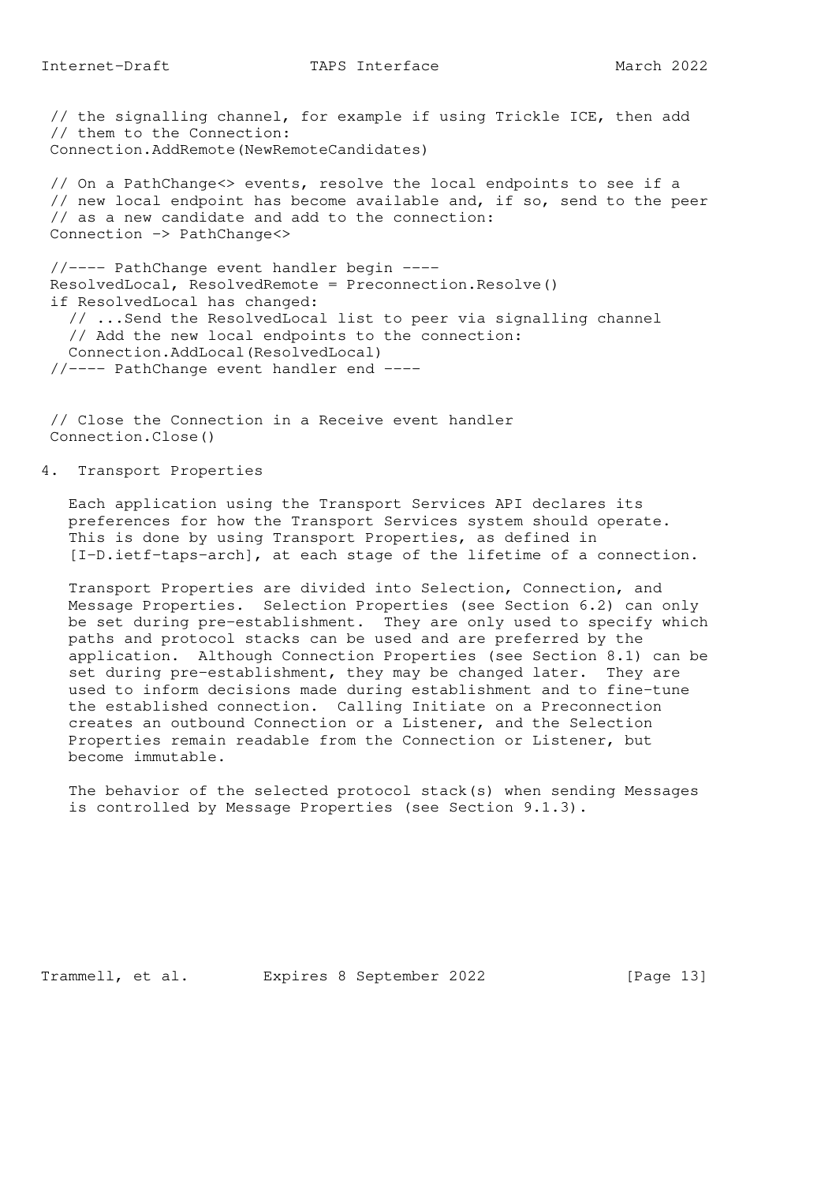```
// the signalling channel, for example if using Trickle ICE, then add
// them to the Connection:
Connection.AddRemote(NewRemoteCandidates)

// On a PathChange<> events, resolve the local endpoints to see if a
// new local endpoint has become available and, if so, send to the peer
// as a new candidate and add to the connection:
Connection -> PathChange<>

//---- PathChange event handler begin ----
ResolvedLocal, ResolvedRemote = Preconnection.Resolve()
if ResolvedLocal has changed:
  // ...Send the ResolvedLocal list to peer via signalling channel
  // Add the new local endpoints to the connection:
  Connection.AddLocal(ResolvedLocal)
//---- PathChange event handler end ----


// Close the Connection in a Receive event handler
Connection.Close()
```

# 4. Transport Properties

Each application using the Transport Services API declares its preferences for how the Transport Services system should operate. This is done by using Transport Properties, as defined in [I-D.ietf-taps-arch], at each stage of the lifetime of a connection.

Transport Properties are divided into Selection, Connection, and Message Properties. Selection Properties (see Section 6.2) can only be set during pre-establishment. They are only used to specify which paths and protocol stacks can be used and are preferred by the application. Although Connection Properties (see Section 8.1) can be set during pre-establishment, they may be changed later. They are used to inform decisions made during establishment and to fine-tune the established connection. Calling Initiate on a Preconnection creates an outbound Connection or a Listener, and the Selection Properties remain readable from the Connection or Listener, but become immutable.

The behavior of the selected protocol stack(s) when sending Messages is controlled by Message Properties (see Section 9.1.3).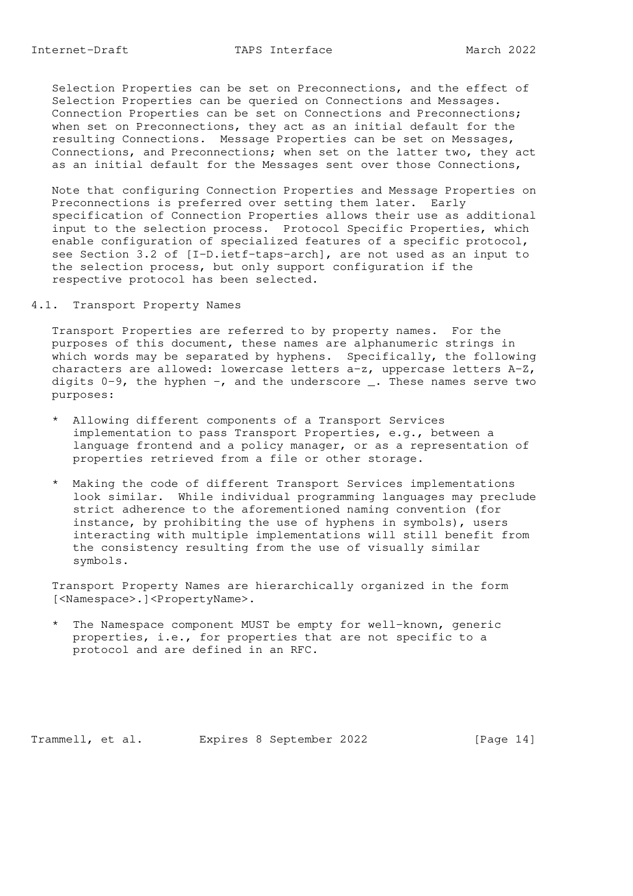Selection Properties can be set on Preconnections, and the effect of Selection Properties can be queried on Connections and Messages. Connection Properties can be set on Connections and Preconnections; when set on Preconnections, they act as an initial default for the resulting Connections. Message Properties can be set on Messages, Connections, and Preconnections; when set on the latter two, they act as an initial default for the Messages sent over those Connections,

Note that configuring Connection Properties and Message Properties on Preconnections is preferred over setting them later. Early specification of Connection Properties allows their use as additional input to the selection process. Protocol Specific Properties, which enable configuration of specialized features of a specific protocol, see Section 3.2 of [I-D.ietf-taps-arch], are not used as an input to the selection process, but only support configuration if the respective protocol has been selected.

## 4.1. Transport Property Names

Transport Properties are referred to by property names. For the purposes of this document, these names are alphanumeric strings in which words may be separated by hyphens. Specifically, the following characters are allowed: lowercase letters a-z, uppercase letters A-Z, digits 0-9, the hyphen -, and the underscore _. These names serve two purposes:

* Allowing different components of a Transport Services implementation to pass Transport Properties, e.g., between a language frontend and a policy manager, or as a representation of properties retrieved from a file or other storage.

* Making the code of different Transport Services implementations look similar. While individual programming languages may preclude strict adherence to the aforementioned naming convention (for instance, by prohibiting the use of hyphens in symbols), users interacting with multiple implementations will still benefit from the consistency resulting from the use of visually similar symbols.

Transport Property Names are hierarchically organized in the form [<Namespace>.]<PropertyName>.

* The Namespace component MUST be empty for well-known, generic properties, i.e., for properties that are not specific to a protocol and are defined in an RFC.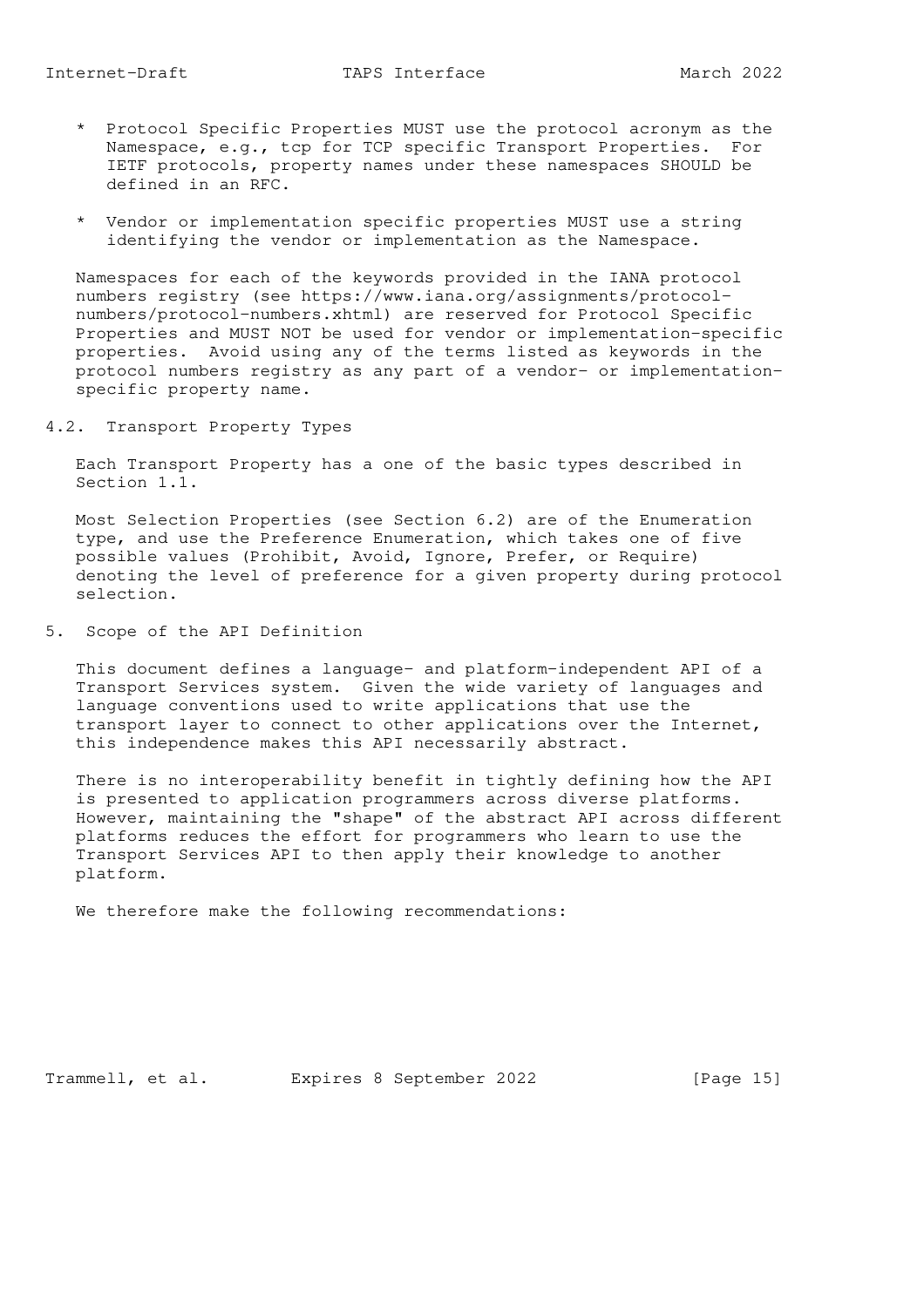* Protocol Specific Properties MUST use the protocol acronym as the Namespace, e.g., tcp for TCP specific Transport Properties. For IETF protocols, property names under these namespaces SHOULD be defined in an RFC.

* Vendor or implementation specific properties MUST use a string identifying the vendor or implementation as the Namespace.

Namespaces for each of the keywords provided in the IANA protocol numbers registry (see https://www.iana.org/assignments/protocol-numbers/protocol-numbers.xhtml) are reserved for Protocol Specific Properties and MUST NOT be used for vendor or implementation-specific properties. Avoid using any of the terms listed as keywords in the protocol numbers registry as any part of a vendor- or implementation-specific property name.

## 4.2. Transport Property Types

Each Transport Property has a one of the basic types described in Section 1.1.

Most Selection Properties (see Section 6.2) are of the Enumeration type, and use the Preference Enumeration, which takes one of five possible values (Prohibit, Avoid, Ignore, Prefer, or Require) denoting the level of preference for a given property during protocol selection.

# 5. Scope of the API Definition

This document defines a language- and platform-independent API of a Transport Services system. Given the wide variety of languages and language conventions used to write applications that use the transport layer to connect to other applications over the Internet, this independence makes this API necessarily abstract.

There is no interoperability benefit in tightly defining how the API is presented to application programmers across diverse platforms. However, maintaining the "shape" of the abstract API across different platforms reduces the effort for programmers who learn to use the Transport Services API to then apply their knowledge to another platform.

We therefore make the following recommendations: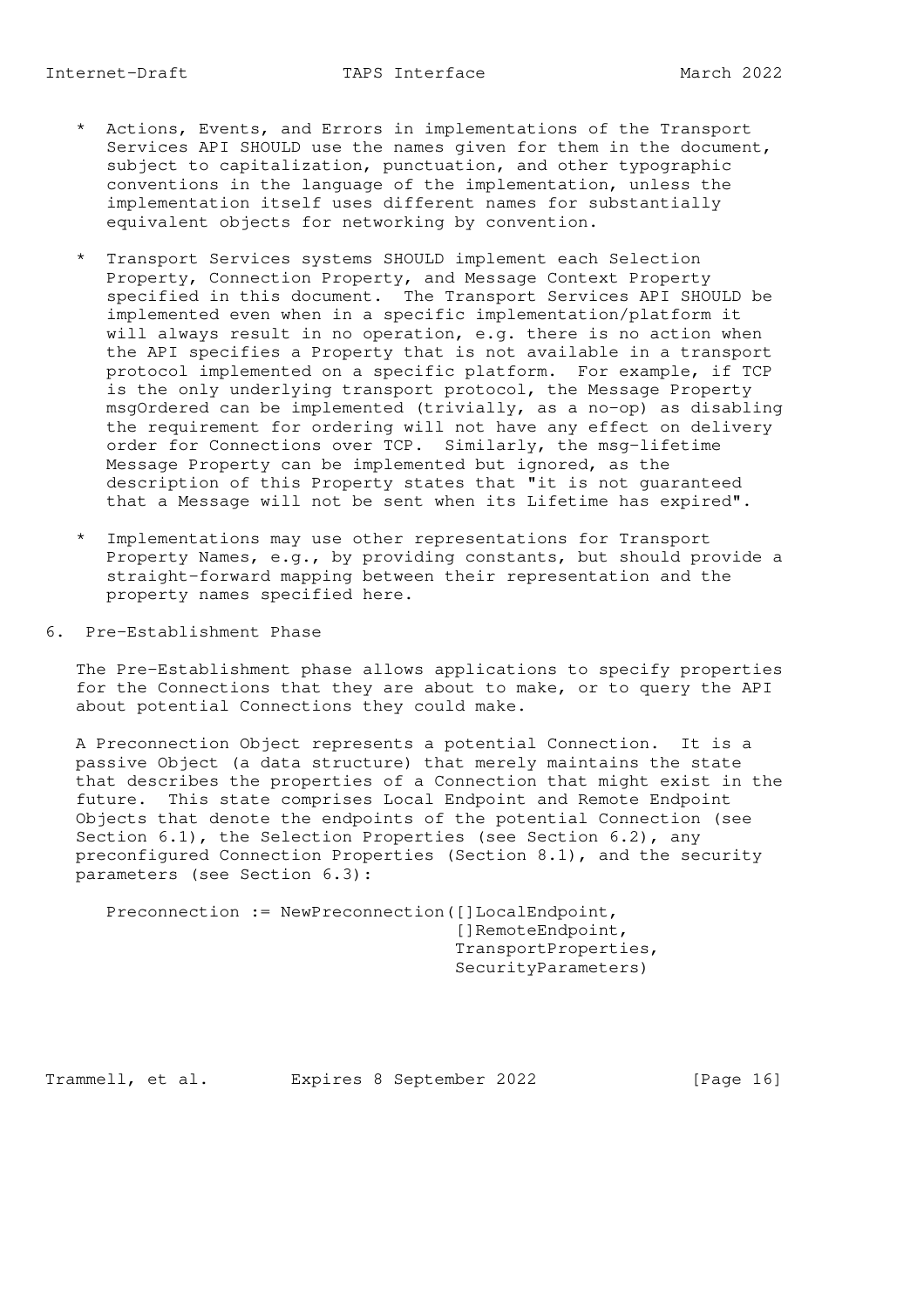* Actions, Events, and Errors in implementations of the Transport Services API SHOULD use the names given for them in the document, subject to capitalization, punctuation, and other typographic conventions in the language of the implementation, unless the implementation itself uses different names for substantially equivalent objects for networking by convention.

* Transport Services systems SHOULD implement each Selection Property, Connection Property, and Message Context Property specified in this document. The Transport Services API SHOULD be implemented even when in a specific implementation/platform it will always result in no operation, e.g. there is no action when the API specifies a Property that is not available in a transport protocol implemented on a specific platform. For example, if TCP is the only underlying transport protocol, the Message Property msgOrdered can be implemented (trivially, as a no-op) as disabling the requirement for ordering will not have any effect on delivery order for Connections over TCP. Similarly, the msg-lifetime Message Property can be implemented but ignored, as the description of this Property states that "it is not guaranteed that a Message will not be sent when its Lifetime has expired".

* Implementations may use other representations for Transport Property Names, e.g., by providing constants, but should provide a straight-forward mapping between their representation and the property names specified here.

# 6. Pre-Establishment Phase

The Pre-Establishment phase allows applications to specify properties for the Connections that they are about to make, or to query the API about potential Connections they could make.

A Preconnection Object represents a potential Connection. It is a passive Object (a data structure) that merely maintains the state that describes the properties of a Connection that might exist in the future. This state comprises Local Endpoint and Remote Endpoint Objects that denote the endpoints of the potential Connection (see Section 6.1), the Selection Properties (see Section 6.2), any preconfigured Connection Properties (Section 8.1), and the security parameters (see Section 6.3):

```
Preconnection := NewPreconnection([]LocalEndpoint,
                                  []RemoteEndpoint,
                                  TransportProperties,
                                  SecurityParameters)
```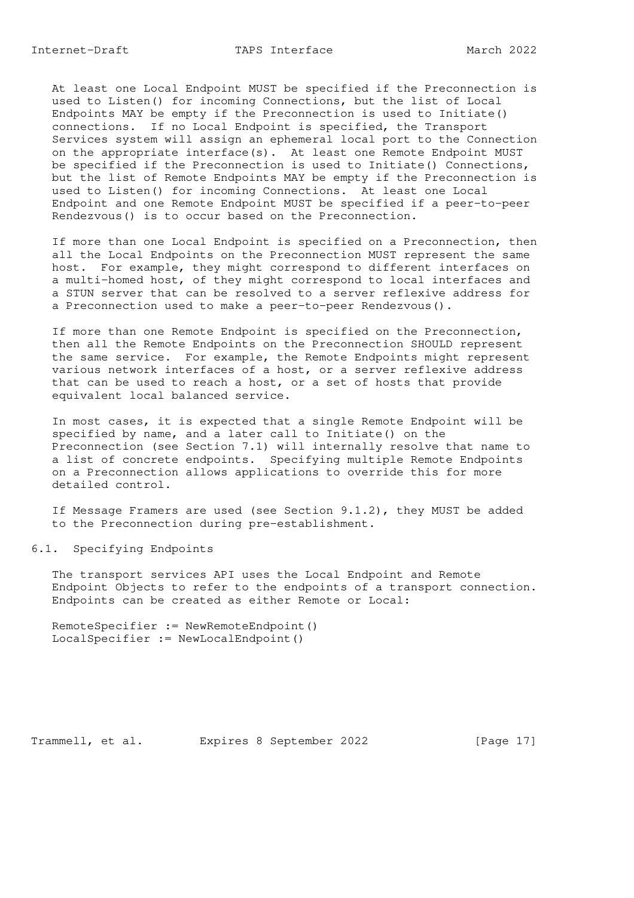At least one Local Endpoint MUST be specified if the Preconnection is used to Listen() for incoming Connections, but the list of Local Endpoints MAY be empty if the Preconnection is used to Initiate() connections. If no Local Endpoint is specified, the Transport Services system will assign an ephemeral local port to the Connection on the appropriate interface(s). At least one Remote Endpoint MUST be specified if the Preconnection is used to Initiate() Connections, but the list of Remote Endpoints MAY be empty if the Preconnection is used to Listen() for incoming Connections. At least one Local Endpoint and one Remote Endpoint MUST be specified if a peer-to-peer Rendezvous() is to occur based on the Preconnection.

If more than one Local Endpoint is specified on a Preconnection, then all the Local Endpoints on the Preconnection MUST represent the same host. For example, they might correspond to different interfaces on a multi-homed host, of they might correspond to local interfaces and a STUN server that can be resolved to a server reflexive address for a Preconnection used to make a peer-to-peer Rendezvous().

If more than one Remote Endpoint is specified on the Preconnection, then all the Remote Endpoints on the Preconnection SHOULD represent the same service. For example, the Remote Endpoints might represent various network interfaces of a host, or a server reflexive address that can be used to reach a host, or a set of hosts that provide equivalent local balanced service.

In most cases, it is expected that a single Remote Endpoint will be specified by name, and a later call to Initiate() on the Preconnection (see Section 7.1) will internally resolve that name to a list of concrete endpoints. Specifying multiple Remote Endpoints on a Preconnection allows applications to override this for more detailed control.

If Message Framers are used (see Section 9.1.2), they MUST be added to the Preconnection during pre-establishment.

## 6.1. Specifying Endpoints

The transport services API uses the Local Endpoint and Remote Endpoint Objects to refer to the endpoints of a transport connection. Endpoints can be created as either Remote or Local:

```
RemoteSpecifier := NewRemoteEndpoint()
LocalSpecifier := NewLocalEndpoint()
```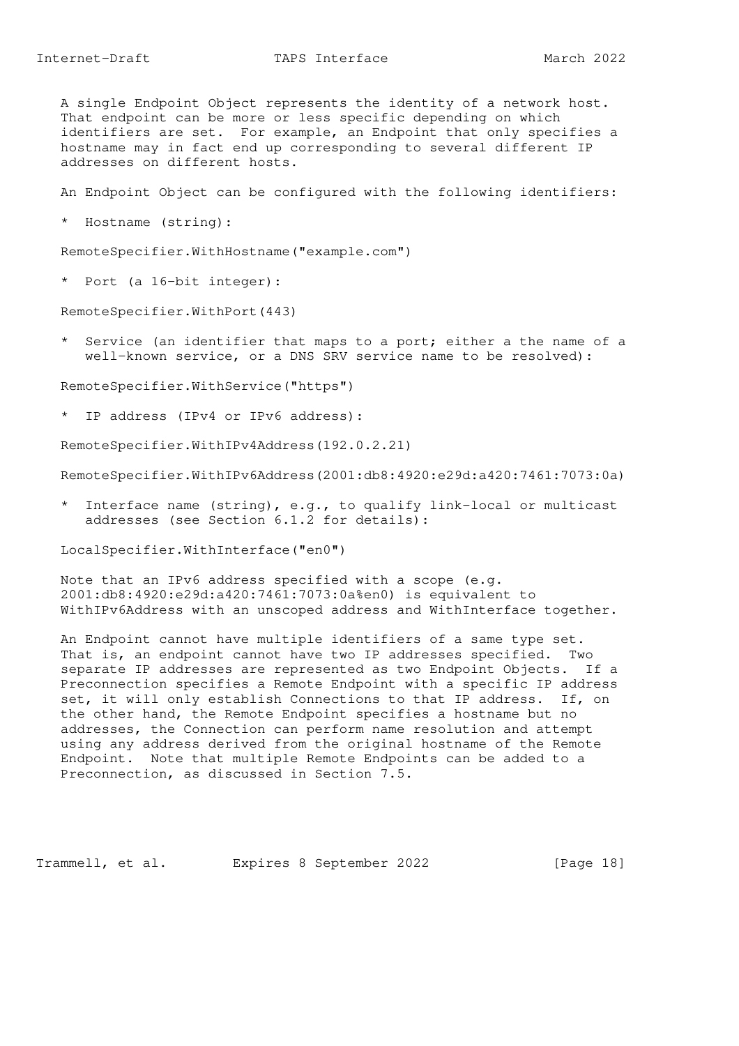A single Endpoint Object represents the identity of a network host. That endpoint can be more or less specific depending on which identifiers are set. For example, an Endpoint that only specifies a hostname may in fact end up corresponding to several different IP addresses on different hosts.

An Endpoint Object can be configured with the following identifiers:

* Hostname (string):

```
RemoteSpecifier.WithHostname("example.com")
```

* Port (a 16-bit integer):

```
RemoteSpecifier.WithPort(443)
```

* Service (an identifier that maps to a port; either a the name of a well-known service, or a DNS SRV service name to be resolved):

```
RemoteSpecifier.WithService("https")
```

* IP address (IPv4 or IPv6 address):

```
RemoteSpecifier.WithIPv4Address(192.0.2.21)

RemoteSpecifier.WithIPv6Address(2001:db8:4920:e29d:a420:7461:7073:0a)
```

* Interface name (string), e.g., to qualify link-local or multicast addresses (see Section 6.1.2 for details):

```
LocalSpecifier.WithInterface("en0")
```

Note that an IPv6 address specified with a scope (e.g. 2001:db8:4920:e29d:a420:7461:7073:0a%en0) is equivalent to WithIPv6Address with an unscoped address and WithInterface together.

An Endpoint cannot have multiple identifiers of a same type set. That is, an endpoint cannot have two IP addresses specified. Two separate IP addresses are represented as two Endpoint Objects. If a Preconnection specifies a Remote Endpoint with a specific IP address set, it will only establish Connections to that IP address. If, on the other hand, the Remote Endpoint specifies a hostname but no addresses, the Connection can perform name resolution and attempt using any address derived from the original hostname of the Remote Endpoint. Note that multiple Remote Endpoints can be added to a Preconnection, as discussed in Section 7.5.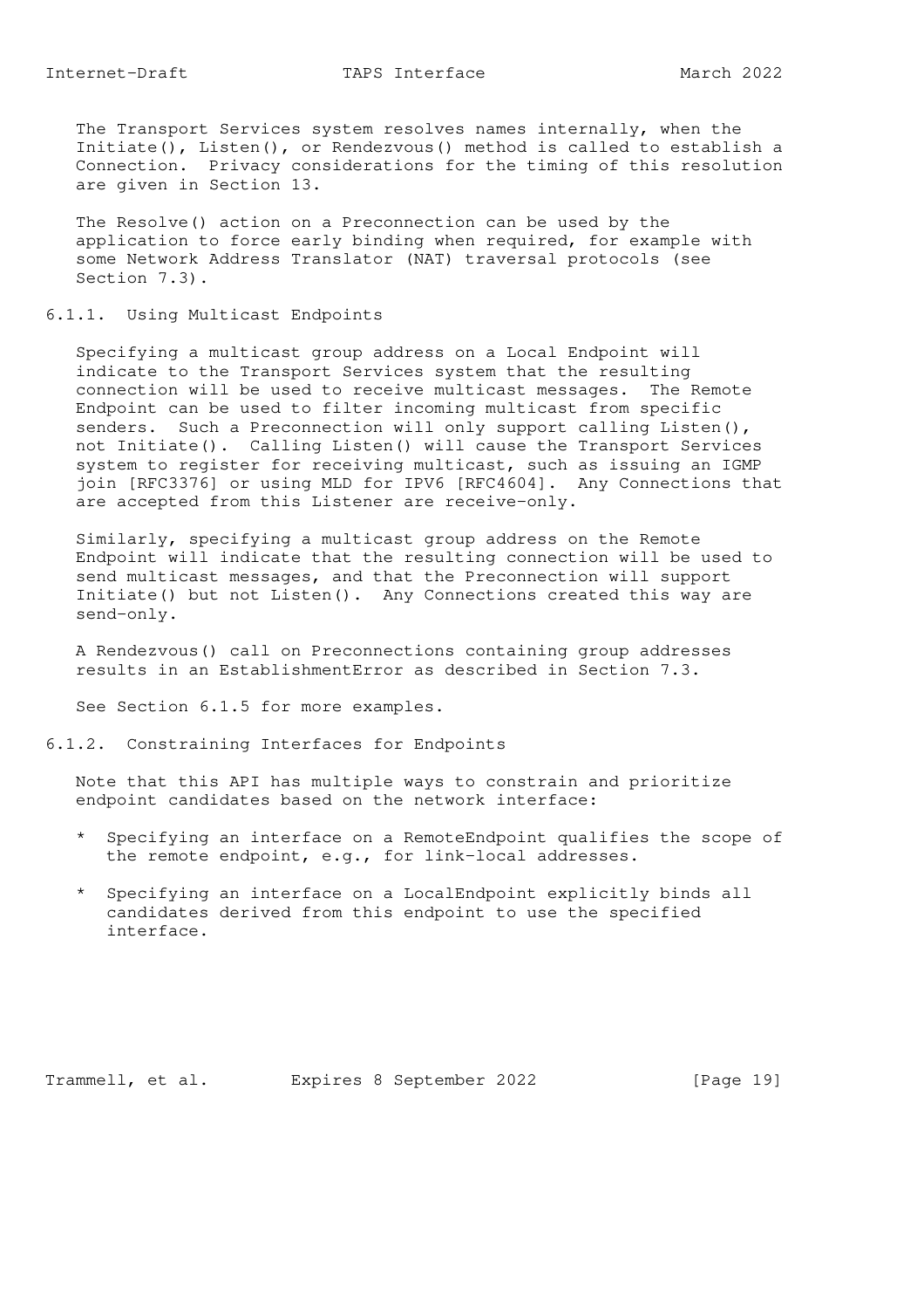The Transport Services system resolves names internally, when the Initiate(), Listen(), or Rendezvous() method is called to establish a Connection. Privacy considerations for the timing of this resolution are given in Section 13.

The Resolve() action on a Preconnection can be used by the application to force early binding when required, for example with some Network Address Translator (NAT) traversal protocols (see Section 7.3).

### 6.1.1. Using Multicast Endpoints

Specifying a multicast group address on a Local Endpoint will indicate to the Transport Services system that the resulting connection will be used to receive multicast messages. The Remote Endpoint can be used to filter incoming multicast from specific senders. Such a Preconnection will only support calling Listen(), not Initiate(). Calling Listen() will cause the Transport Services system to register for receiving multicast, such as issuing an IGMP join [RFC3376] or using MLD for IPV6 [RFC4604]. Any Connections that are accepted from this Listener are receive-only.

Similarly, specifying a multicast group address on the Remote Endpoint will indicate that the resulting connection will be used to send multicast messages, and that the Preconnection will support Initiate() but not Listen(). Any Connections created this way are send-only.

A Rendezvous() call on Preconnections containing group addresses results in an EstablishmentError as described in Section 7.3.

See Section 6.1.5 for more examples.

### 6.1.2. Constraining Interfaces for Endpoints

Note that this API has multiple ways to constrain and prioritize endpoint candidates based on the network interface:

* Specifying an interface on a RemoteEndpoint qualifies the scope of the remote endpoint, e.g., for link-local addresses.

* Specifying an interface on a LocalEndpoint explicitly binds all candidates derived from this endpoint to use the specified interface.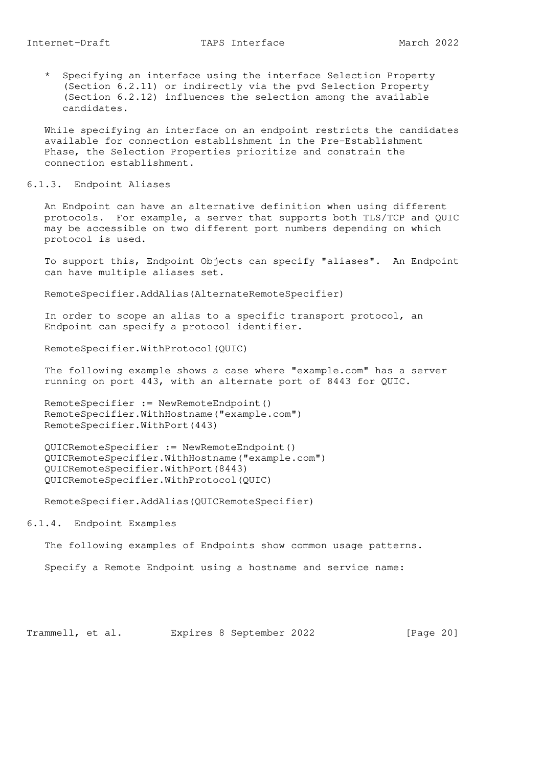* Specifying an interface using the interface Selection Property (Section 6.2.11) or indirectly via the pvd Selection Property (Section 6.2.12) influences the selection among the available candidates.

While specifying an interface on an endpoint restricts the candidates available for connection establishment in the Pre-Establishment Phase, the Selection Properties prioritize and constrain the connection establishment.

### 6.1.3. Endpoint Aliases

An Endpoint can have an alternative definition when using different protocols. For example, a server that supports both TLS/TCP and QUIC may be accessible on two different port numbers depending on which protocol is used.

To support this, Endpoint Objects can specify "aliases". An Endpoint can have multiple aliases set.

```
RemoteSpecifier.AddAlias(AlternateRemoteSpecifier)
```

In order to scope an alias to a specific transport protocol, an Endpoint can specify a protocol identifier.

```
RemoteSpecifier.WithProtocol(QUIC)
```

The following example shows a case where "example.com" has a server running on port 443, with an alternate port of 8443 for QUIC.

```
RemoteSpecifier := NewRemoteEndpoint()
RemoteSpecifier.WithHostname("example.com")
RemoteSpecifier.WithPort(443)

QUICRemoteSpecifier := NewRemoteEndpoint()
QUICRemoteSpecifier.WithHostname("example.com")
QUICRemoteSpecifier.WithPort(8443)
QUICRemoteSpecifier.WithProtocol(QUIC)

RemoteSpecifier.AddAlias(QUICRemoteSpecifier)
```

### 6.1.4. Endpoint Examples

The following examples of Endpoints show common usage patterns.

Specify a Remote Endpoint using a hostname and service name: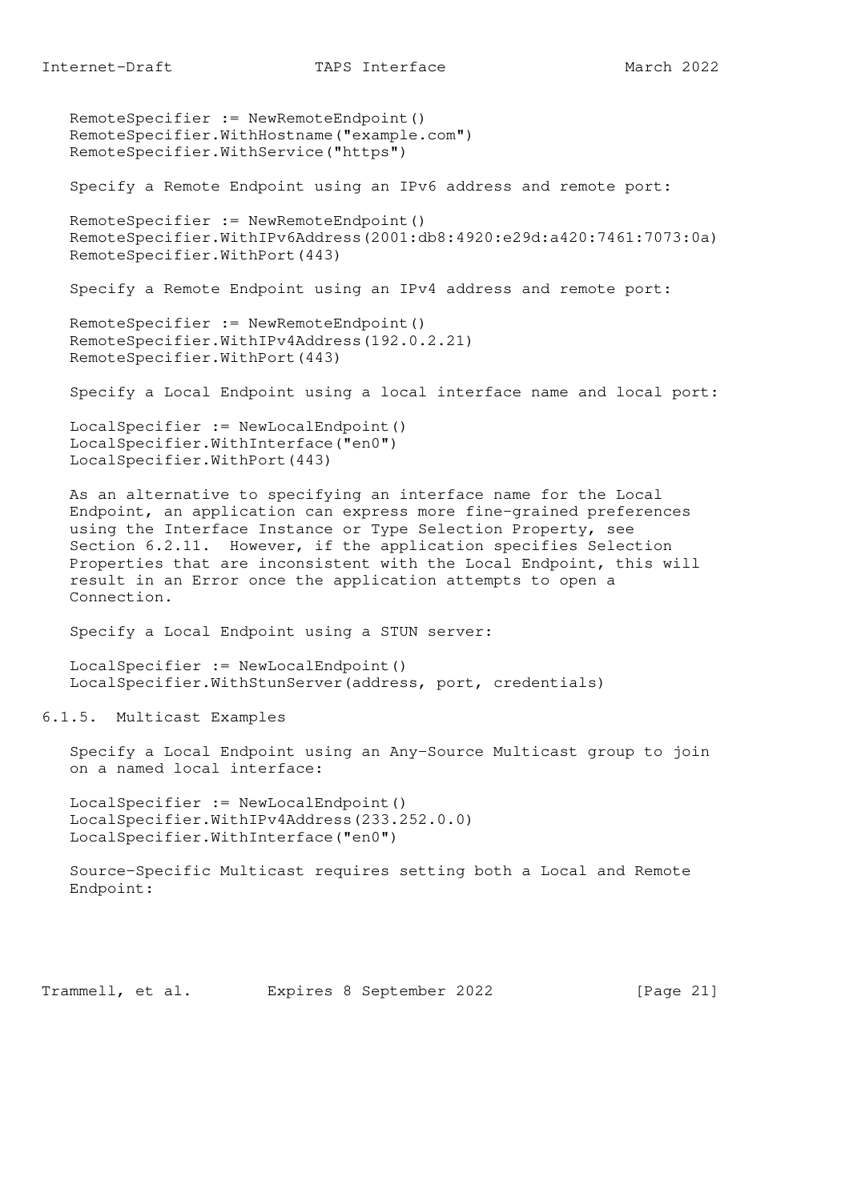```
RemoteSpecifier := NewRemoteEndpoint()
RemoteSpecifier.WithHostname("example.com")
RemoteSpecifier.WithService("https")
```

Specify a Remote Endpoint using an IPv6 address and remote port:

```
RemoteSpecifier := NewRemoteEndpoint()
RemoteSpecifier.WithIPv6Address(2001:db8:4920:e29d:a420:7461:7073:0a)
RemoteSpecifier.WithPort(443)
```

Specify a Remote Endpoint using an IPv4 address and remote port:

```
RemoteSpecifier := NewRemoteEndpoint()
RemoteSpecifier.WithIPv4Address(192.0.2.21)
RemoteSpecifier.WithPort(443)
```

Specify a Local Endpoint using a local interface name and local port:

```
LocalSpecifier := NewLocalEndpoint()
LocalSpecifier.WithInterface("en0")
LocalSpecifier.WithPort(443)
```

As an alternative to specifying an interface name for the Local Endpoint, an application can express more fine-grained preferences using the Interface Instance or Type Selection Property, see Section 6.2.11. However, if the application specifies Selection Properties that are inconsistent with the Local Endpoint, this will result in an Error once the application attempts to open a Connection.

Specify a Local Endpoint using a STUN server:

```
LocalSpecifier := NewLocalEndpoint()
LocalSpecifier.WithStunServer(address, port, credentials)
```

### 6.1.5. Multicast Examples

Specify a Local Endpoint using an Any-Source Multicast group to join on a named local interface:

```
LocalSpecifier := NewLocalEndpoint()
LocalSpecifier.WithIPv4Address(233.252.0.0)
LocalSpecifier.WithInterface("en0")
```

Source-Specific Multicast requires setting both a Local and Remote Endpoint: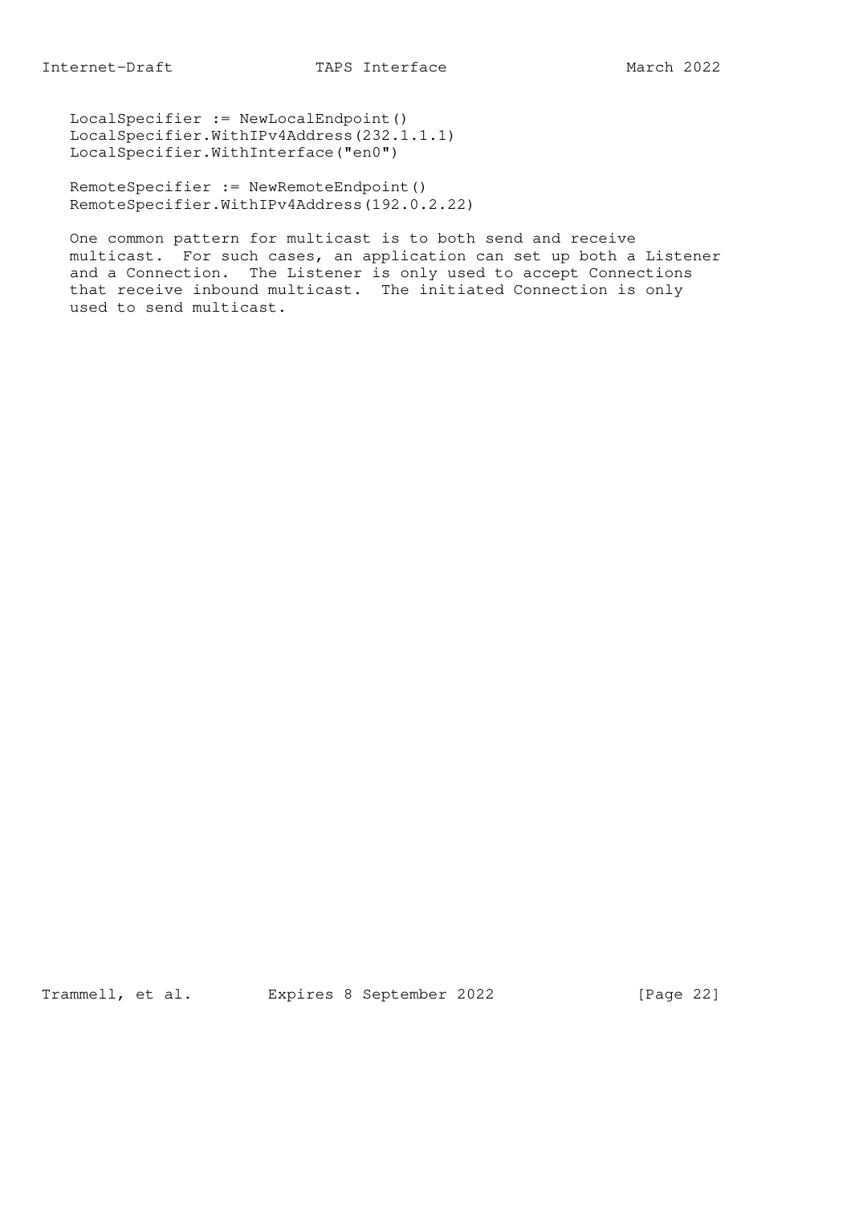```
LocalSpecifier := NewLocalEndpoint()
LocalSpecifier.WithIPv4Address(232.1.1.1)
LocalSpecifier.WithInterface("en0")

RemoteSpecifier := NewRemoteEndpoint()
RemoteSpecifier.WithIPv4Address(192.0.2.22)
```

One common pattern for multicast is to both send and receive multicast. For such cases, an application can set up both a Listener and a Connection. The Listener is only used to accept Connections that receive inbound multicast. The initiated Connection is only used to send multicast.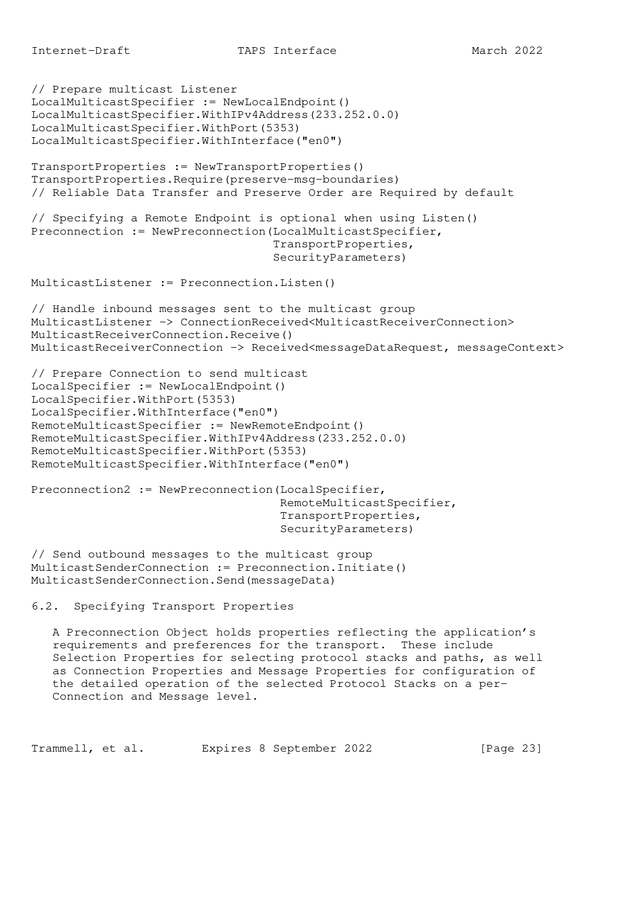```
// Prepare multicast Listener
LocalMulticastSpecifier := NewLocalEndpoint()
LocalMulticastSpecifier.WithIPv4Address(233.252.0.0)
LocalMulticastSpecifier.WithPort(5353)
LocalMulticastSpecifier.WithInterface("en0")

TransportProperties := NewTransportProperties()
TransportProperties.Require(preserve-msg-boundaries)
// Reliable Data Transfer and Preserve Order are Required by default

// Specifying a Remote Endpoint is optional when using Listen()
Preconnection := NewPreconnection(LocalMulticastSpecifier,
                                  TransportProperties,
                                  SecurityParameters)

MulticastListener := Preconnection.Listen()

// Handle inbound messages sent to the multicast group
MulticastListener -> ConnectionReceived<MulticastReceiverConnection>
MulticastReceiverConnection.Receive()
MulticastReceiverConnection -> Received<messageDataRequest, messageContext>

// Prepare Connection to send multicast
LocalSpecifier := NewLocalEndpoint()
LocalSpecifier.WithPort(5353)
LocalSpecifier.WithInterface("en0")
RemoteMulticastSpecifier := NewRemoteEndpoint()
RemoteMulticastSpecifier.WithIPv4Address(233.252.0.0)
RemoteMulticastSpecifier.WithPort(5353)
RemoteMulticastSpecifier.WithInterface("en0")

Preconnection2 := NewPreconnection(LocalSpecifier,
                                   RemoteMulticastSpecifier,
                                   TransportProperties,
                                   SecurityParameters)

// Send outbound messages to the multicast group
MulticastSenderConnection := Preconnection.Initiate()
MulticastSenderConnection.Send(messageData)
```

## 6.2. Specifying Transport Properties

A Preconnection Object holds properties reflecting the application's requirements and preferences for the transport. These include Selection Properties for selecting protocol stacks and paths, as well as Connection Properties and Message Properties for configuration of the detailed operation of the selected Protocol Stacks on a per-Connection and Message level.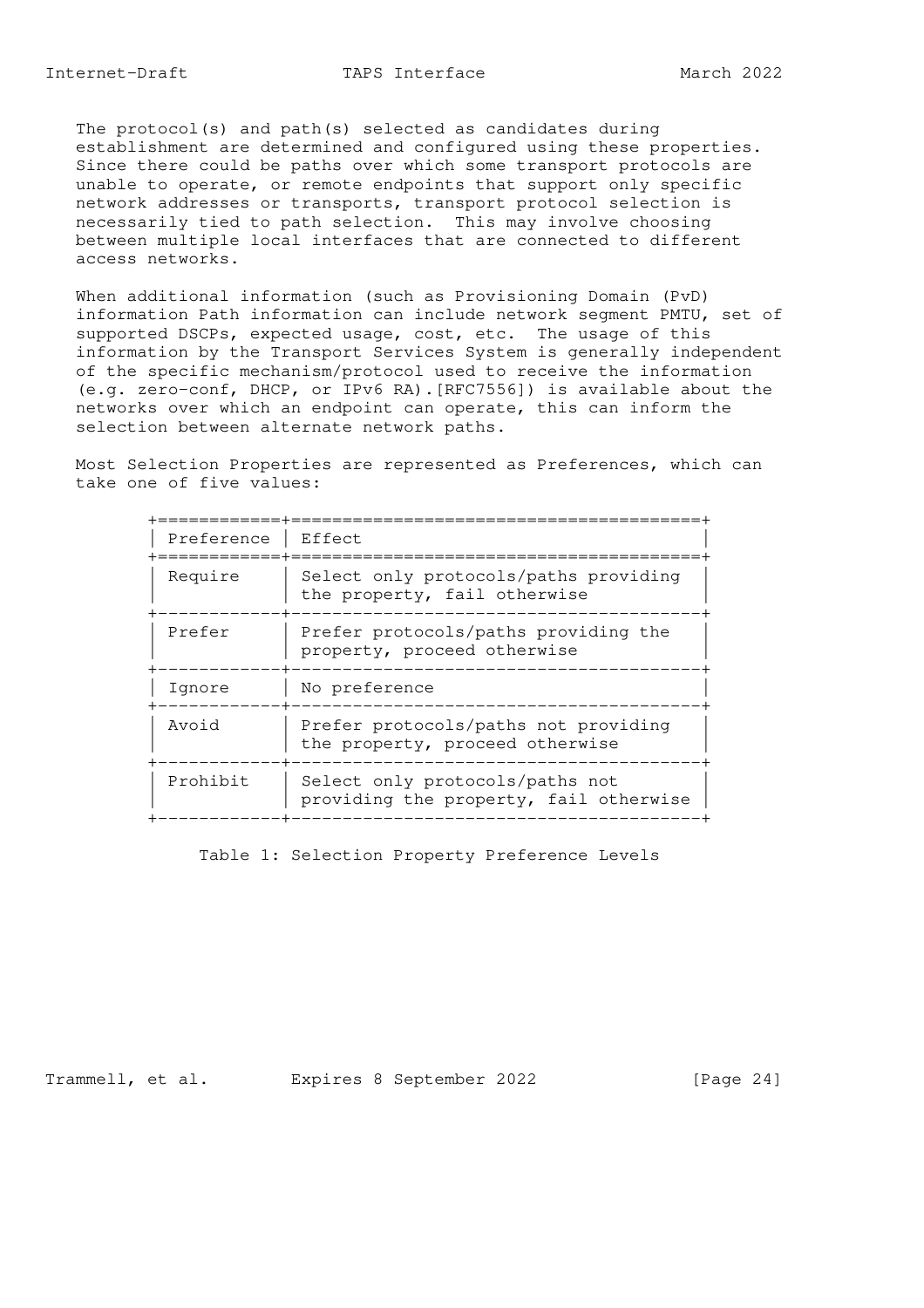The protocol(s) and path(s) selected as candidates during establishment are determined and configured using these properties. Since there could be paths over which some transport protocols are unable to operate, or remote endpoints that support only specific network addresses or transports, transport protocol selection is necessarily tied to path selection. This may involve choosing between multiple local interfaces that are connected to different access networks.

When additional information (such as Provisioning Domain (PvD) information Path information can include network segment PMTU, set of supported DSCPs, expected usage, cost, etc. The usage of this information by the Transport Services System is generally independent of the specific mechanism/protocol used to receive the information (e.g. zero-conf, DHCP, or IPv6 RA).[RFC7556]) is available about the networks over which an endpoint can operate, this can inform the selection between alternate network paths.

Most Selection Properties are represented as Preferences, which can take one of five values:

| Preference | Effect |
|---|---|
| Require | Select only protocols/paths providing the property, fail otherwise |
| Prefer | Prefer protocols/paths providing the property, proceed otherwise |
| Ignore | No preference |
| Avoid | Prefer protocols/paths not providing the property, proceed otherwise |
| Prohibit | Select only protocols/paths not providing the property, fail otherwise |

Table 1: Selection Property Preference Levels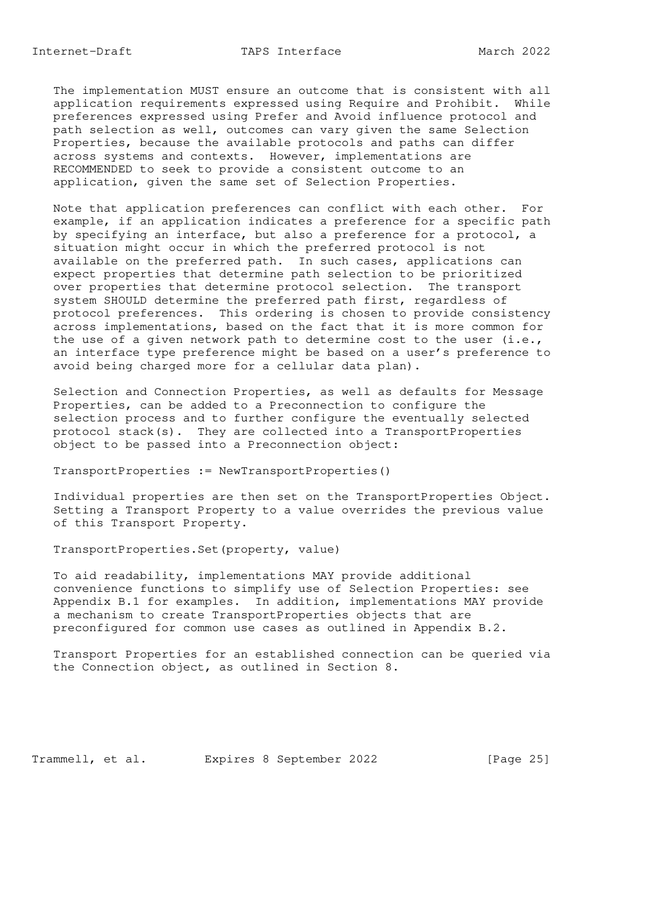The implementation MUST ensure an outcome that is consistent with all application requirements expressed using Require and Prohibit. While preferences expressed using Prefer and Avoid influence protocol and path selection as well, outcomes can vary given the same Selection Properties, because the available protocols and paths can differ across systems and contexts. However, implementations are RECOMMENDED to seek to provide a consistent outcome to an application, given the same set of Selection Properties.

Note that application preferences can conflict with each other. For example, if an application indicates a preference for a specific path by specifying an interface, but also a preference for a protocol, a situation might occur in which the preferred protocol is not available on the preferred path. In such cases, applications can expect properties that determine path selection to be prioritized over properties that determine protocol selection. The transport system SHOULD determine the preferred path first, regardless of protocol preferences. This ordering is chosen to provide consistency across implementations, based on the fact that it is more common for the use of a given network path to determine cost to the user (i.e., an interface type preference might be based on a user's preference to avoid being charged more for a cellular data plan).

Selection and Connection Properties, as well as defaults for Message Properties, can be added to a Preconnection to configure the selection process and to further configure the eventually selected protocol stack(s). They are collected into a TransportProperties object to be passed into a Preconnection object:

```
TransportProperties := NewTransportProperties()
```

Individual properties are then set on the TransportProperties Object. Setting a Transport Property to a value overrides the previous value of this Transport Property.

```
TransportProperties.Set(property, value)
```

To aid readability, implementations MAY provide additional convenience functions to simplify use of Selection Properties: see Appendix B.1 for examples. In addition, implementations MAY provide a mechanism to create TransportProperties objects that are preconfigured for common use cases as outlined in Appendix B.2.

Transport Properties for an established connection can be queried via the Connection object, as outlined in Section 8.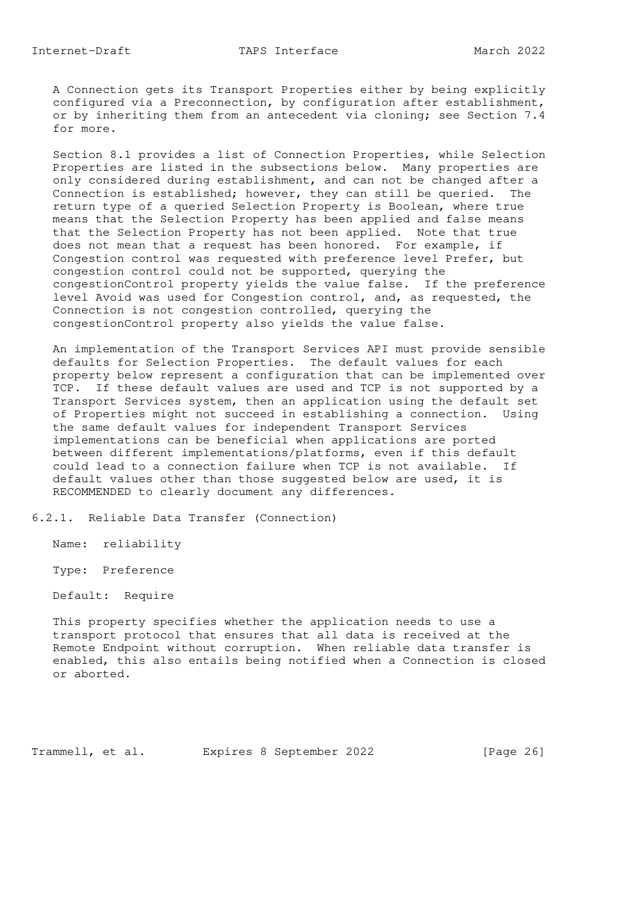A Connection gets its Transport Properties either by being explicitly configured via a Preconnection, by configuration after establishment, or by inheriting them from an antecedent via cloning; see Section 7.4 for more.

Section 8.1 provides a list of Connection Properties, while Selection Properties are listed in the subsections below. Many properties are only considered during establishment, and can not be changed after a Connection is established; however, they can still be queried. The return type of a queried Selection Property is Boolean, where true means that the Selection Property has been applied and false means that the Selection Property has not been applied. Note that true does not mean that a request has been honored. For example, if Congestion control was requested with preference level Prefer, but congestion control could not be supported, querying the congestionControl property yields the value false. If the preference level Avoid was used for Congestion control, and, as requested, the Connection is not congestion controlled, querying the congestionControl property also yields the value false.

An implementation of the Transport Services API must provide sensible defaults for Selection Properties. The default values for each property below represent a configuration that can be implemented over TCP. If these default values are used and TCP is not supported by a Transport Services system, then an application using the default set of Properties might not succeed in establishing a connection. Using the same default values for independent Transport Services implementations can be beneficial when applications are ported between different implementations/platforms, even if this default could lead to a connection failure when TCP is not available. If default values other than those suggested below are used, it is RECOMMENDED to clearly document any differences.

### 6.2.1. Reliable Data Transfer (Connection)

Name: reliability

Type: Preference

Default: Require

This property specifies whether the application needs to use a transport protocol that ensures that all data is received at the Remote Endpoint without corruption. When reliable data transfer is enabled, this also entails being notified when a Connection is closed or aborted.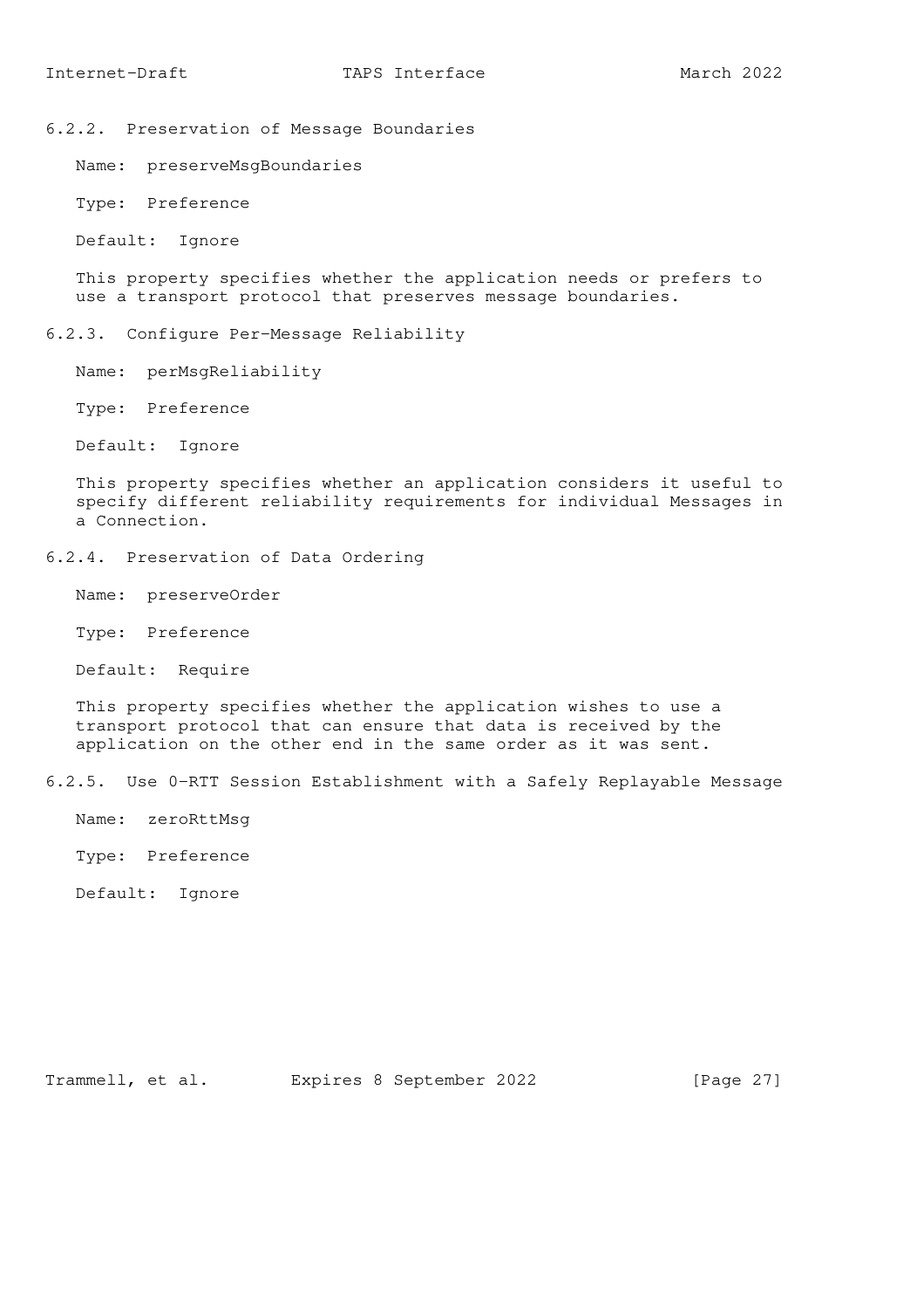### 6.2.2. Preservation of Message Boundaries

Name: preserveMsgBoundaries

Type: Preference

Default: Ignore

This property specifies whether the application needs or prefers to use a transport protocol that preserves message boundaries.

### 6.2.3. Configure Per-Message Reliability

Name: perMsgReliability

Type: Preference

Default: Ignore

This property specifies whether an application considers it useful to specify different reliability requirements for individual Messages in a Connection.

### 6.2.4. Preservation of Data Ordering

Name: preserveOrder

Type: Preference

Default: Require

This property specifies whether the application wishes to use a transport protocol that can ensure that data is received by the application on the other end in the same order as it was sent.

### 6.2.5. Use 0-RTT Session Establishment with a Safely Replayable Message

Name: zeroRttMsg

Type: Preference

Default: Ignore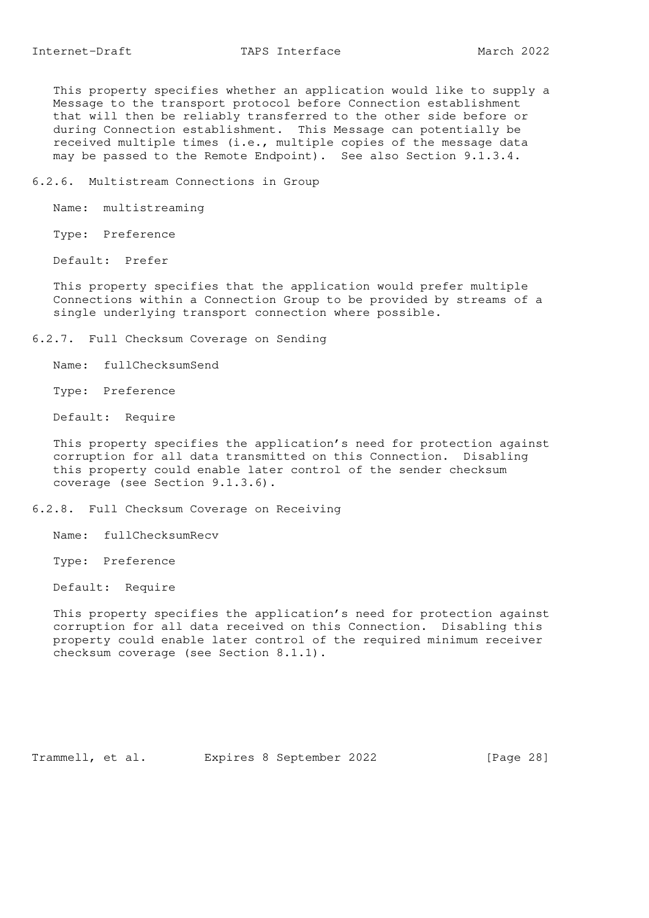This property specifies whether an application would like to supply a Message to the transport protocol before Connection establishment that will then be reliably transferred to the other side before or during Connection establishment. This Message can potentially be received multiple times (i.e., multiple copies of the message data may be passed to the Remote Endpoint). See also Section 9.1.3.4.

### 6.2.6. Multistream Connections in Group

Name: multistreaming

Type: Preference

Default: Prefer

This property specifies that the application would prefer multiple Connections within a Connection Group to be provided by streams of a single underlying transport connection where possible.

### 6.2.7. Full Checksum Coverage on Sending

Name: fullChecksumSend

Type: Preference

Default: Require

This property specifies the application's need for protection against corruption for all data transmitted on this Connection. Disabling this property could enable later control of the sender checksum coverage (see Section 9.1.3.6).

### 6.2.8. Full Checksum Coverage on Receiving

Name: fullChecksumRecv

Type: Preference

Default: Require

This property specifies the application's need for protection against corruption for all data received on this Connection. Disabling this property could enable later control of the required minimum receiver checksum coverage (see Section 8.1.1).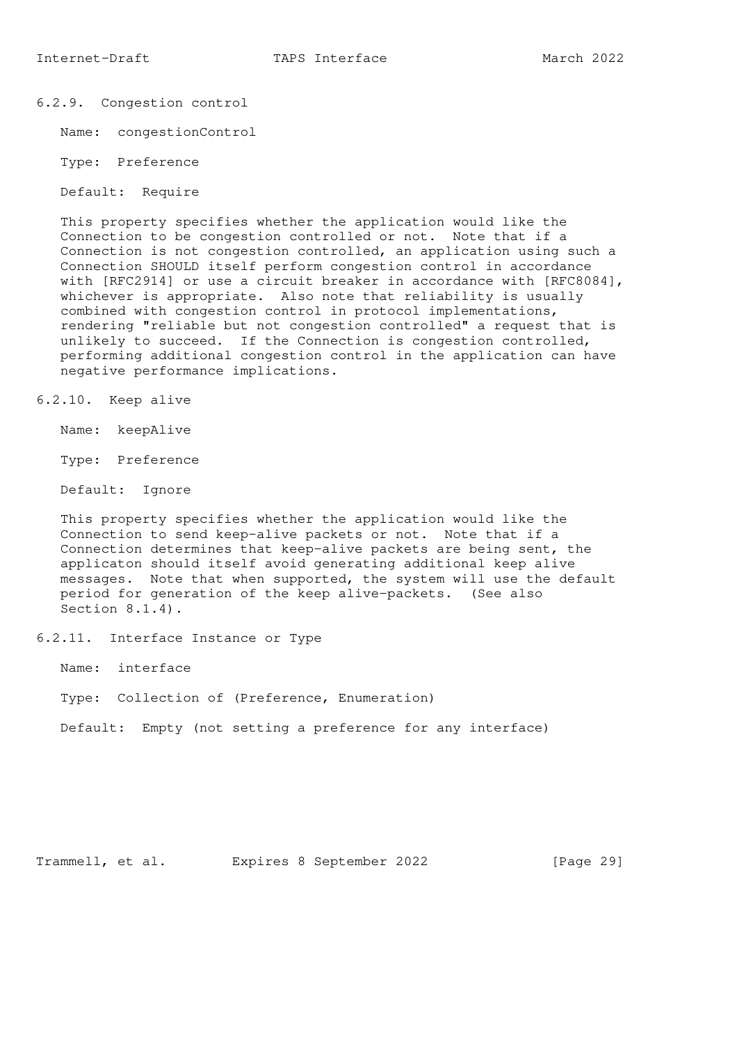### 6.2.9. Congestion control

Name: congestionControl

Type: Preference

Default: Require

This property specifies whether the application would like the Connection to be congestion controlled or not. Note that if a Connection is not congestion controlled, an application using such a Connection SHOULD itself perform congestion control in accordance with [RFC2914] or use a circuit breaker in accordance with [RFC8084], whichever is appropriate. Also note that reliability is usually combined with congestion control in protocol implementations, rendering "reliable but not congestion controlled" a request that is unlikely to succeed. If the Connection is congestion controlled, performing additional congestion control in the application can have negative performance implications.

### 6.2.10. Keep alive

Name: keepAlive

Type: Preference

Default: Ignore

This property specifies whether the application would like the Connection to send keep-alive packets or not. Note that if a Connection determines that keep-alive packets are being sent, the applicaton should itself avoid generating additional keep alive messages. Note that when supported, the system will use the default period for generation of the keep alive-packets. (See also Section 8.1.4).

### 6.2.11. Interface Instance or Type

Name: interface

Type: Collection of (Preference, Enumeration)

Default: Empty (not setting a preference for any interface)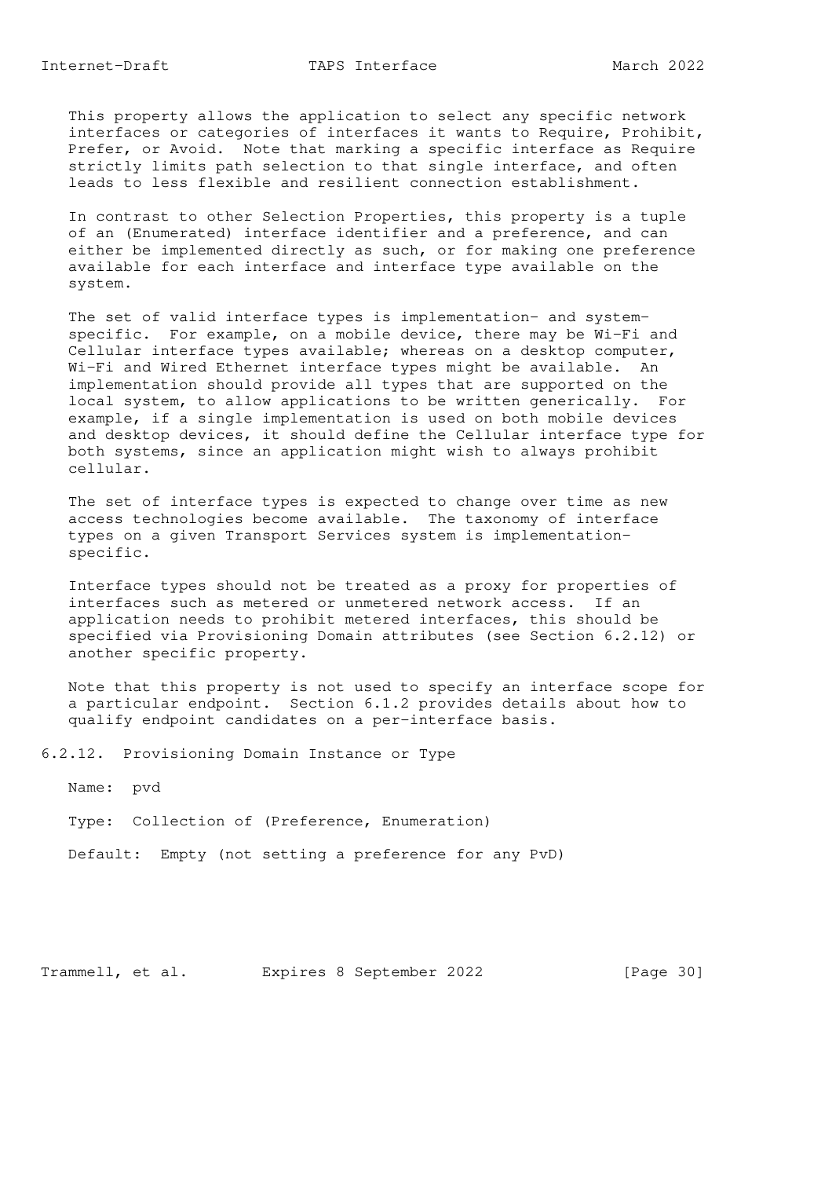This property allows the application to select any specific network interfaces or categories of interfaces it wants to Require, Prohibit, Prefer, or Avoid. Note that marking a specific interface as Require strictly limits path selection to that single interface, and often leads to less flexible and resilient connection establishment.

In contrast to other Selection Properties, this property is a tuple of an (Enumerated) interface identifier and a preference, and can either be implemented directly as such, or for making one preference available for each interface and interface type available on the system.

The set of valid interface types is implementation- and system-specific. For example, on a mobile device, there may be Wi-Fi and Cellular interface types available; whereas on a desktop computer, Wi-Fi and Wired Ethernet interface types might be available. An implementation should provide all types that are supported on the local system, to allow applications to be written generically. For example, if a single implementation is used on both mobile devices and desktop devices, it should define the Cellular interface type for both systems, since an application might wish to always prohibit cellular.

The set of interface types is expected to change over time as new access technologies become available. The taxonomy of interface types on a given Transport Services system is implementation-specific.

Interface types should not be treated as a proxy for properties of interfaces such as metered or unmetered network access. If an application needs to prohibit metered interfaces, this should be specified via Provisioning Domain attributes (see Section 6.2.12) or another specific property.

Note that this property is not used to specify an interface scope for a particular endpoint. Section 6.1.2 provides details about how to qualify endpoint candidates on a per-interface basis.

### 6.2.12. Provisioning Domain Instance or Type

Name: pvd

Type: Collection of (Preference, Enumeration)

Default: Empty (not setting a preference for any PvD)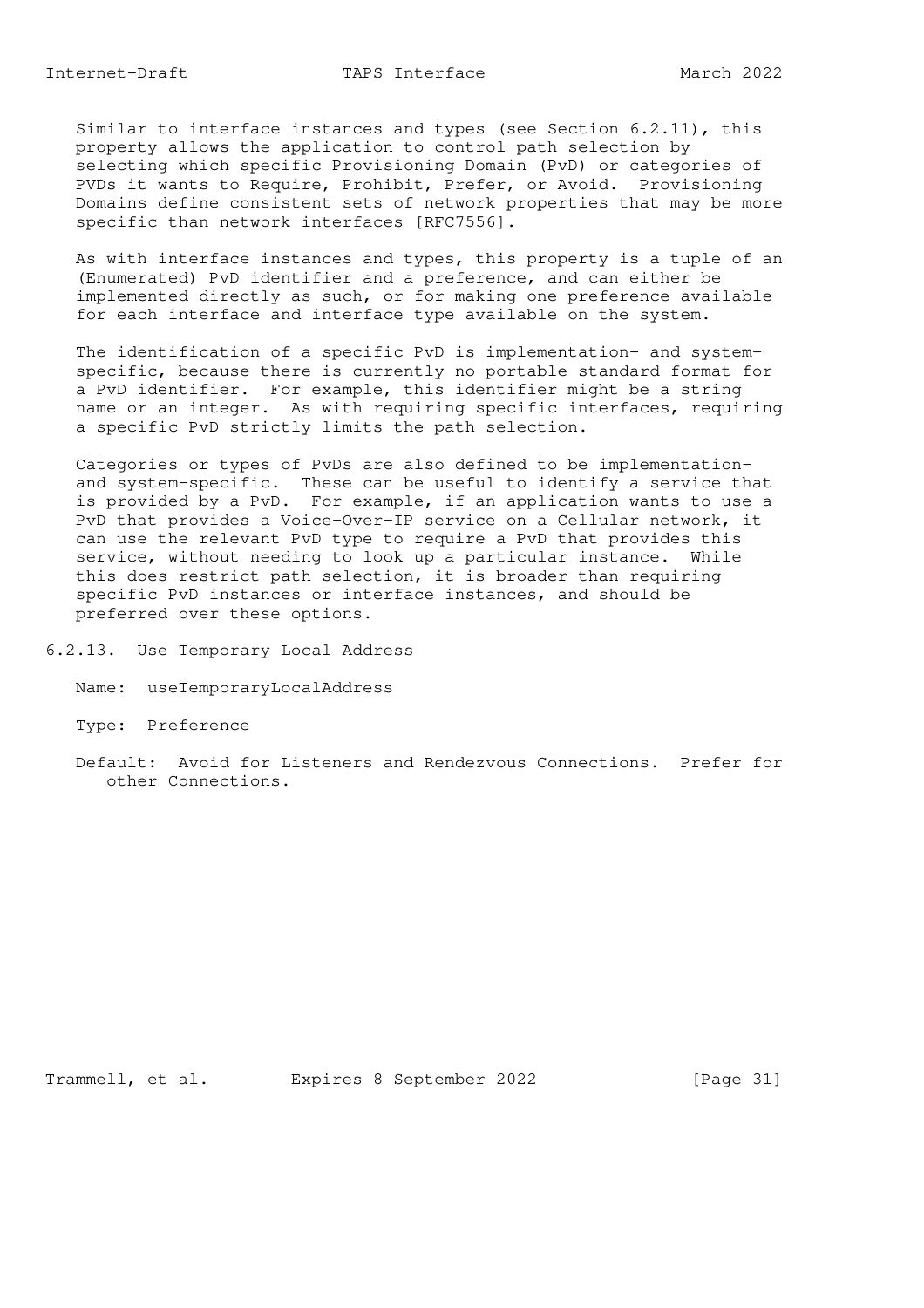Similar to interface instances and types (see Section 6.2.11), this property allows the application to control path selection by selecting which specific Provisioning Domain (PvD) or categories of PVDs it wants to Require, Prohibit, Prefer, or Avoid. Provisioning Domains define consistent sets of network properties that may be more specific than network interfaces [RFC7556].

As with interface instances and types, this property is a tuple of an (Enumerated) PvD identifier and a preference, and can either be implemented directly as such, or for making one preference available for each interface and interface type available on the system.

The identification of a specific PvD is implementation- and system-specific, because there is currently no portable standard format for a PvD identifier. For example, this identifier might be a string name or an integer. As with requiring specific interfaces, requiring a specific PvD strictly limits the path selection.

Categories or types of PvDs are also defined to be implementation- and system-specific. These can be useful to identify a service that is provided by a PvD. For example, if an application wants to use a PvD that provides a Voice-Over-IP service on a Cellular network, it can use the relevant PvD type to require a PvD that provides this service, without needing to look up a particular instance. While this does restrict path selection, it is broader than requiring specific PvD instances or interface instances, and should be preferred over these options.

### 6.2.13. Use Temporary Local Address

Name: useTemporaryLocalAddress

Type: Preference

Default: Avoid for Listeners and Rendezvous Connections. Prefer for other Connections.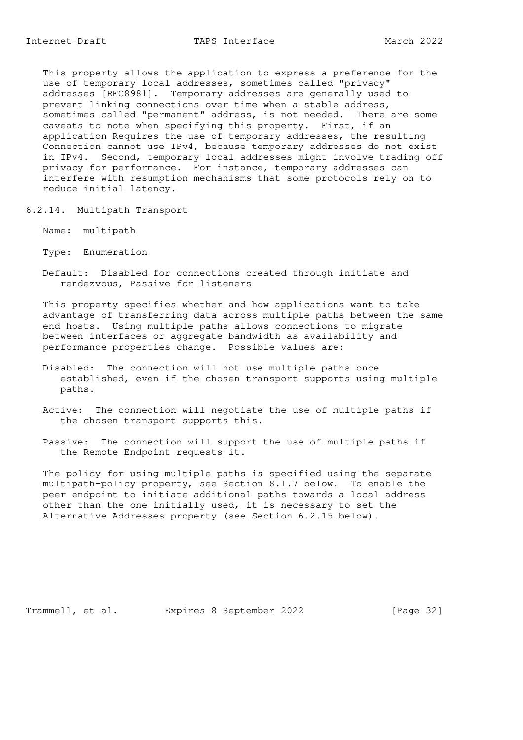This property allows the application to express a preference for the use of temporary local addresses, sometimes called "privacy" addresses [RFC8981]. Temporary addresses are generally used to prevent linking connections over time when a stable address, sometimes called "permanent" address, is not needed. There are some caveats to note when specifying this property. First, if an application Requires the use of temporary addresses, the resulting Connection cannot use IPv4, because temporary addresses do not exist in IPv4. Second, temporary local addresses might involve trading off privacy for performance. For instance, temporary addresses can interfere with resumption mechanisms that some protocols rely on to reduce initial latency.

### 6.2.14. Multipath Transport

Name: multipath

Type: Enumeration

Default: Disabled for connections created through initiate and rendezvous, Passive for listeners

This property specifies whether and how applications want to take advantage of transferring data across multiple paths between the same end hosts. Using multiple paths allows connections to migrate between interfaces or aggregate bandwidth as availability and performance properties change. Possible values are:

Disabled: The connection will not use multiple paths once established, even if the chosen transport supports using multiple paths.

Active: The connection will negotiate the use of multiple paths if the chosen transport supports this.

Passive: The connection will support the use of multiple paths if the Remote Endpoint requests it.

The policy for using multiple paths is specified using the separate multipath-policy property, see Section 8.1.7 below. To enable the peer endpoint to initiate additional paths towards a local address other than the one initially used, it is necessary to set the Alternative Addresses property (see Section 6.2.15 below).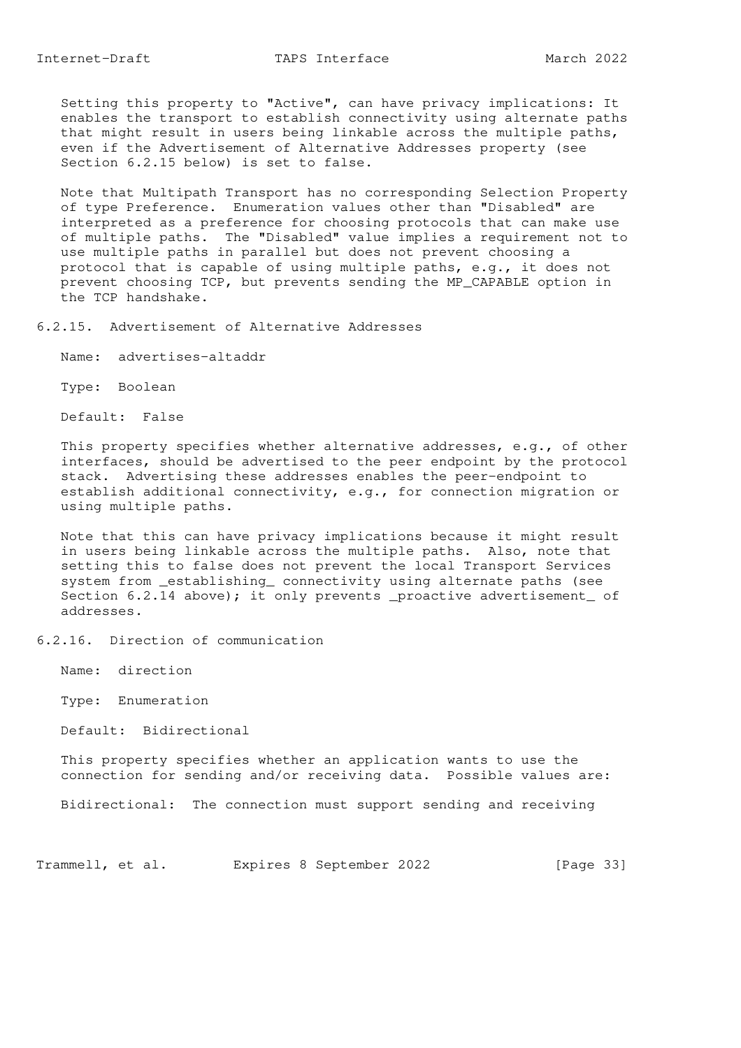Setting this property to "Active", can have privacy implications: It enables the transport to establish connectivity using alternate paths that might result in users being linkable across the multiple paths, even if the Advertisement of Alternative Addresses property (see Section 6.2.15 below) is set to false.

Note that Multipath Transport has no corresponding Selection Property of type Preference. Enumeration values other than "Disabled" are interpreted as a preference for choosing protocols that can make use of multiple paths. The "Disabled" value implies a requirement not to use multiple paths in parallel but does not prevent choosing a protocol that is capable of using multiple paths, e.g., it does not prevent choosing TCP, but prevents sending the MP_CAPABLE option in the TCP handshake.

### 6.2.15. Advertisement of Alternative Addresses

Name: advertises-altaddr

Type: Boolean

Default: False

This property specifies whether alternative addresses, e.g., of other interfaces, should be advertised to the peer endpoint by the protocol stack. Advertising these addresses enables the peer-endpoint to establish additional connectivity, e.g., for connection migration or using multiple paths.

Note that this can have privacy implications because it might result in users being linkable across the multiple paths. Also, note that setting this to false does not prevent the local Transport Services system from _establishing_ connectivity using alternate paths (see Section 6.2.14 above); it only prevents _proactive advertisement_ of addresses.

### 6.2.16. Direction of communication

Name: direction

Type: Enumeration

Default: Bidirectional

This property specifies whether an application wants to use the connection for sending and/or receiving data. Possible values are:

Bidirectional: The connection must support sending and receiving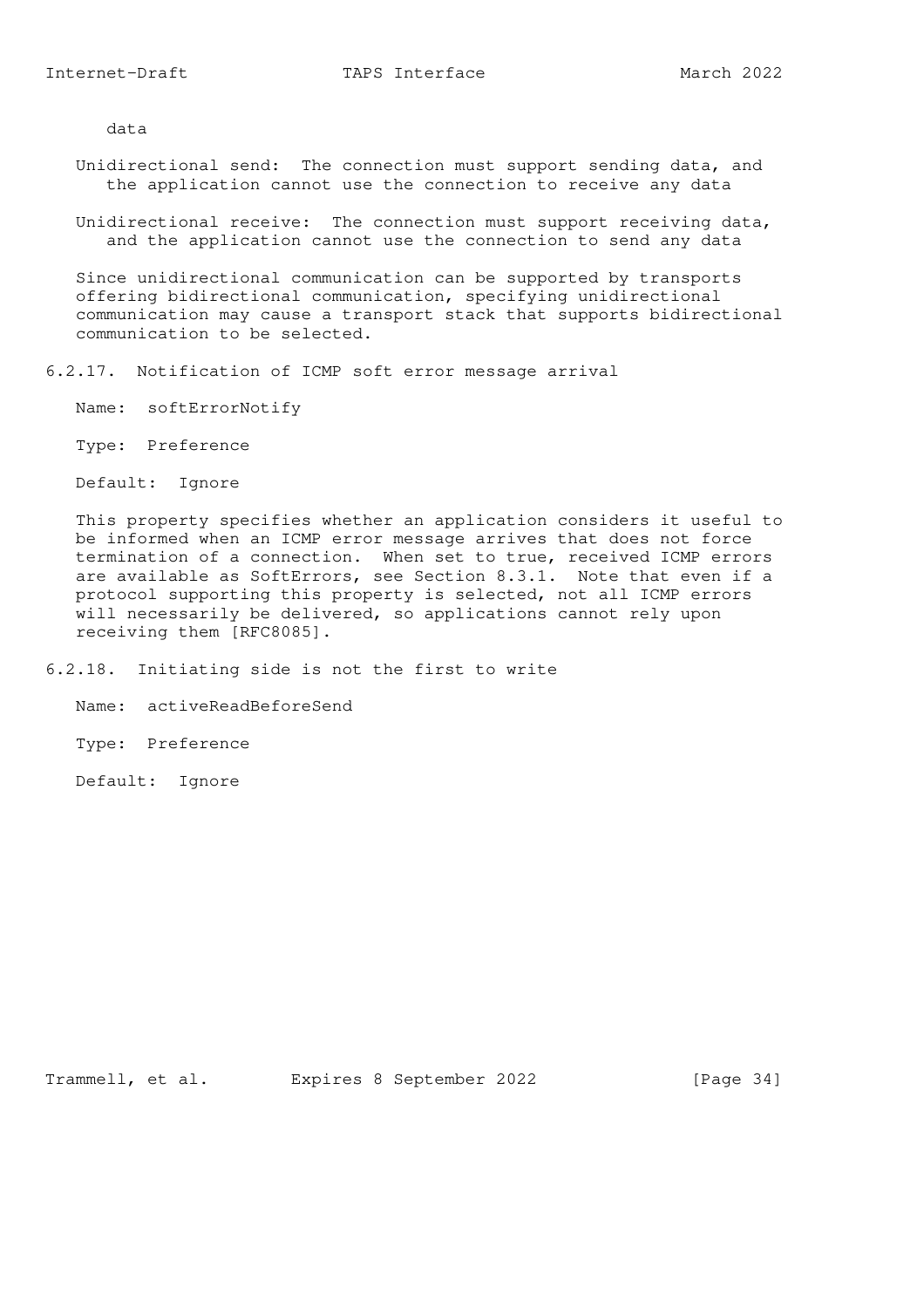data

Unidirectional send: The connection must support sending data, and the application cannot use the connection to receive any data

Unidirectional receive: The connection must support receiving data, and the application cannot use the connection to send any data

Since unidirectional communication can be supported by transports offering bidirectional communication, specifying unidirectional communication may cause a transport stack that supports bidirectional communication to be selected.

### 6.2.17. Notification of ICMP soft error message arrival

Name: softErrorNotify

Type: Preference

Default: Ignore

This property specifies whether an application considers it useful to be informed when an ICMP error message arrives that does not force termination of a connection. When set to true, received ICMP errors are available as SoftErrors, see Section 8.3.1. Note that even if a protocol supporting this property is selected, not all ICMP errors will necessarily be delivered, so applications cannot rely upon receiving them [RFC8085].

### 6.2.18. Initiating side is not the first to write

Name: activeReadBeforeSend

Type: Preference

Default: Ignore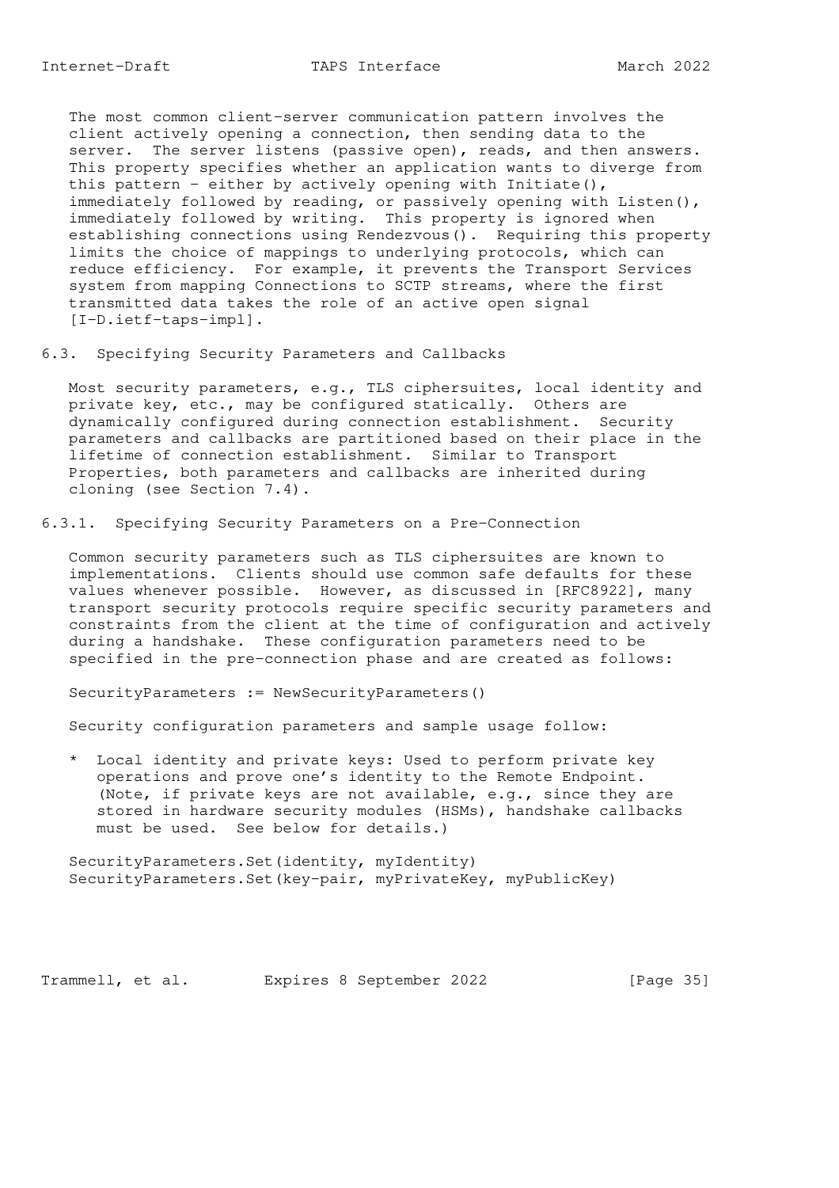The most common client-server communication pattern involves the client actively opening a connection, then sending data to the server. The server listens (passive open), reads, and then answers. This property specifies whether an application wants to diverge from this pattern - either by actively opening with Initiate(), immediately followed by reading, or passively opening with Listen(), immediately followed by writing. This property is ignored when establishing connections using Rendezvous(). Requiring this property limits the choice of mappings to underlying protocols, which can reduce efficiency. For example, it prevents the Transport Services system from mapping Connections to SCTP streams, where the first transmitted data takes the role of an active open signal [I-D.ietf-taps-impl].

## 6.3. Specifying Security Parameters and Callbacks

Most security parameters, e.g., TLS ciphersuites, local identity and private key, etc., may be configured statically. Others are dynamically configured during connection establishment. Security parameters and callbacks are partitioned based on their place in the lifetime of connection establishment. Similar to Transport Properties, both parameters and callbacks are inherited during cloning (see Section 7.4).

### 6.3.1. Specifying Security Parameters on a Pre-Connection

Common security parameters such as TLS ciphersuites are known to implementations. Clients should use common safe defaults for these values whenever possible. However, as discussed in [RFC8922], many transport security protocols require specific security parameters and constraints from the client at the time of configuration and actively during a handshake. These configuration parameters need to be specified in the pre-connection phase and are created as follows:

```
SecurityParameters := NewSecurityParameters()
```

Security configuration parameters and sample usage follow:

* Local identity and private keys: Used to perform private key operations and prove one's identity to the Remote Endpoint. (Note, if private keys are not available, e.g., since they are stored in hardware security modules (HSMs), handshake callbacks must be used. See below for details.)

```
SecurityParameters.Set(identity, myIdentity)
SecurityParameters.Set(key-pair, myPrivateKey, myPublicKey)
```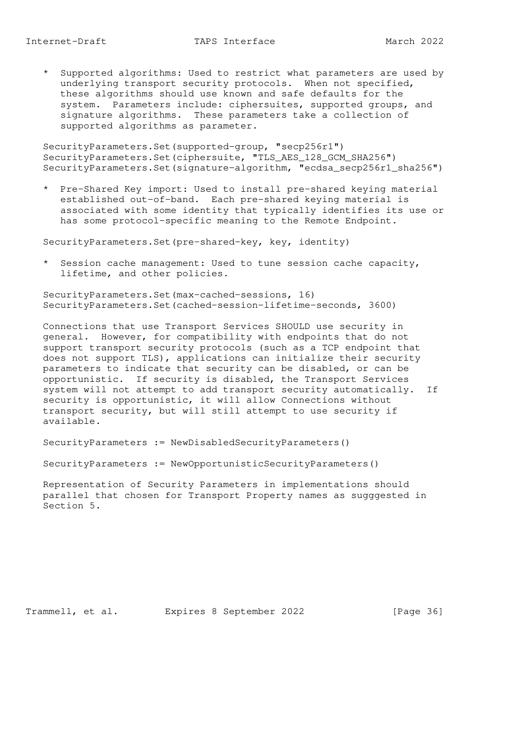* Supported algorithms: Used to restrict what parameters are used by underlying transport security protocols. When not specified, these algorithms should use known and safe defaults for the system. Parameters include: ciphersuites, supported groups, and signature algorithms. These parameters take a collection of supported algorithms as parameter.

```
SecurityParameters.Set(supported-group, "secp256r1")
SecurityParameters.Set(ciphersuite, "TLS_AES_128_GCM_SHA256")
SecurityParameters.Set(signature-algorithm, "ecdsa_secp256r1_sha256")
```

* Pre-Shared Key import: Used to install pre-shared keying material established out-of-band. Each pre-shared keying material is associated with some identity that typically identifies its use or has some protocol-specific meaning to the Remote Endpoint.

```
SecurityParameters.Set(pre-shared-key, key, identity)
```

* Session cache management: Used to tune session cache capacity, lifetime, and other policies.

```
SecurityParameters.Set(max-cached-sessions, 16)
SecurityParameters.Set(cached-session-lifetime-seconds, 3600)
```

Connections that use Transport Services SHOULD use security in general. However, for compatibility with endpoints that do not support transport security protocols (such as a TCP endpoint that does not support TLS), applications can initialize their security parameters to indicate that security can be disabled, or can be opportunistic. If security is disabled, the Transport Services system will not attempt to add transport security automatically. If security is opportunistic, it will allow Connections without transport security, but will still attempt to use security if available.

```
SecurityParameters := NewDisabledSecurityParameters()

SecurityParameters := NewOpportunisticSecurityParameters()
```

Representation of Security Parameters in implementations should parallel that chosen for Transport Property names as sugggested in Section 5.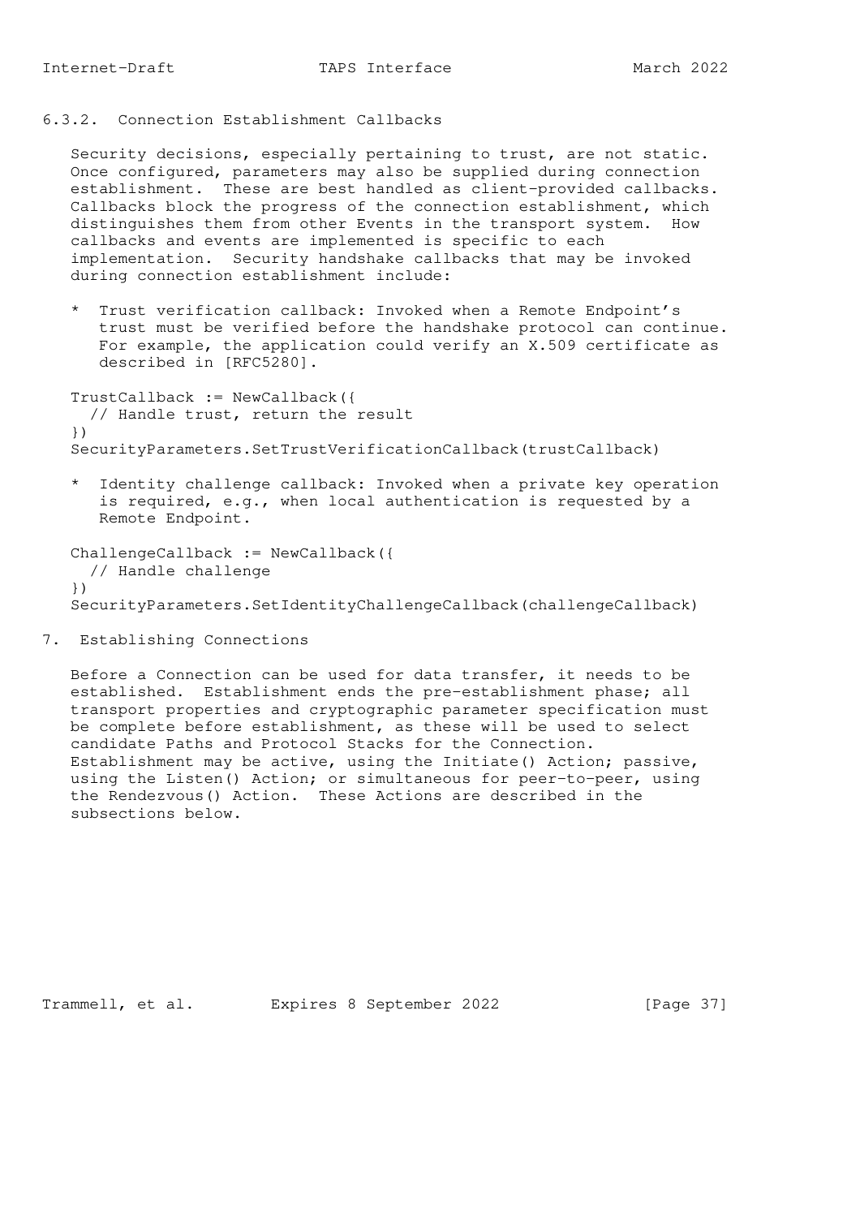### 6.3.2. Connection Establishment Callbacks

Security decisions, especially pertaining to trust, are not static. Once configured, parameters may also be supplied during connection establishment. These are best handled as client-provided callbacks. Callbacks block the progress of the connection establishment, which distinguishes them from other Events in the transport system. How callbacks and events are implemented is specific to each implementation. Security handshake callbacks that may be invoked during connection establishment include:

* Trust verification callback: Invoked when a Remote Endpoint's trust must be verified before the handshake protocol can continue. For example, the application could verify an X.509 certificate as described in [RFC5280].

```
TrustCallback := NewCallback({
  // Handle trust, return the result
})
SecurityParameters.SetTrustVerificationCallback(trustCallback)
```

* Identity challenge callback: Invoked when a private key operation is required, e.g., when local authentication is requested by a Remote Endpoint.

```
ChallengeCallback := NewCallback({
  // Handle challenge
})
SecurityParameters.SetIdentityChallengeCallback(challengeCallback)
```

## 7. Establishing Connections

Before a Connection can be used for data transfer, it needs to be established. Establishment ends the pre-establishment phase; all transport properties and cryptographic parameter specification must be complete before establishment, as these will be used to select candidate Paths and Protocol Stacks for the Connection. Establishment may be active, using the Initiate() Action; passive, using the Listen() Action; or simultaneous for peer-to-peer, using the Rendezvous() Action. These Actions are described in the subsections below.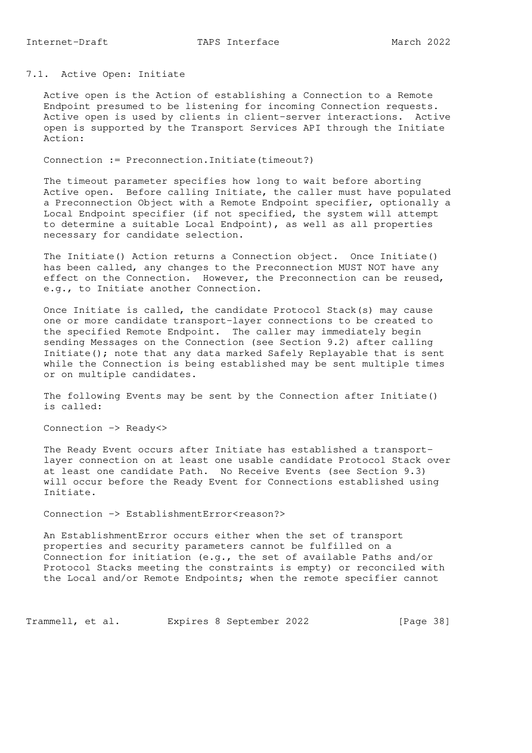## 7.1. Active Open: Initiate

Active open is the Action of establishing a Connection to a Remote Endpoint presumed to be listening for incoming Connection requests. Active open is used by clients in client-server interactions. Active open is supported by the Transport Services API through the Initiate Action:

```
Connection := Preconnection.Initiate(timeout?)
```

The timeout parameter specifies how long to wait before aborting Active open. Before calling Initiate, the caller must have populated a Preconnection Object with a Remote Endpoint specifier, optionally a Local Endpoint specifier (if not specified, the system will attempt to determine a suitable Local Endpoint), as well as all properties necessary for candidate selection.

The Initiate() Action returns a Connection object. Once Initiate() has been called, any changes to the Preconnection MUST NOT have any effect on the Connection. However, the Preconnection can be reused, e.g., to Initiate another Connection.

Once Initiate is called, the candidate Protocol Stack(s) may cause one or more candidate transport-layer connections to be created to the specified Remote Endpoint. The caller may immediately begin sending Messages on the Connection (see Section 9.2) after calling Initiate(); note that any data marked Safely Replayable that is sent while the Connection is being established may be sent multiple times or on multiple candidates.

The following Events may be sent by the Connection after Initiate() is called:

```
Connection -> Ready<>
```

The Ready Event occurs after Initiate has established a transport-layer connection on at least one usable candidate Protocol Stack over at least one candidate Path. No Receive Events (see Section 9.3) will occur before the Ready Event for Connections established using Initiate.

```
Connection -> EstablishmentError<reason?>
```

An EstablishmentError occurs either when the set of transport properties and security parameters cannot be fulfilled on a Connection for initiation (e.g., the set of available Paths and/or Protocol Stacks meeting the constraints is empty) or reconciled with the Local and/or Remote Endpoints; when the remote specifier cannot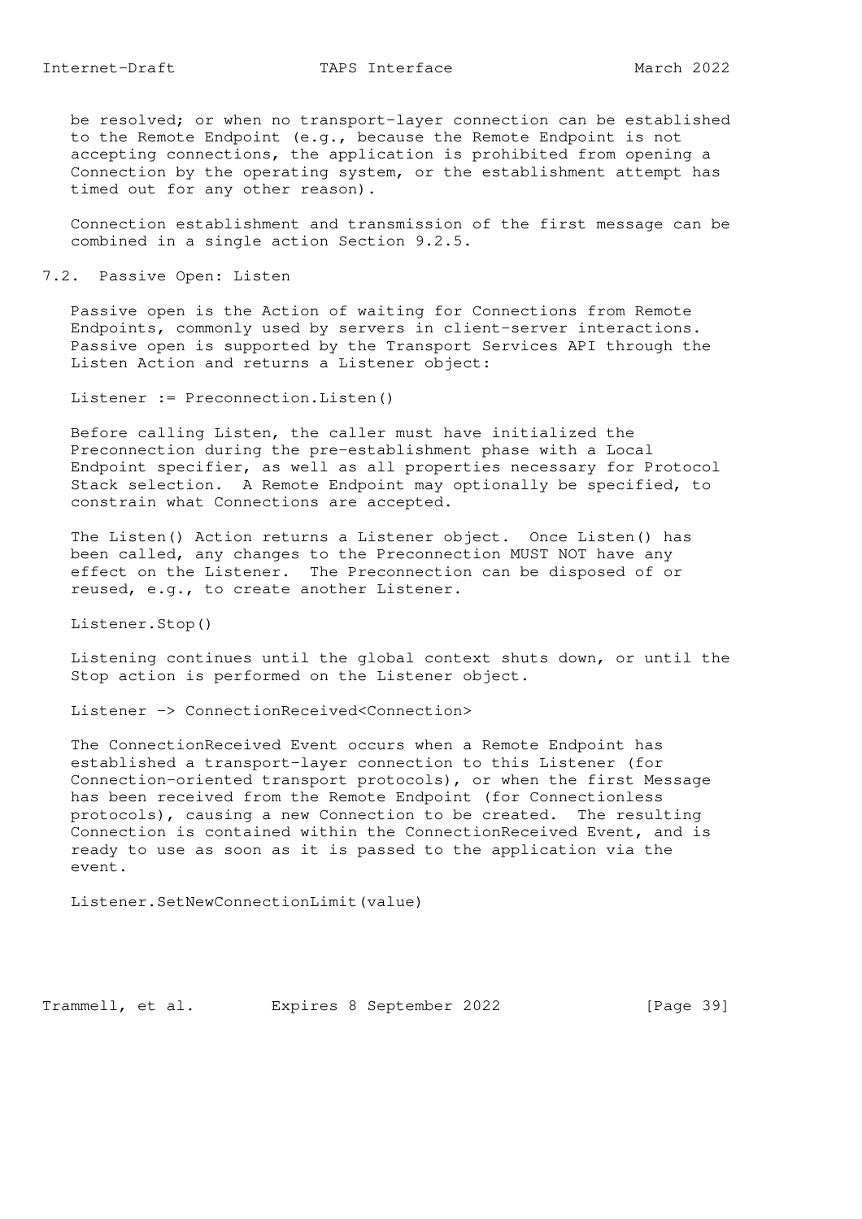be resolved; or when no transport-layer connection can be established to the Remote Endpoint (e.g., because the Remote Endpoint is not accepting connections, the application is prohibited from opening a Connection by the operating system, or the establishment attempt has timed out for any other reason).

Connection establishment and transmission of the first message can be combined in a single action Section 9.2.5.

## 7.2. Passive Open: Listen

Passive open is the Action of waiting for Connections from Remote Endpoints, commonly used by servers in client-server interactions. Passive open is supported by the Transport Services API through the Listen Action and returns a Listener object:

```
Listener := Preconnection.Listen()
```

Before calling Listen, the caller must have initialized the Preconnection during the pre-establishment phase with a Local Endpoint specifier, as well as all properties necessary for Protocol Stack selection. A Remote Endpoint may optionally be specified, to constrain what Connections are accepted.

The Listen() Action returns a Listener object. Once Listen() has been called, any changes to the Preconnection MUST NOT have any effect on the Listener. The Preconnection can be disposed of or reused, e.g., to create another Listener.

```
Listener.Stop()
```

Listening continues until the global context shuts down, or until the Stop action is performed on the Listener object.

```
Listener -> ConnectionReceived<Connection>
```

The ConnectionReceived Event occurs when a Remote Endpoint has established a transport-layer connection to this Listener (for Connection-oriented transport protocols), or when the first Message has been received from the Remote Endpoint (for Connectionless protocols), causing a new Connection to be created. The resulting Connection is contained within the ConnectionReceived Event, and is ready to use as soon as it is passed to the application via the event.

```
Listener.SetNewConnectionLimit(value)
```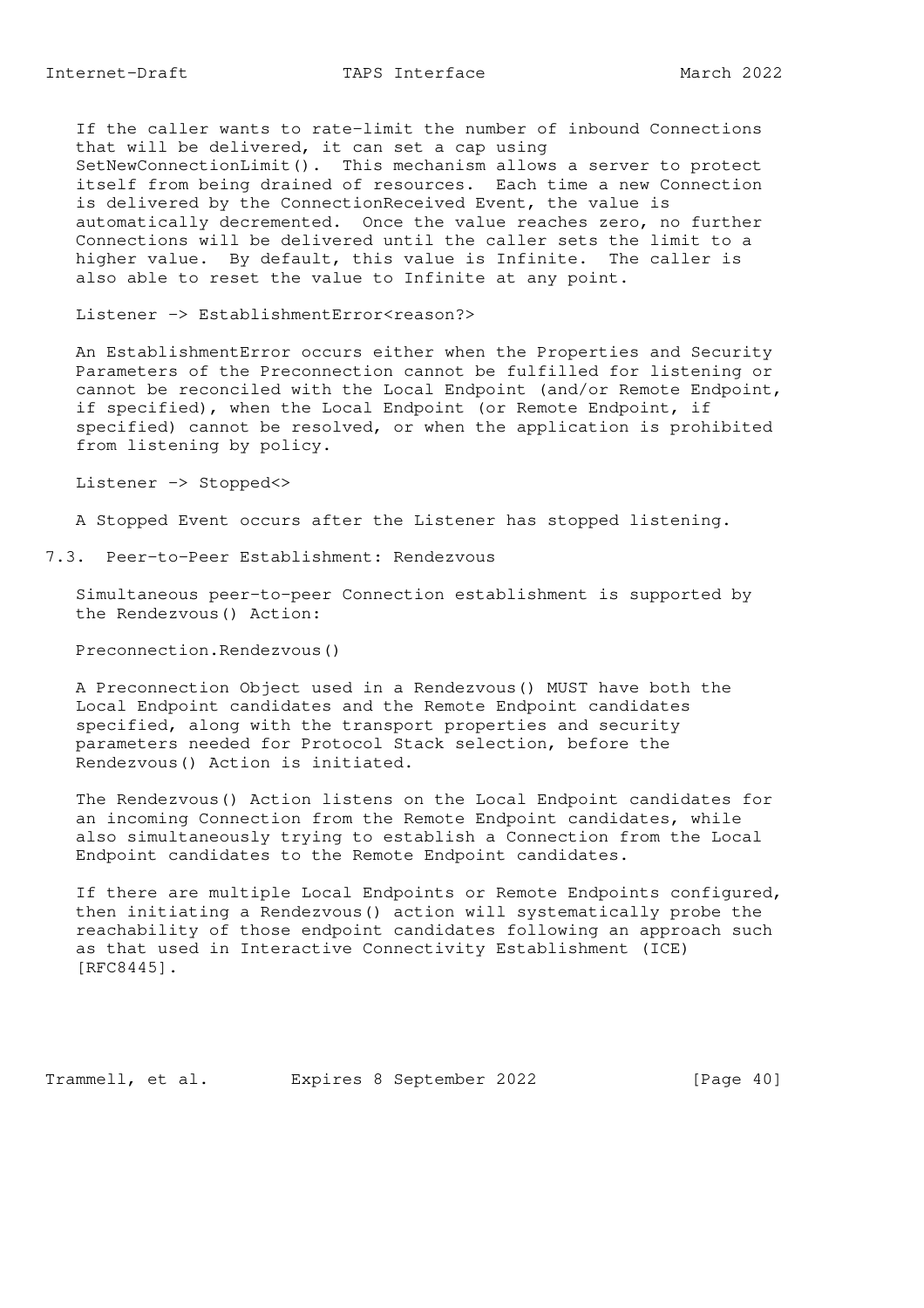If the caller wants to rate-limit the number of inbound Connections that will be delivered, it can set a cap using SetNewConnectionLimit(). This mechanism allows a server to protect itself from being drained of resources. Each time a new Connection is delivered by the ConnectionReceived Event, the value is automatically decremented. Once the value reaches zero, no further Connections will be delivered until the caller sets the limit to a higher value. By default, this value is Infinite. The caller is also able to reset the value to Infinite at any point.

```
Listener -> EstablishmentError<reason?>
```

An EstablishmentError occurs either when the Properties and Security Parameters of the Preconnection cannot be fulfilled for listening or cannot be reconciled with the Local Endpoint (and/or Remote Endpoint, if specified), when the Local Endpoint (or Remote Endpoint, if specified) cannot be resolved, or when the application is prohibited from listening by policy.

```
Listener -> Stopped<>
```

A Stopped Event occurs after the Listener has stopped listening.

### 7.3. Peer-to-Peer Establishment: Rendezvous

Simultaneous peer-to-peer Connection establishment is supported by the Rendezvous() Action:

```
Preconnection.Rendezvous()
```

A Preconnection Object used in a Rendezvous() MUST have both the Local Endpoint candidates and the Remote Endpoint candidates specified, along with the transport properties and security parameters needed for Protocol Stack selection, before the Rendezvous() Action is initiated.

The Rendezvous() Action listens on the Local Endpoint candidates for an incoming Connection from the Remote Endpoint candidates, while also simultaneously trying to establish a Connection from the Local Endpoint candidates to the Remote Endpoint candidates.

If there are multiple Local Endpoints or Remote Endpoints configured, then initiating a Rendezvous() action will systematically probe the reachability of those endpoint candidates following an approach such as that used in Interactive Connectivity Establishment (ICE) [RFC8445].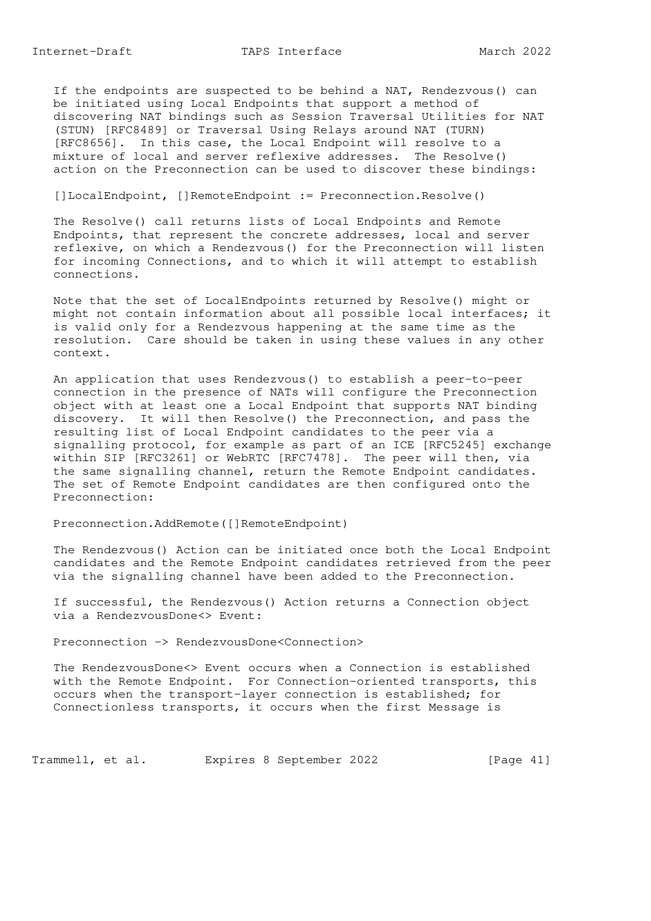If the endpoints are suspected to be behind a NAT, Rendezvous() can be initiated using Local Endpoints that support a method of discovering NAT bindings such as Session Traversal Utilities for NAT (STUN) [RFC8489] or Traversal Using Relays around NAT (TURN) [RFC8656]. In this case, the Local Endpoint will resolve to a mixture of local and server reflexive addresses. The Resolve() action on the Preconnection can be used to discover these bindings:

```
[]LocalEndpoint, []RemoteEndpoint := Preconnection.Resolve()
```

The Resolve() call returns lists of Local Endpoints and Remote Endpoints, that represent the concrete addresses, local and server reflexive, on which a Rendezvous() for the Preconnection will listen for incoming Connections, and to which it will attempt to establish connections.

Note that the set of LocalEndpoints returned by Resolve() might or might not contain information about all possible local interfaces; it is valid only for a Rendezvous happening at the same time as the resolution. Care should be taken in using these values in any other context.

An application that uses Rendezvous() to establish a peer-to-peer connection in the presence of NATs will configure the Preconnection object with at least one a Local Endpoint that supports NAT binding discovery. It will then Resolve() the Preconnection, and pass the resulting list of Local Endpoint candidates to the peer via a signalling protocol, for example as part of an ICE [RFC5245] exchange within SIP [RFC3261] or WebRTC [RFC7478]. The peer will then, via the same signalling channel, return the Remote Endpoint candidates. The set of Remote Endpoint candidates are then configured onto the Preconnection:

```
Preconnection.AddRemote([]RemoteEndpoint)
```

The Rendezvous() Action can be initiated once both the Local Endpoint candidates and the Remote Endpoint candidates retrieved from the peer via the signalling channel have been added to the Preconnection.

If successful, the Rendezvous() Action returns a Connection object via a RendezvousDone<> Event:

```
Preconnection -> RendezvousDone<Connection>
```

The RendezvousDone<> Event occurs when a Connection is established with the Remote Endpoint. For Connection-oriented transports, this occurs when the transport-layer connection is established; for Connectionless transports, it occurs when the first Message is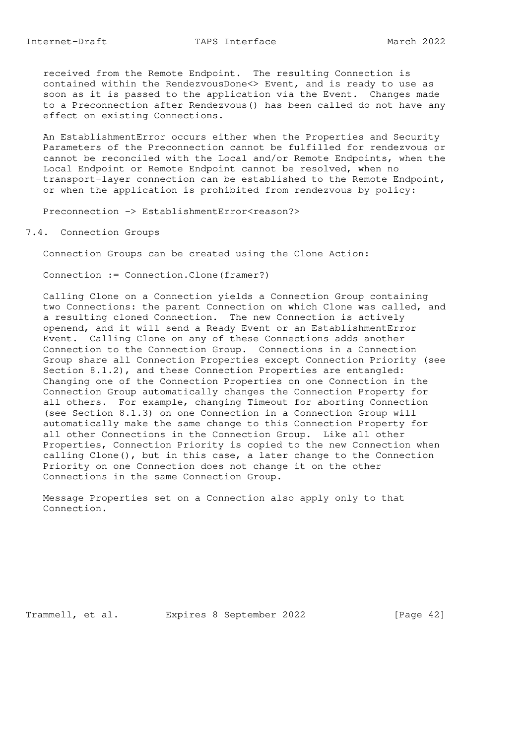received from the Remote Endpoint. The resulting Connection is contained within the RendezvousDone<> Event, and is ready to use as soon as it is passed to the application via the Event. Changes made to a Preconnection after Rendezvous() has been called do not have any effect on existing Connections.

An EstablishmentError occurs either when the Properties and Security Parameters of the Preconnection cannot be fulfilled for rendezvous or cannot be reconciled with the Local and/or Remote Endpoints, when the Local Endpoint or Remote Endpoint cannot be resolved, when no transport-layer connection can be established to the Remote Endpoint, or when the application is prohibited from rendezvous by policy:

```
Preconnection -> EstablishmentError<reason?>
```

## 7.4. Connection Groups

Connection Groups can be created using the Clone Action:

```
Connection := Connection.Clone(framer?)
```

Calling Clone on a Connection yields a Connection Group containing two Connections: the parent Connection on which Clone was called, and a resulting cloned Connection. The new Connection is actively openend, and it will send a Ready Event or an EstablishmentError Event. Calling Clone on any of these Connections adds another Connection to the Connection Group. Connections in a Connection Group share all Connection Properties except Connection Priority (see Section 8.1.2), and these Connection Properties are entangled: Changing one of the Connection Properties on one Connection in the Connection Group automatically changes the Connection Property for all others. For example, changing Timeout for aborting Connection (see Section 8.1.3) on one Connection in a Connection Group will automatically make the same change to this Connection Property for all other Connections in the Connection Group. Like all other Properties, Connection Priority is copied to the new Connection when calling Clone(), but in this case, a later change to the Connection Priority on one Connection does not change it on the other Connections in the same Connection Group.

Message Properties set on a Connection also apply only to that Connection.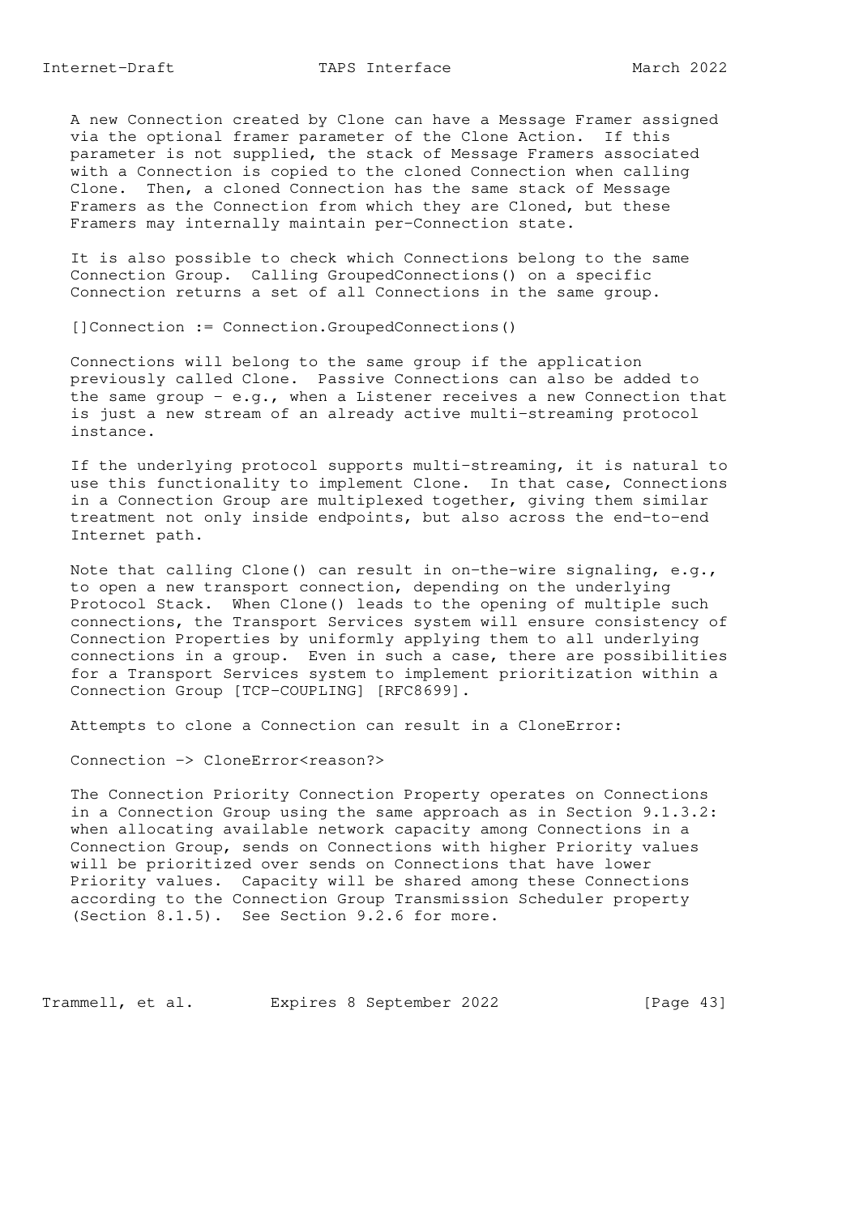A new Connection created by Clone can have a Message Framer assigned via the optional framer parameter of the Clone Action. If this parameter is not supplied, the stack of Message Framers associated with a Connection is copied to the cloned Connection when calling Clone. Then, a cloned Connection has the same stack of Message Framers as the Connection from which they are Cloned, but these Framers may internally maintain per-Connection state.

It is also possible to check which Connections belong to the same Connection Group. Calling GroupedConnections() on a specific Connection returns a set of all Connections in the same group.

```
[]Connection := Connection.GroupedConnections()
```

Connections will belong to the same group if the application previously called Clone. Passive Connections can also be added to the same group - e.g., when a Listener receives a new Connection that is just a new stream of an already active multi-streaming protocol instance.

If the underlying protocol supports multi-streaming, it is natural to use this functionality to implement Clone. In that case, Connections in a Connection Group are multiplexed together, giving them similar treatment not only inside endpoints, but also across the end-to-end Internet path.

Note that calling Clone() can result in on-the-wire signaling, e.g., to open a new transport connection, depending on the underlying Protocol Stack. When Clone() leads to the opening of multiple such connections, the Transport Services system will ensure consistency of Connection Properties by uniformly applying them to all underlying connections in a group. Even in such a case, there are possibilities for a Transport Services system to implement prioritization within a Connection Group [TCP-COUPLING] [RFC8699].

Attempts to clone a Connection can result in a CloneError:

```
Connection -> CloneError<reason?>
```

The Connection Priority Connection Property operates on Connections in a Connection Group using the same approach as in Section 9.1.3.2: when allocating available network capacity among Connections in a Connection Group, sends on Connections with higher Priority values will be prioritized over sends on Connections that have lower Priority values. Capacity will be shared among these Connections according to the Connection Group Transmission Scheduler property (Section 8.1.5). See Section 9.2.6 for more.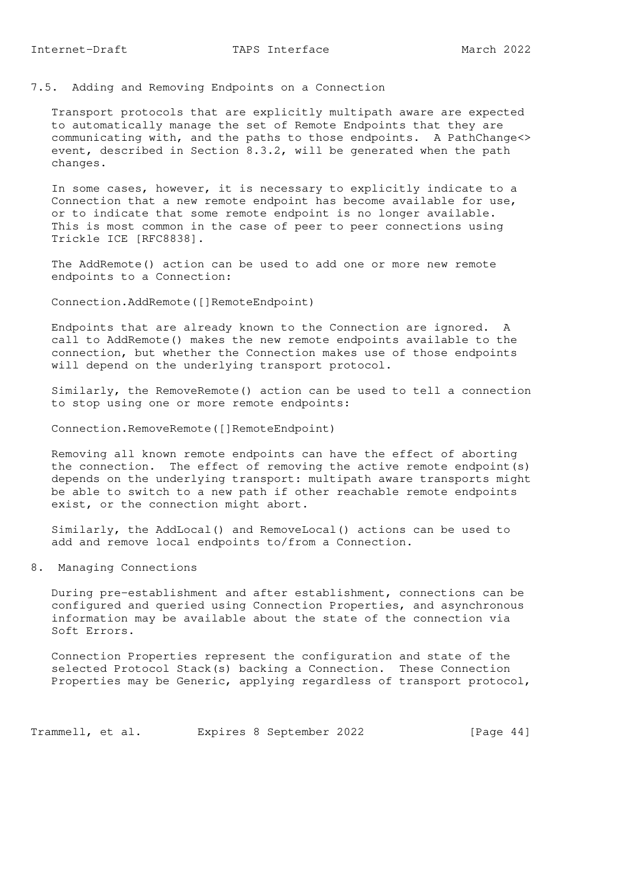### 7.5. Adding and Removing Endpoints on a Connection

Transport protocols that are explicitly multipath aware are expected to automatically manage the set of Remote Endpoints that they are communicating with, and the paths to those endpoints. A PathChange<> event, described in Section 8.3.2, will be generated when the path changes.

In some cases, however, it is necessary to explicitly indicate to a Connection that a new remote endpoint has become available for use, or to indicate that some remote endpoint is no longer available. This is most common in the case of peer to peer connections using Trickle ICE [RFC8838].

The AddRemote() action can be used to add one or more new remote endpoints to a Connection:

```
Connection.AddRemote([]RemoteEndpoint)
```

Endpoints that are already known to the Connection are ignored. A call to AddRemote() makes the new remote endpoints available to the connection, but whether the Connection makes use of those endpoints will depend on the underlying transport protocol.

Similarly, the RemoveRemote() action can be used to tell a connection to stop using one or more remote endpoints:

```
Connection.RemoveRemote([]RemoteEndpoint)
```

Removing all known remote endpoints can have the effect of aborting the connection. The effect of removing the active remote endpoint(s) depends on the underlying transport: multipath aware transports might be able to switch to a new path if other reachable remote endpoints exist, or the connection might abort.

Similarly, the AddLocal() and RemoveLocal() actions can be used to add and remove local endpoints to/from a Connection.

## 8. Managing Connections

During pre-establishment and after establishment, connections can be configured and queried using Connection Properties, and asynchronous information may be available about the state of the connection via Soft Errors.

Connection Properties represent the configuration and state of the selected Protocol Stack(s) backing a Connection. These Connection Properties may be Generic, applying regardless of transport protocol,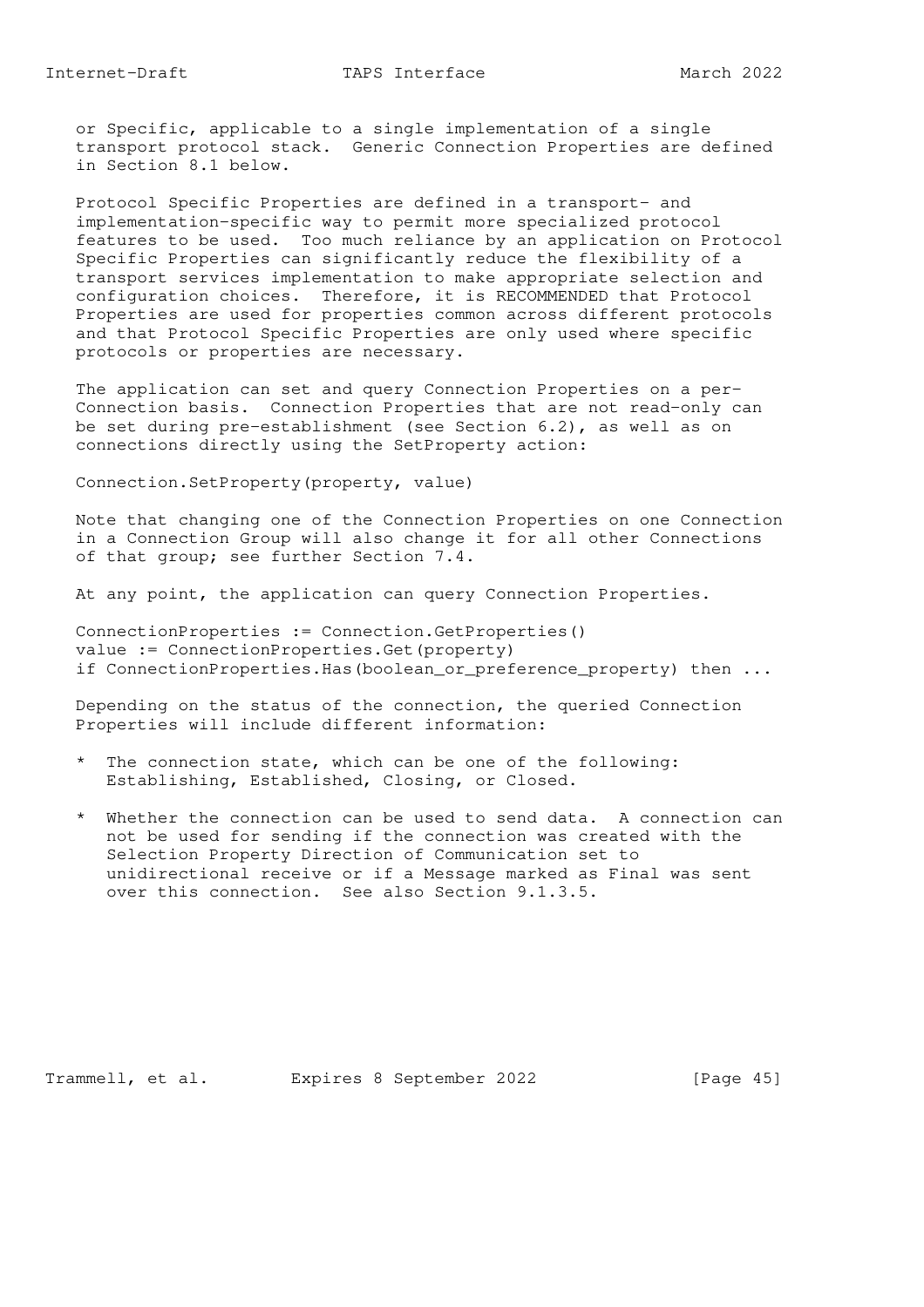or Specific, applicable to a single implementation of a single transport protocol stack. Generic Connection Properties are defined in Section 8.1 below.

Protocol Specific Properties are defined in a transport- and implementation-specific way to permit more specialized protocol features to be used. Too much reliance by an application on Protocol Specific Properties can significantly reduce the flexibility of a transport services implementation to make appropriate selection and configuration choices. Therefore, it is RECOMMENDED that Protocol Properties are used for properties common across different protocols and that Protocol Specific Properties are only used where specific protocols or properties are necessary.

The application can set and query Connection Properties on a per-Connection basis. Connection Properties that are not read-only can be set during pre-establishment (see Section 6.2), as well as on connections directly using the SetProperty action:

```
Connection.SetProperty(property, value)
```

Note that changing one of the Connection Properties on one Connection in a Connection Group will also change it for all other Connections of that group; see further Section 7.4.

At any point, the application can query Connection Properties.

```
ConnectionProperties := Connection.GetProperties()
value := ConnectionProperties.Get(property)
if ConnectionProperties.Has(boolean_or_preference_property) then ...
```

Depending on the status of the connection, the queried Connection Properties will include different information:

* The connection state, which can be one of the following: Establishing, Established, Closing, or Closed.

* Whether the connection can be used to send data. A connection can not be used for sending if the connection was created with the Selection Property Direction of Communication set to unidirectional receive or if a Message marked as Final was sent over this connection. See also Section 9.1.3.5.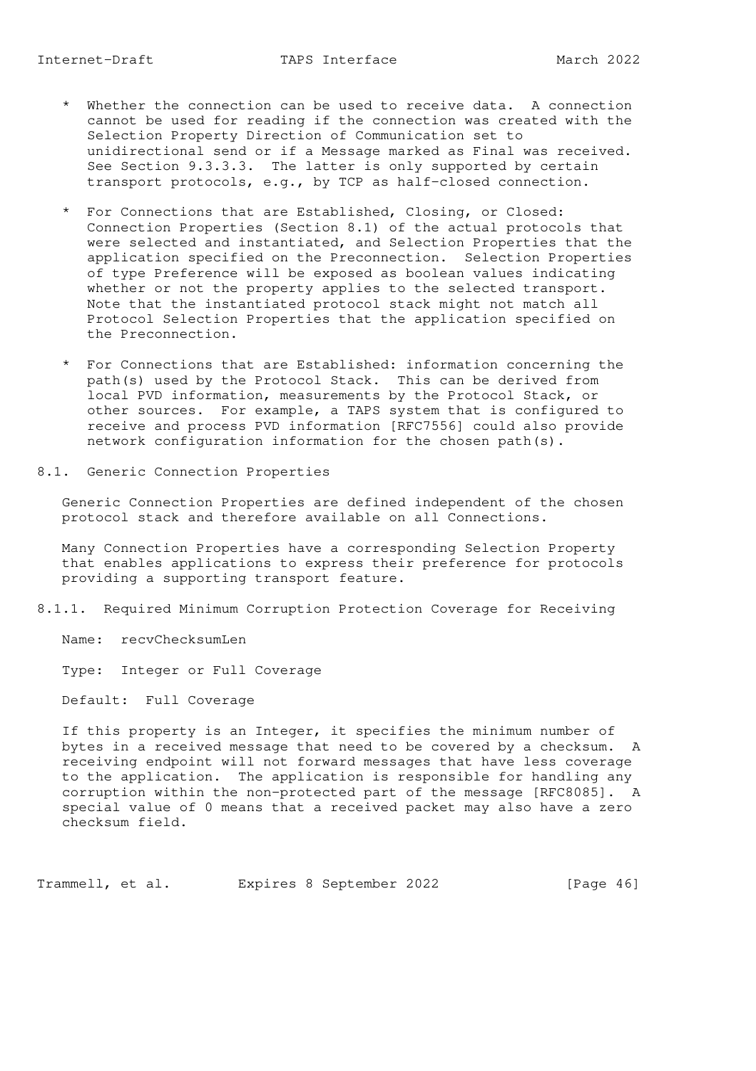* Whether the connection can be used to receive data. A connection cannot be used for reading if the connection was created with the Selection Property Direction of Communication set to unidirectional send or if a Message marked as Final was received. See Section 9.3.3.3. The latter is only supported by certain transport protocols, e.g., by TCP as half-closed connection.

* For Connections that are Established, Closing, or Closed: Connection Properties (Section 8.1) of the actual protocols that were selected and instantiated, and Selection Properties that the application specified on the Preconnection. Selection Properties of type Preference will be exposed as boolean values indicating whether or not the property applies to the selected transport. Note that the instantiated protocol stack might not match all Protocol Selection Properties that the application specified on the Preconnection.

* For Connections that are Established: information concerning the path(s) used by the Protocol Stack. This can be derived from local PVD information, measurements by the Protocol Stack, or other sources. For example, a TAPS system that is configured to receive and process PVD information [RFC7556] could also provide network configuration information for the chosen path(s).

## 8.1. Generic Connection Properties

Generic Connection Properties are defined independent of the chosen protocol stack and therefore available on all Connections.

Many Connection Properties have a corresponding Selection Property that enables applications to express their preference for protocols providing a supporting transport feature.

### 8.1.1. Required Minimum Corruption Protection Coverage for Receiving

Name: recvChecksumLen

Type: Integer or Full Coverage

Default: Full Coverage

If this property is an Integer, it specifies the minimum number of bytes in a received message that need to be covered by a checksum. A receiving endpoint will not forward messages that have less coverage to the application. The application is responsible for handling any corruption within the non-protected part of the message [RFC8085]. A special value of 0 means that a received packet may also have a zero checksum field.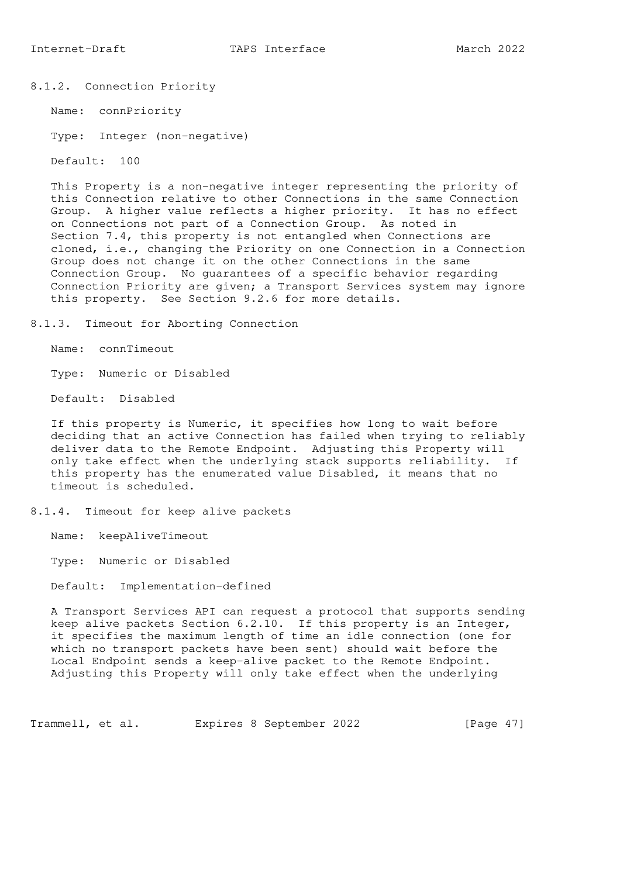#### 8.1.2. Connection Priority

Name: connPriority

Type: Integer (non-negative)

Default: 100

This Property is a non-negative integer representing the priority of this Connection relative to other Connections in the same Connection Group. A higher value reflects a higher priority. It has no effect on Connections not part of a Connection Group. As noted in Section 7.4, this property is not entangled when Connections are cloned, i.e., changing the Priority on one Connection in a Connection Group does not change it on the other Connections in the same Connection Group. No guarantees of a specific behavior regarding Connection Priority are given; a Transport Services system may ignore this property. See Section 9.2.6 for more details.

#### 8.1.3. Timeout for Aborting Connection

Name: connTimeout

Type: Numeric or Disabled

Default: Disabled

If this property is Numeric, it specifies how long to wait before deciding that an active Connection has failed when trying to reliably deliver data to the Remote Endpoint. Adjusting this Property will only take effect when the underlying stack supports reliability. If this property has the enumerated value Disabled, it means that no timeout is scheduled.

#### 8.1.4. Timeout for keep alive packets

Name: keepAliveTimeout

Type: Numeric or Disabled

Default: Implementation-defined

A Transport Services API can request a protocol that supports sending keep alive packets Section 6.2.10. If this property is an Integer, it specifies the maximum length of time an idle connection (one for which no transport packets have been sent) should wait before the Local Endpoint sends a keep-alive packet to the Remote Endpoint. Adjusting this Property will only take effect when the underlying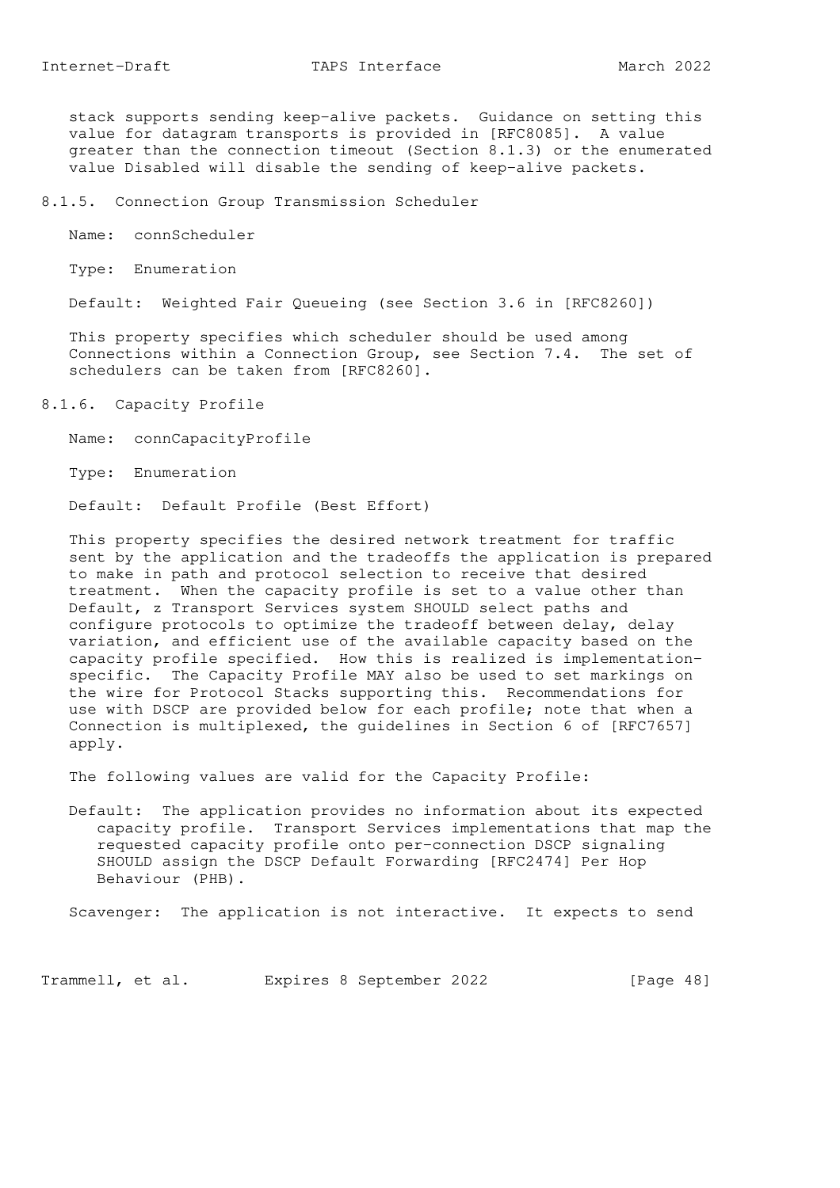stack supports sending keep-alive packets. Guidance on setting this value for datagram transports is provided in [RFC8085]. A value greater than the connection timeout (Section 8.1.3) or the enumerated value Disabled will disable the sending of keep-alive packets.

#### 8.1.5. Connection Group Transmission Scheduler

Name: connScheduler

Type: Enumeration

Default: Weighted Fair Queueing (see Section 3.6 in [RFC8260])

This property specifies which scheduler should be used among Connections within a Connection Group, see Section 7.4. The set of schedulers can be taken from [RFC8260].

#### 8.1.6. Capacity Profile

Name: connCapacityProfile

Type: Enumeration

Default: Default Profile (Best Effort)

This property specifies the desired network treatment for traffic sent by the application and the tradeoffs the application is prepared to make in path and protocol selection to receive that desired treatment. When the capacity profile is set to a value other than Default, z Transport Services system SHOULD select paths and configure protocols to optimize the tradeoff between delay, delay variation, and efficient use of the available capacity based on the capacity profile specified. How this is realized is implementation-specific. The Capacity Profile MAY also be used to set markings on the wire for Protocol Stacks supporting this. Recommendations for use with DSCP are provided below for each profile; note that when a Connection is multiplexed, the guidelines in Section 6 of [RFC7657] apply.

The following values are valid for the Capacity Profile:

Default: The application provides no information about its expected capacity profile. Transport Services implementations that map the requested capacity profile onto per-connection DSCP signaling SHOULD assign the DSCP Default Forwarding [RFC2474] Per Hop Behaviour (PHB).

Scavenger: The application is not interactive. It expects to send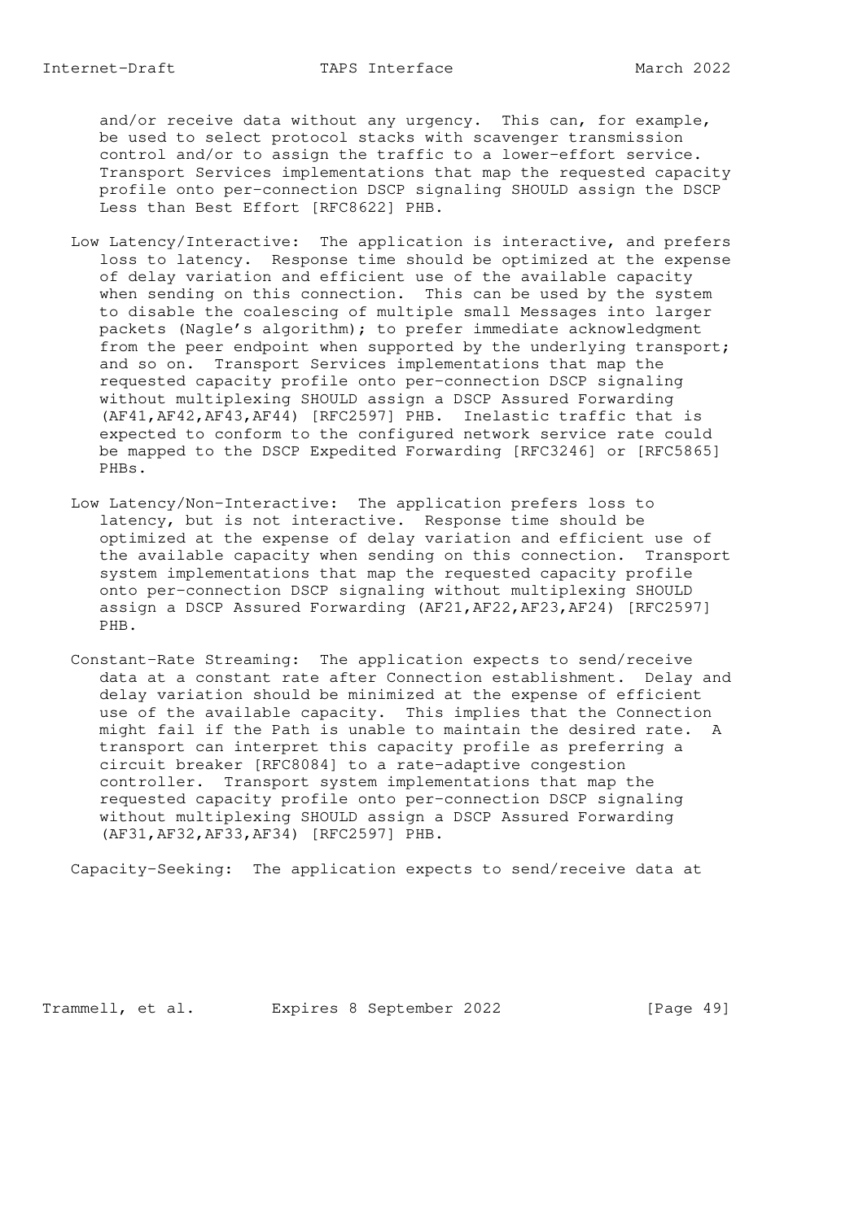and/or receive data without any urgency. This can, for example, be used to select protocol stacks with scavenger transmission control and/or to assign the traffic to a lower-effort service. Transport Services implementations that map the requested capacity profile onto per-connection DSCP signaling SHOULD assign the DSCP Less than Best Effort [RFC8622] PHB.

Low Latency/Interactive: The application is interactive, and prefers loss to latency. Response time should be optimized at the expense of delay variation and efficient use of the available capacity when sending on this connection. This can be used by the system to disable the coalescing of multiple small Messages into larger packets (Nagle's algorithm); to prefer immediate acknowledgment from the peer endpoint when supported by the underlying transport; and so on. Transport Services implementations that map the requested capacity profile onto per-connection DSCP signaling without multiplexing SHOULD assign a DSCP Assured Forwarding (AF41,AF42,AF43,AF44) [RFC2597] PHB. Inelastic traffic that is expected to conform to the configured network service rate could be mapped to the DSCP Expedited Forwarding [RFC3246] or [RFC5865] PHBs.

Low Latency/Non-Interactive: The application prefers loss to latency, but is not interactive. Response time should be optimized at the expense of delay variation and efficient use of the available capacity when sending on this connection. Transport system implementations that map the requested capacity profile onto per-connection DSCP signaling without multiplexing SHOULD assign a DSCP Assured Forwarding (AF21,AF22,AF23,AF24) [RFC2597] PHB.

Constant-Rate Streaming: The application expects to send/receive data at a constant rate after Connection establishment. Delay and delay variation should be minimized at the expense of efficient use of the available capacity. This implies that the Connection might fail if the Path is unable to maintain the desired rate. A transport can interpret this capacity profile as preferring a circuit breaker [RFC8084] to a rate-adaptive congestion controller. Transport system implementations that map the requested capacity profile onto per-connection DSCP signaling without multiplexing SHOULD assign a DSCP Assured Forwarding (AF31,AF32,AF33,AF34) [RFC2597] PHB.

Capacity-Seeking: The application expects to send/receive data at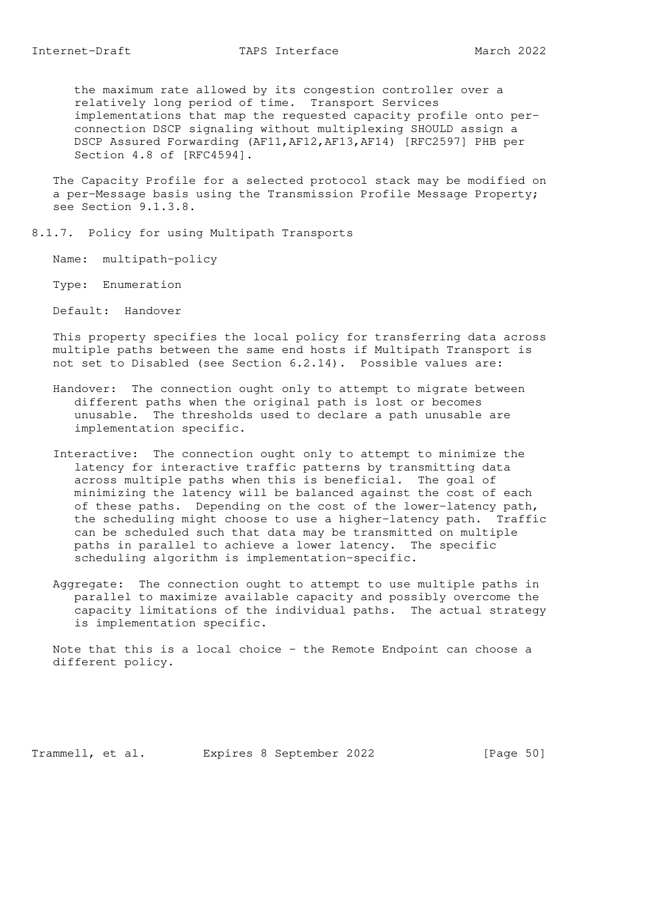the maximum rate allowed by its congestion controller over a relatively long period of time. Transport Services implementations that map the requested capacity profile onto per-connection DSCP signaling without multiplexing SHOULD assign a DSCP Assured Forwarding (AF11,AF12,AF13,AF14) [RFC2597] PHB per Section 4.8 of [RFC4594].

The Capacity Profile for a selected protocol stack may be modified on a per-Message basis using the Transmission Profile Message Property; see Section 9.1.3.8.

#### 8.1.7. Policy for using Multipath Transports

Name: multipath-policy

Type: Enumeration

Default: Handover

This property specifies the local policy for transferring data across multiple paths between the same end hosts if Multipath Transport is not set to Disabled (see Section 6.2.14). Possible values are:

Handover: The connection ought only to attempt to migrate between different paths when the original path is lost or becomes unusable. The thresholds used to declare a path unusable are implementation specific.

Interactive: The connection ought only to attempt to minimize the latency for interactive traffic patterns by transmitting data across multiple paths when this is beneficial. The goal of minimizing the latency will be balanced against the cost of each of these paths. Depending on the cost of the lower-latency path, the scheduling might choose to use a higher-latency path. Traffic can be scheduled such that data may be transmitted on multiple paths in parallel to achieve a lower latency. The specific scheduling algorithm is implementation-specific.

Aggregate: The connection ought to attempt to use multiple paths in parallel to maximize available capacity and possibly overcome the capacity limitations of the individual paths. The actual strategy is implementation specific.

Note that this is a local choice - the Remote Endpoint can choose a different policy.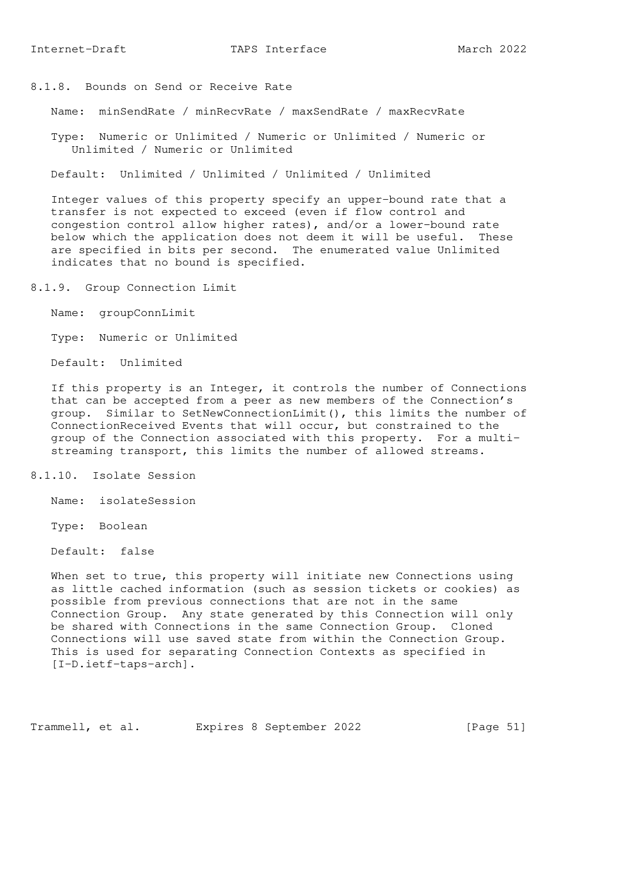#### 8.1.8. Bounds on Send or Receive Rate

Name: minSendRate / minRecvRate / maxSendRate / maxRecvRate

Type: Numeric or Unlimited / Numeric or Unlimited / Numeric or Unlimited / Numeric or Unlimited

Default: Unlimited / Unlimited / Unlimited / Unlimited

Integer values of this property specify an upper-bound rate that a transfer is not expected to exceed (even if flow control and congestion control allow higher rates), and/or a lower-bound rate below which the application does not deem it will be useful. These are specified in bits per second. The enumerated value Unlimited indicates that no bound is specified.

#### 8.1.9. Group Connection Limit

Name: groupConnLimit

Type: Numeric or Unlimited

Default: Unlimited

If this property is an Integer, it controls the number of Connections that can be accepted from a peer as new members of the Connection's group. Similar to SetNewConnectionLimit(), this limits the number of ConnectionReceived Events that will occur, but constrained to the group of the Connection associated with this property. For a multi-streaming transport, this limits the number of allowed streams.

#### 8.1.10. Isolate Session

Name: isolateSession

Type: Boolean

Default: false

When set to true, this property will initiate new Connections using as little cached information (such as session tickets or cookies) as possible from previous connections that are not in the same Connection Group. Any state generated by this Connection will only be shared with Connections in the same Connection Group. Cloned Connections will use saved state from within the Connection Group. This is used for separating Connection Contexts as specified in [I-D.ietf-taps-arch].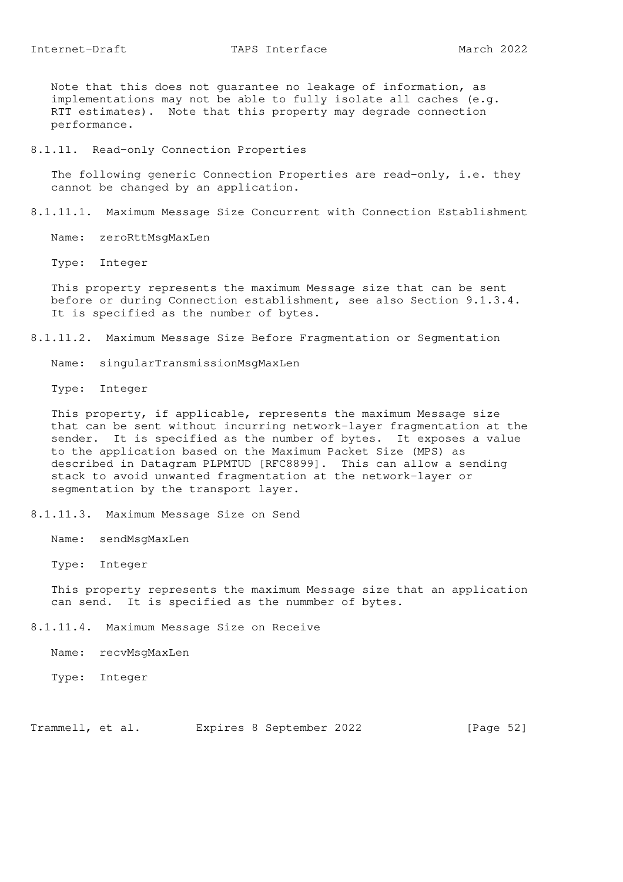Note that this does not guarantee no leakage of information, as implementations may not be able to fully isolate all caches (e.g. RTT estimates). Note that this property may degrade connection performance.

#### 8.1.11. Read-only Connection Properties

The following generic Connection Properties are read-only, i.e. they cannot be changed by an application.

##### 8.1.11.1. Maximum Message Size Concurrent with Connection Establishment

Name: zeroRttMsgMaxLen

Type: Integer

This property represents the maximum Message size that can be sent before or during Connection establishment, see also Section 9.1.3.4. It is specified as the number of bytes.

##### 8.1.11.2. Maximum Message Size Before Fragmentation or Segmentation

Name: singularTransmissionMsgMaxLen

Type: Integer

This property, if applicable, represents the maximum Message size that can be sent without incurring network-layer fragmentation at the sender. It is specified as the number of bytes. It exposes a value to the application based on the Maximum Packet Size (MPS) as described in Datagram PLPMTUD [RFC8899]. This can allow a sending stack to avoid unwanted fragmentation at the network-layer or segmentation by the transport layer.

##### 8.1.11.3. Maximum Message Size on Send

Name: sendMsgMaxLen

Type: Integer

This property represents the maximum Message size that an application can send. It is specified as the nummber of bytes.

##### 8.1.11.4. Maximum Message Size on Receive

Name: recvMsgMaxLen

Type: Integer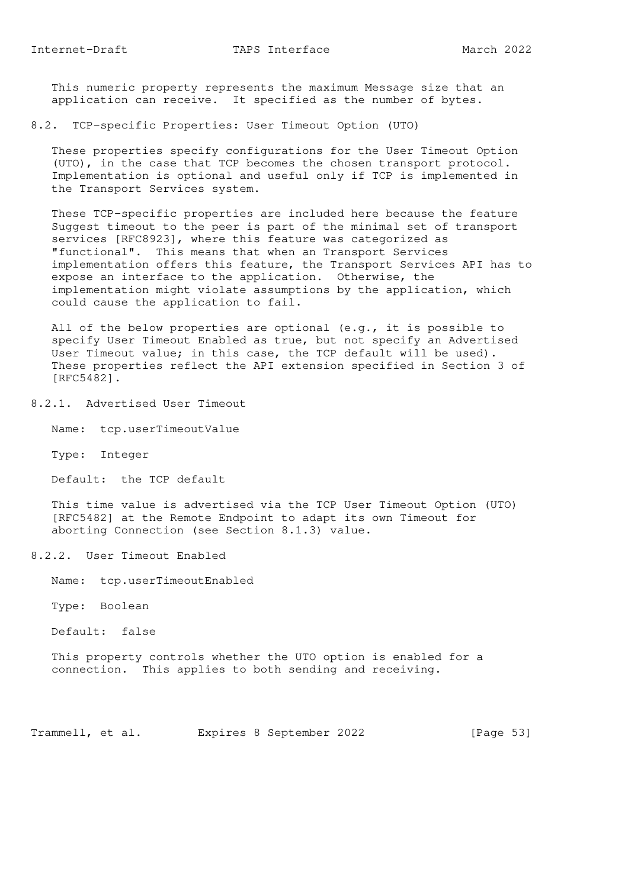This numeric property represents the maximum Message size that an application can receive. It specified as the number of bytes.

## 8.2. TCP-specific Properties: User Timeout Option (UTO)

These properties specify configurations for the User Timeout Option (UTO), in the case that TCP becomes the chosen transport protocol. Implementation is optional and useful only if TCP is implemented in the Transport Services system.

These TCP-specific properties are included here because the feature Suggest timeout to the peer is part of the minimal set of transport services [RFC8923], where this feature was categorized as "functional". This means that when an Transport Services implementation offers this feature, the Transport Services API has to expose an interface to the application. Otherwise, the implementation might violate assumptions by the application, which could cause the application to fail.

All of the below properties are optional (e.g., it is possible to specify User Timeout Enabled as true, but not specify an Advertised User Timeout value; in this case, the TCP default will be used). These properties reflect the API extension specified in Section 3 of [RFC5482].

### 8.2.1. Advertised User Timeout

Name: tcp.userTimeoutValue

Type: Integer

Default: the TCP default

This time value is advertised via the TCP User Timeout Option (UTO) [RFC5482] at the Remote Endpoint to adapt its own Timeout for aborting Connection (see Section 8.1.3) value.

### 8.2.2. User Timeout Enabled

Name: tcp.userTimeoutEnabled

Type: Boolean

Default: false

This property controls whether the UTO option is enabled for a connection. This applies to both sending and receiving.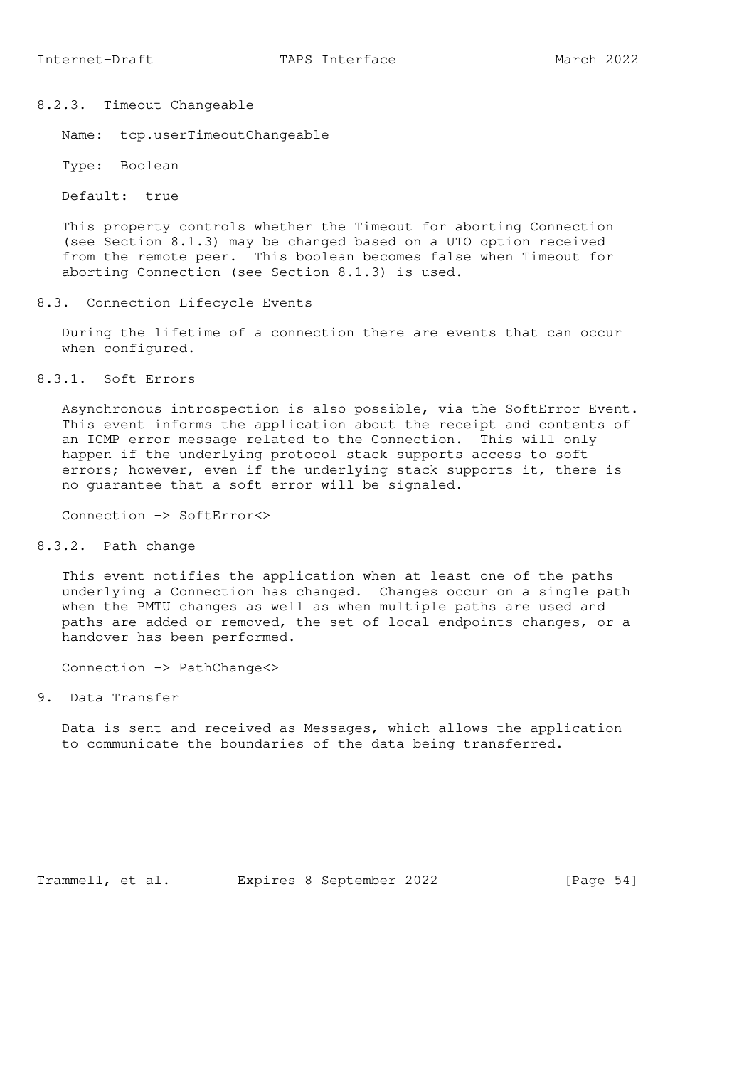#### 8.2.3. Timeout Changeable

Name: tcp.userTimeoutChangeable

Type: Boolean

Default: true

This property controls whether the Timeout for aborting Connection (see Section 8.1.3) may be changed based on a UTO option received from the remote peer. This boolean becomes false when Timeout for aborting Connection (see Section 8.1.3) is used.

### 8.3. Connection Lifecycle Events

During the lifetime of a connection there are events that can occur when configured.

#### 8.3.1. Soft Errors

Asynchronous introspection is also possible, via the SoftError Event. This event informs the application about the receipt and contents of an ICMP error message related to the Connection. This will only happen if the underlying protocol stack supports access to soft errors; however, even if the underlying stack supports it, there is no guarantee that a soft error will be signaled.

```
Connection -> SoftError<>
```

#### 8.3.2. Path change

This event notifies the application when at least one of the paths underlying a Connection has changed. Changes occur on a single path when the PMTU changes as well as when multiple paths are used and paths are added or removed, the set of local endpoints changes, or a handover has been performed.

```
Connection -> PathChange<>
```

## 9. Data Transfer

Data is sent and received as Messages, which allows the application to communicate the boundaries of the data being transferred.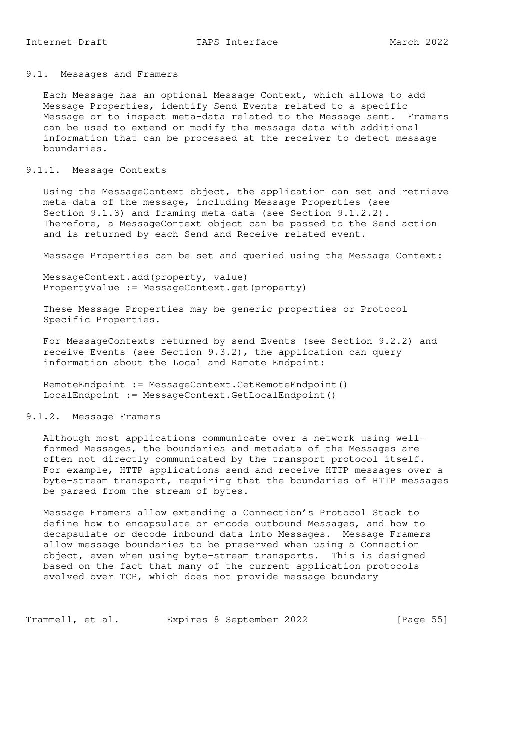## 9.1. Messages and Framers

Each Message has an optional Message Context, which allows to add Message Properties, identify Send Events related to a specific Message or to inspect meta-data related to the Message sent. Framers can be used to extend or modify the message data with additional information that can be processed at the receiver to detect message boundaries.

### 9.1.1. Message Contexts

Using the MessageContext object, the application can set and retrieve meta-data of the message, including Message Properties (see Section 9.1.3) and framing meta-data (see Section 9.1.2.2). Therefore, a MessageContext object can be passed to the Send action and is returned by each Send and Receive related event.

Message Properties can be set and queried using the Message Context:

```
MessageContext.add(property, value)
PropertyValue := MessageContext.get(property)
```

These Message Properties may be generic properties or Protocol Specific Properties.

For MessageContexts returned by send Events (see Section 9.2.2) and receive Events (see Section 9.3.2), the application can query information about the Local and Remote Endpoint:

```
RemoteEndpoint := MessageContext.GetRemoteEndpoint()
LocalEndpoint := MessageContext.GetLocalEndpoint()
```

### 9.1.2. Message Framers

Although most applications communicate over a network using well-formed Messages, the boundaries and metadata of the Messages are often not directly communicated by the transport protocol itself. For example, HTTP applications send and receive HTTP messages over a byte-stream transport, requiring that the boundaries of HTTP messages be parsed from the stream of bytes.

Message Framers allow extending a Connection's Protocol Stack to define how to encapsulate or encode outbound Messages, and how to decapsulate or decode inbound data into Messages. Message Framers allow message boundaries to be preserved when using a Connection object, even when using byte-stream transports. This is designed based on the fact that many of the current application protocols evolved over TCP, which does not provide message boundary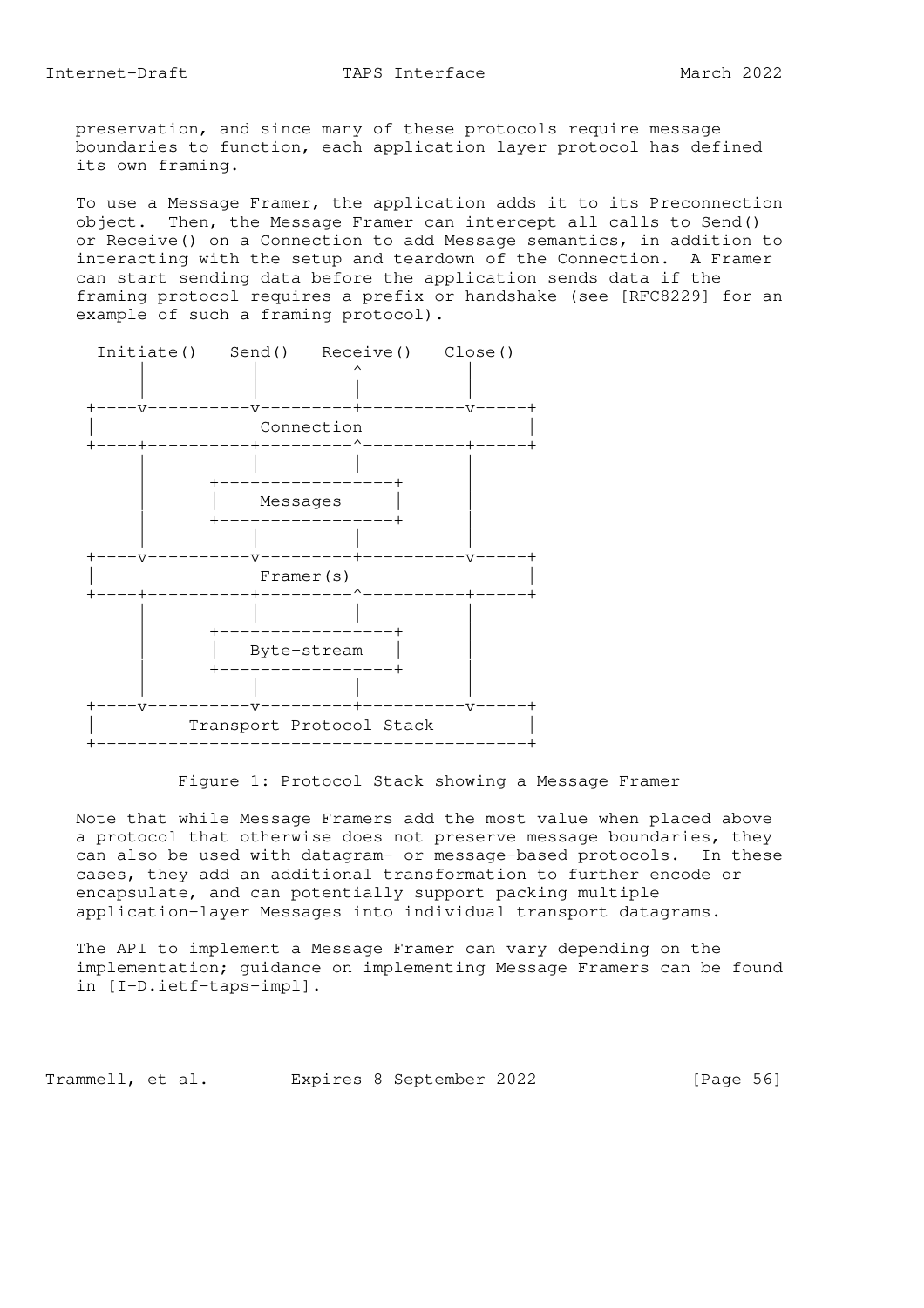preservation, and since many of these protocols require message boundaries to function, each application layer protocol has defined its own framing.

To use a Message Framer, the application adds it to its Preconnection object. Then, the Message Framer can intercept all calls to Send() or Receive() on a Connection to add Message semantics, in addition to interacting with the setup and teardown of the Connection. A Framer can start sending data before the application sends data if the framing protocol requires a prefix or handshake (see [RFC8229] for an example of such a framing protocol).

```
  Initiate()   Send()   Receive()   Close()
      |          |         ^          |
      |          |         |          |
 +----v----------v---------+----------v-----+
 |                Connection                |
 +----+----------+---------^----------+-----+
      |          |         |          |
      |      +-----------------+      |
      |      |    Messages     |      |
      |      +-----------------+      |
      |          |         |          |
 +----v----------v---------+----------v-----+
 |                Framer(s)                 |
 +----+----------+---------^----------+-----+
      |          |         |          |
      |      +-----------------+      |
      |      |   Byte-stream   |      |
      |      +-----------------+      |
      |          |         |          |
 +----v----------v---------+----------v-----+
 |         Transport Protocol Stack         |
 +------------------------------------------+
```

Figure 1: Protocol Stack showing a Message Framer

Note that while Message Framers add the most value when placed above a protocol that otherwise does not preserve message boundaries, they can also be used with datagram- or message-based protocols. In these cases, they add an additional transformation to further encode or encapsulate, and can potentially support packing multiple application-layer Messages into individual transport datagrams.

The API to implement a Message Framer can vary depending on the implementation; guidance on implementing Message Framers can be found in [I-D.ietf-taps-impl].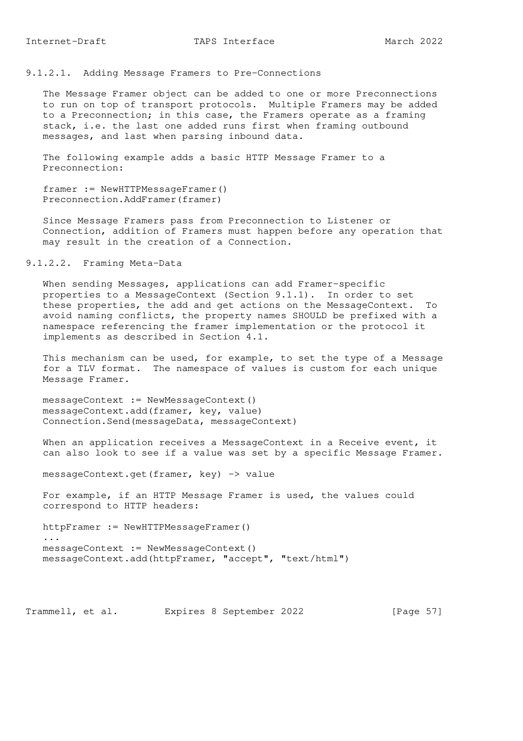#### 9.1.2.1. Adding Message Framers to Pre-Connections

The Message Framer object can be added to one or more Preconnections to run on top of transport protocols. Multiple Framers may be added to a Preconnection; in this case, the Framers operate as a framing stack, i.e. the last one added runs first when framing outbound messages, and last when parsing inbound data.

The following example adds a basic HTTP Message Framer to a Preconnection:

```
framer := NewHTTPMessageFramer()
Preconnection.AddFramer(framer)
```

Since Message Framers pass from Preconnection to Listener or Connection, addition of Framers must happen before any operation that may result in the creation of a Connection.

#### 9.1.2.2. Framing Meta-Data

When sending Messages, applications can add Framer-specific properties to a MessageContext (Section 9.1.1). In order to set these properties, the add and get actions on the MessageContext. To avoid naming conflicts, the property names SHOULD be prefixed with a namespace referencing the framer implementation or the protocol it implements as described in Section 4.1.

This mechanism can be used, for example, to set the type of a Message for a TLV format. The namespace of values is custom for each unique Message Framer.

```
messageContext := NewMessageContext()
messageContext.add(framer, key, value)
Connection.Send(messageData, messageContext)
```

When an application receives a MessageContext in a Receive event, it can also look to see if a value was set by a specific Message Framer.

```
messageContext.get(framer, key) -> value
```

For example, if an HTTP Message Framer is used, the values could correspond to HTTP headers:

```
httpFramer := NewHTTPMessageFramer()
...
messageContext := NewMessageContext()
messageContext.add(httpFramer, "accept", "text/html")
```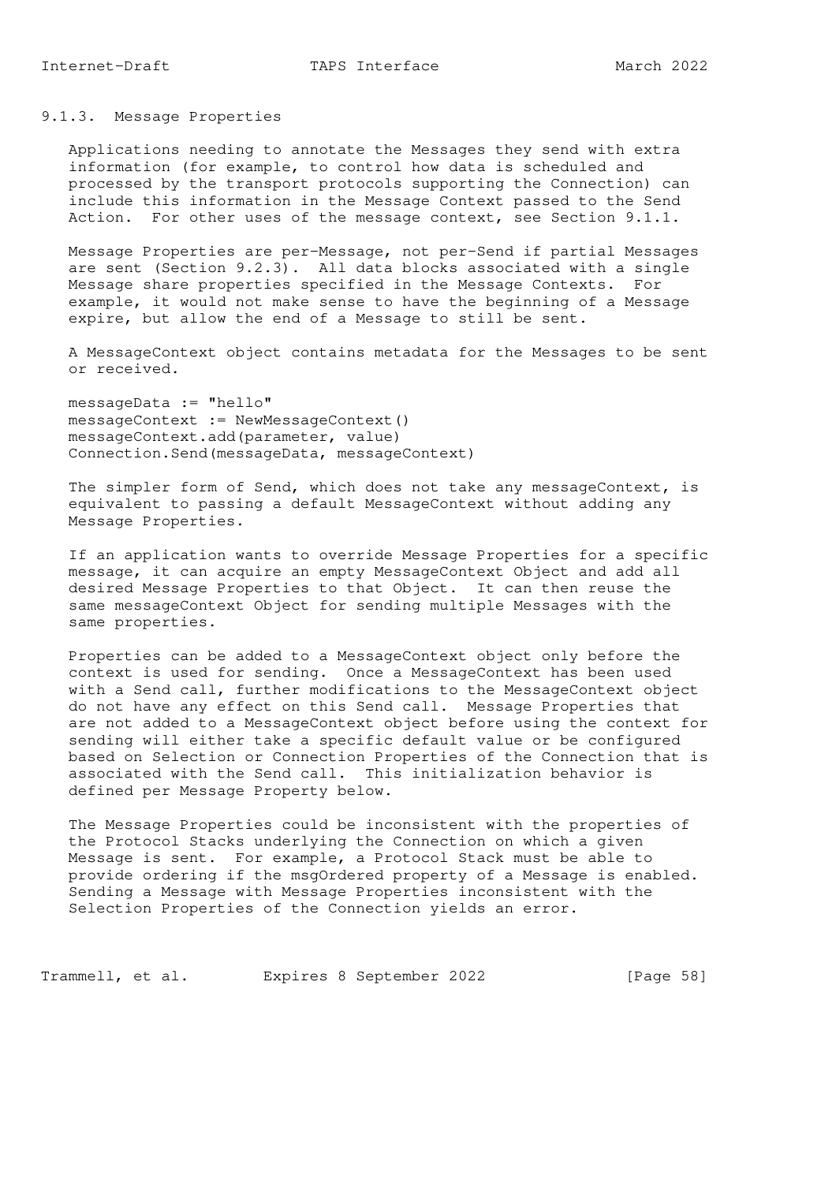### 9.1.3. Message Properties

Applications needing to annotate the Messages they send with extra information (for example, to control how data is scheduled and processed by the transport protocols supporting the Connection) can include this information in the Message Context passed to the Send Action. For other uses of the message context, see Section 9.1.1.

Message Properties are per-Message, not per-Send if partial Messages are sent (Section 9.2.3). All data blocks associated with a single Message share properties specified in the Message Contexts. For example, it would not make sense to have the beginning of a Message expire, but allow the end of a Message to still be sent.

A MessageContext object contains metadata for the Messages to be sent or received.

```
messageData := "hello"
messageContext := NewMessageContext()
messageContext.add(parameter, value)
Connection.Send(messageData, messageContext)
```

The simpler form of Send, which does not take any messageContext, is equivalent to passing a default MessageContext without adding any Message Properties.

If an application wants to override Message Properties for a specific message, it can acquire an empty MessageContext Object and add all desired Message Properties to that Object. It can then reuse the same messageContext Object for sending multiple Messages with the same properties.

Properties can be added to a MessageContext object only before the context is used for sending. Once a MessageContext has been used with a Send call, further modifications to the MessageContext object do not have any effect on this Send call. Message Properties that are not added to a MessageContext object before using the context for sending will either take a specific default value or be configured based on Selection or Connection Properties of the Connection that is associated with the Send call. This initialization behavior is defined per Message Property below.

The Message Properties could be inconsistent with the properties of the Protocol Stacks underlying the Connection on which a given Message is sent. For example, a Protocol Stack must be able to provide ordering if the msgOrdered property of a Message is enabled. Sending a Message with Message Properties inconsistent with the Selection Properties of the Connection yields an error.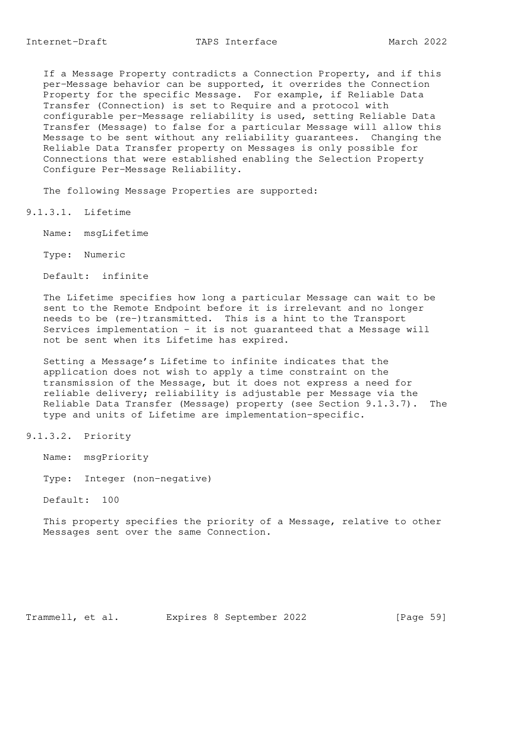If a Message Property contradicts a Connection Property, and if this per-Message behavior can be supported, it overrides the Connection Property for the specific Message. For example, if Reliable Data Transfer (Connection) is set to Require and a protocol with configurable per-Message reliability is used, setting Reliable Data Transfer (Message) to false for a particular Message will allow this Message to be sent without any reliability guarantees. Changing the Reliable Data Transfer property on Messages is only possible for Connections that were established enabling the Selection Property Configure Per-Message Reliability.

The following Message Properties are supported:

#### 9.1.3.1. Lifetime

Name: msgLifetime

Type: Numeric

Default: infinite

The Lifetime specifies how long a particular Message can wait to be sent to the Remote Endpoint before it is irrelevant and no longer needs to be (re-)transmitted. This is a hint to the Transport Services implementation - it is not guaranteed that a Message will not be sent when its Lifetime has expired.

Setting a Message's Lifetime to infinite indicates that the application does not wish to apply a time constraint on the transmission of the Message, but it does not express a need for reliable delivery; reliability is adjustable per Message via the Reliable Data Transfer (Message) property (see Section 9.1.3.7). The type and units of Lifetime are implementation-specific.

#### 9.1.3.2. Priority

Name: msgPriority

Type: Integer (non-negative)

Default: 100

This property specifies the priority of a Message, relative to other Messages sent over the same Connection.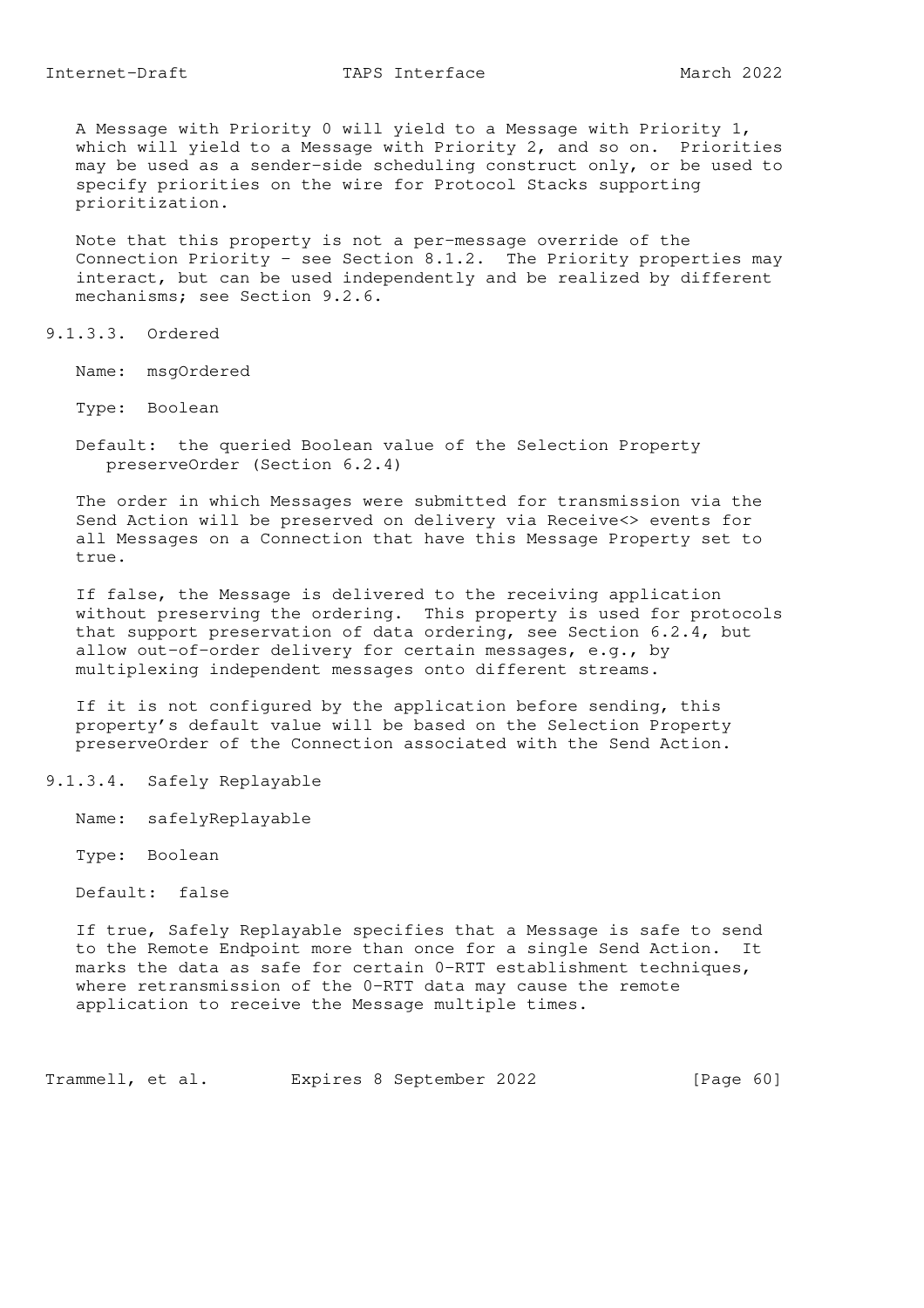A Message with Priority 0 will yield to a Message with Priority 1, which will yield to a Message with Priority 2, and so on. Priorities may be used as a sender-side scheduling construct only, or be used to specify priorities on the wire for Protocol Stacks supporting prioritization.

Note that this property is not a per-message override of the Connection Priority - see Section 8.1.2. The Priority properties may interact, but can be used independently and be realized by different mechanisms; see Section 9.2.6.

#### 9.1.3.3. Ordered

Name: msgOrdered

Type: Boolean

Default: the queried Boolean value of the Selection Property preserveOrder (Section 6.2.4)

The order in which Messages were submitted for transmission via the Send Action will be preserved on delivery via Receive<> events for all Messages on a Connection that have this Message Property set to true.

If false, the Message is delivered to the receiving application without preserving the ordering. This property is used for protocols that support preservation of data ordering, see Section 6.2.4, but allow out-of-order delivery for certain messages, e.g., by multiplexing independent messages onto different streams.

If it is not configured by the application before sending, this property's default value will be based on the Selection Property preserveOrder of the Connection associated with the Send Action.

#### 9.1.3.4. Safely Replayable

Name: safelyReplayable

Type: Boolean

Default: false

If true, Safely Replayable specifies that a Message is safe to send to the Remote Endpoint more than once for a single Send Action. It marks the data as safe for certain 0-RTT establishment techniques, where retransmission of the 0-RTT data may cause the remote application to receive the Message multiple times.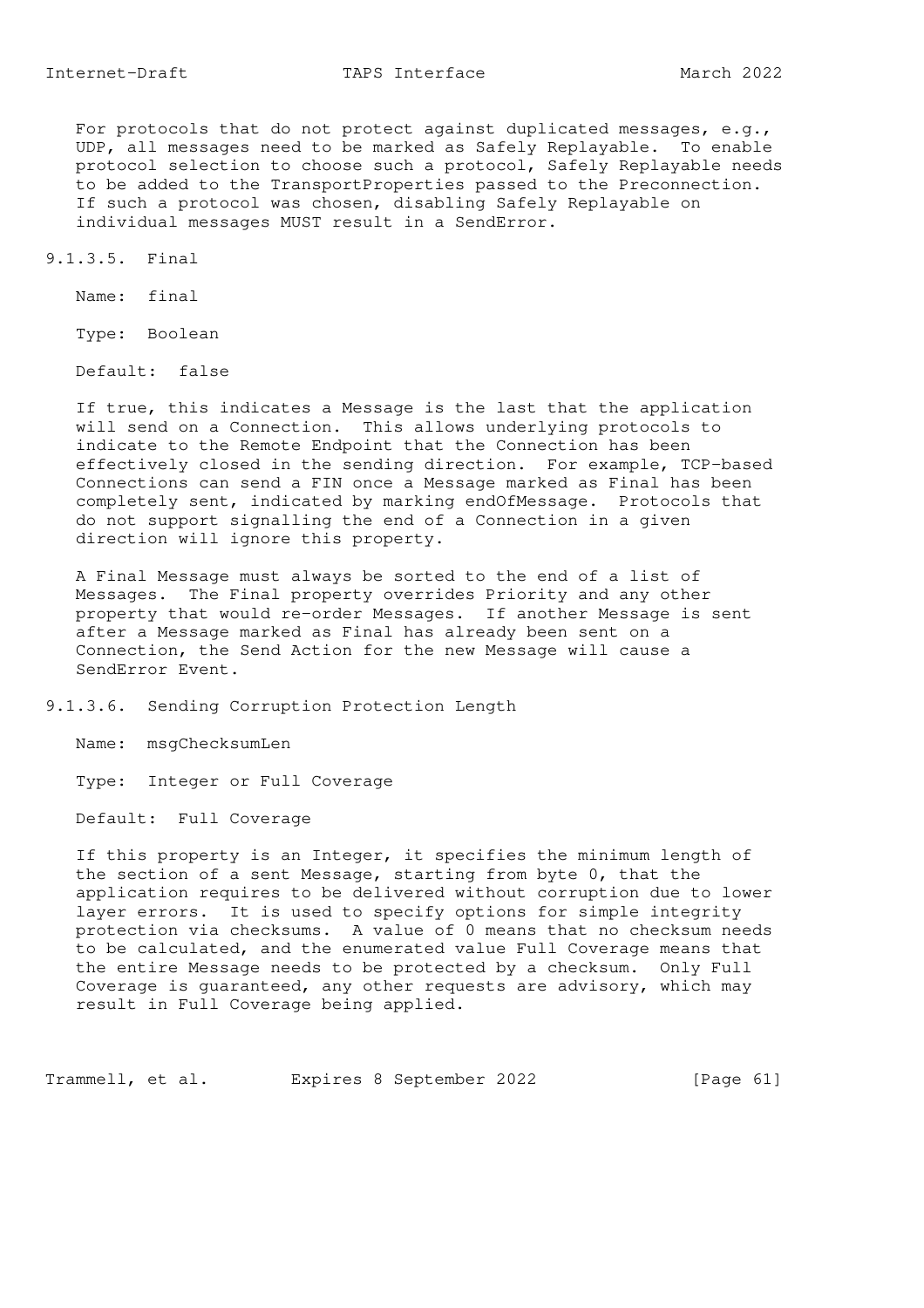For protocols that do not protect against duplicated messages, e.g., UDP, all messages need to be marked as Safely Replayable. To enable protocol selection to choose such a protocol, Safely Replayable needs to be added to the TransportProperties passed to the Preconnection. If such a protocol was chosen, disabling Safely Replayable on individual messages MUST result in a SendError.

#### 9.1.3.5. Final

Name: final

Type: Boolean

Default: false

If true, this indicates a Message is the last that the application will send on a Connection. This allows underlying protocols to indicate to the Remote Endpoint that the Connection has been effectively closed in the sending direction. For example, TCP-based Connections can send a FIN once a Message marked as Final has been completely sent, indicated by marking endOfMessage. Protocols that do not support signalling the end of a Connection in a given direction will ignore this property.

A Final Message must always be sorted to the end of a list of Messages. The Final property overrides Priority and any other property that would re-order Messages. If another Message is sent after a Message marked as Final has already been sent on a Connection, the Send Action for the new Message will cause a SendError Event.

#### 9.1.3.6. Sending Corruption Protection Length

Name: msgChecksumLen

Type: Integer or Full Coverage

Default: Full Coverage

If this property is an Integer, it specifies the minimum length of the section of a sent Message, starting from byte 0, that the application requires to be delivered without corruption due to lower layer errors. It is used to specify options for simple integrity protection via checksums. A value of 0 means that no checksum needs to be calculated, and the enumerated value Full Coverage means that the entire Message needs to be protected by a checksum. Only Full Coverage is guaranteed, any other requests are advisory, which may result in Full Coverage being applied.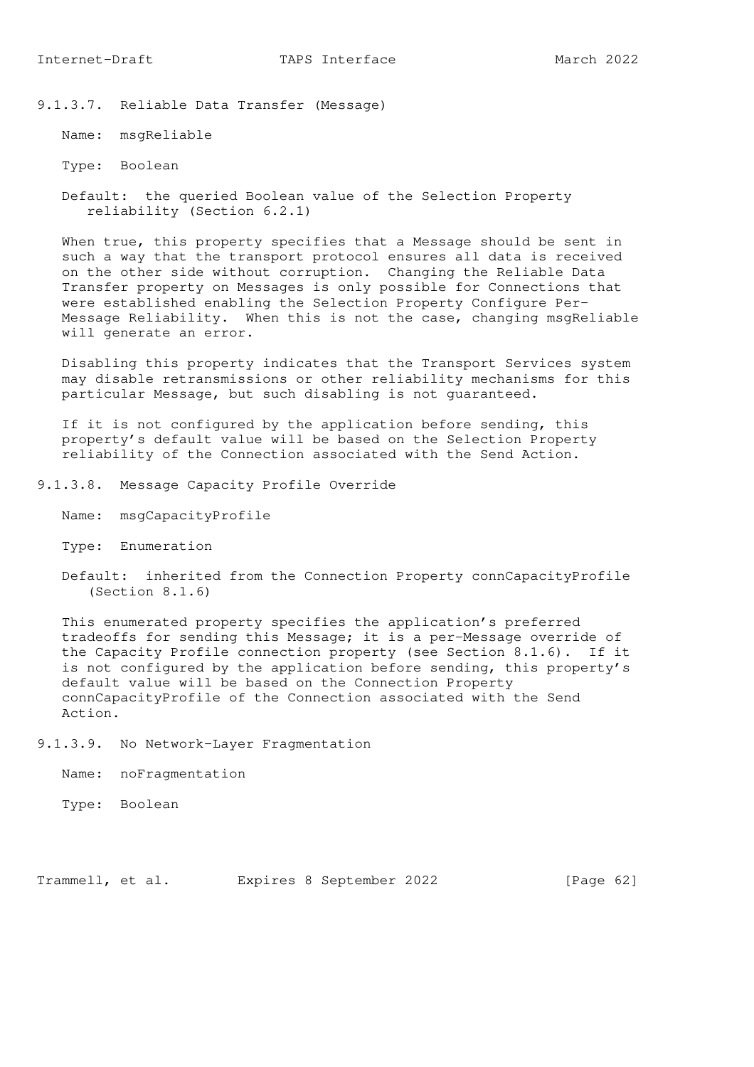#### 9.1.3.7. Reliable Data Transfer (Message)

Name: msgReliable

Type: Boolean

Default: the queried Boolean value of the Selection Property reliability (Section 6.2.1)

When true, this property specifies that a Message should be sent in such a way that the transport protocol ensures all data is received on the other side without corruption. Changing the Reliable Data Transfer property on Messages is only possible for Connections that were established enabling the Selection Property Configure Per-Message Reliability. When this is not the case, changing msgReliable will generate an error.

Disabling this property indicates that the Transport Services system may disable retransmissions or other reliability mechanisms for this particular Message, but such disabling is not guaranteed.

If it is not configured by the application before sending, this property's default value will be based on the Selection Property reliability of the Connection associated with the Send Action.

#### 9.1.3.8. Message Capacity Profile Override

Name: msgCapacityProfile

Type: Enumeration

Default: inherited from the Connection Property connCapacityProfile (Section 8.1.6)

This enumerated property specifies the application's preferred tradeoffs for sending this Message; it is a per-Message override of the Capacity Profile connection property (see Section 8.1.6). If it is not configured by the application before sending, this property's default value will be based on the Connection Property connCapacityProfile of the Connection associated with the Send Action.

#### 9.1.3.9. No Network-Layer Fragmentation

Name: noFragmentation

Type: Boolean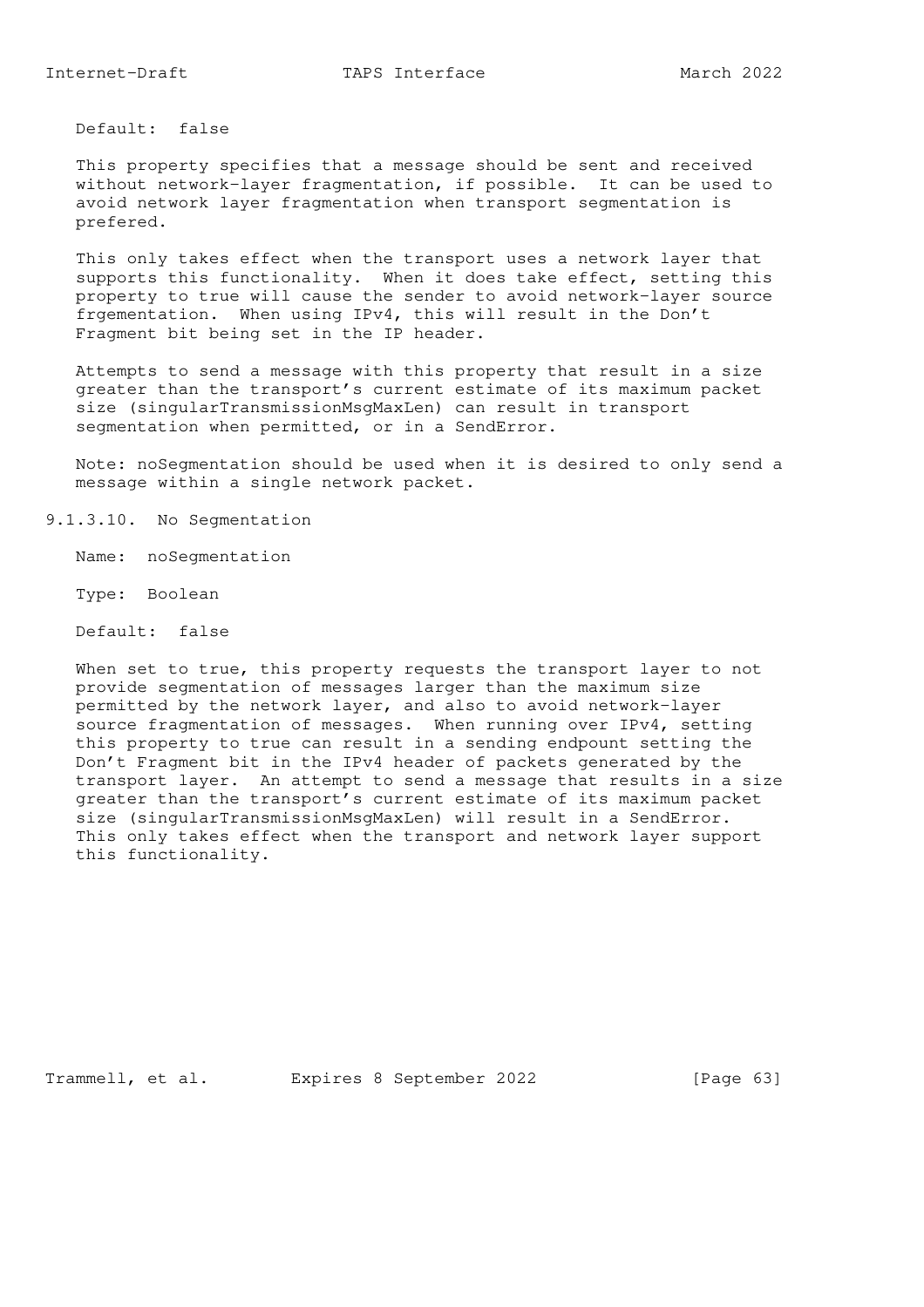Default: false

This property specifies that a message should be sent and received without network-layer fragmentation, if possible. It can be used to avoid network layer fragmentation when transport segmentation is prefered.

This only takes effect when the transport uses a network layer that supports this functionality. When it does take effect, setting this property to true will cause the sender to avoid network-layer source frgementation. When using IPv4, this will result in the Don't Fragment bit being set in the IP header.

Attempts to send a message with this property that result in a size greater than the transport's current estimate of its maximum packet size (singularTransmissionMsgMaxLen) can result in transport segmentation when permitted, or in a SendError.

Note: noSegmentation should be used when it is desired to only send a message within a single network packet.

#### 9.1.3.10. No Segmentation

Name: noSegmentation

Type: Boolean

Default: false

When set to true, this property requests the transport layer to not provide segmentation of messages larger than the maximum size permitted by the network layer, and also to avoid network-layer source fragmentation of messages. When running over IPv4, setting this property to true can result in a sending endpount setting the Don't Fragment bit in the IPv4 header of packets generated by the transport layer. An attempt to send a message that results in a size greater than the transport's current estimate of its maximum packet size (singularTransmissionMsgMaxLen) will result in a SendError. This only takes effect when the transport and network layer support this functionality.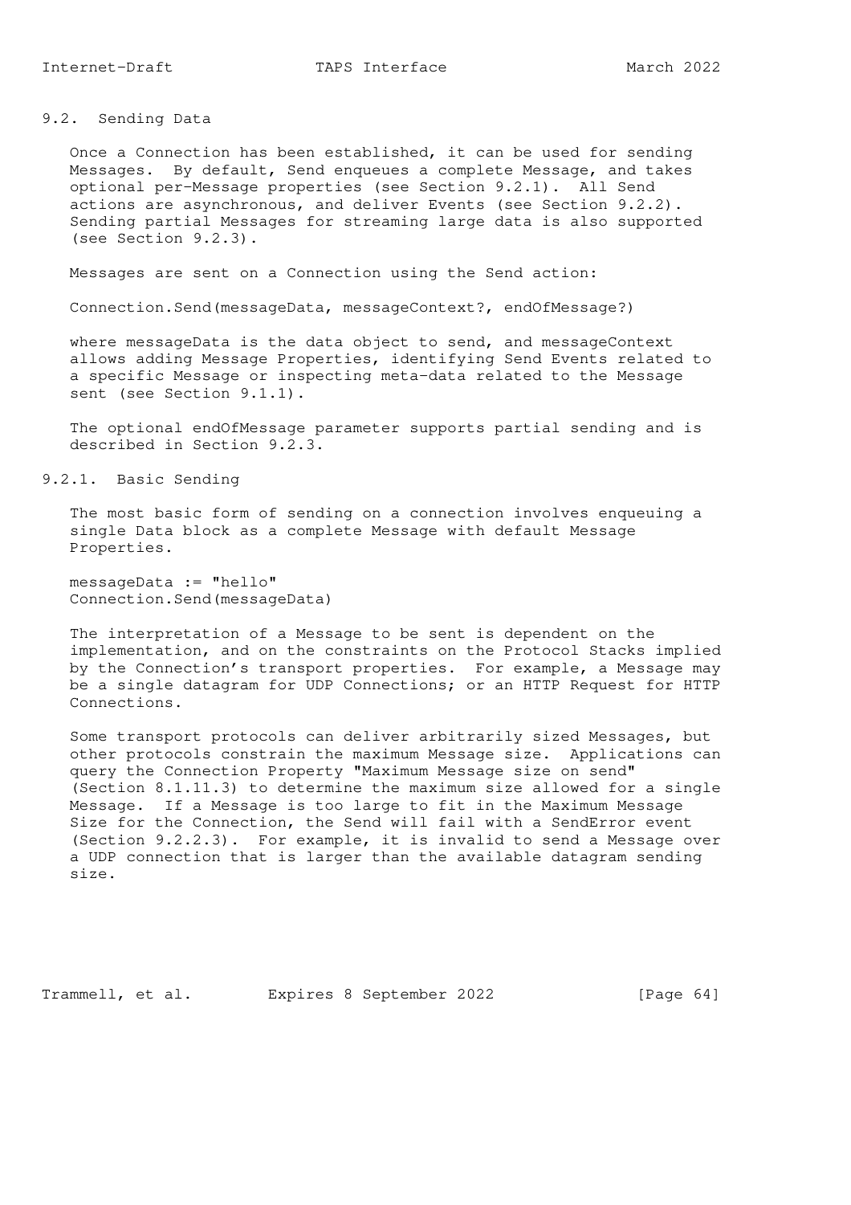## 9.2. Sending Data

Once a Connection has been established, it can be used for sending Messages. By default, Send enqueues a complete Message, and takes optional per-Message properties (see Section 9.2.1). All Send actions are asynchronous, and deliver Events (see Section 9.2.2). Sending partial Messages for streaming large data is also supported (see Section 9.2.3).

Messages are sent on a Connection using the Send action:

```
Connection.Send(messageData, messageContext?, endOfMessage?)
```

where messageData is the data object to send, and messageContext allows adding Message Properties, identifying Send Events related to a specific Message or inspecting meta-data related to the Message sent (see Section 9.1.1).

The optional endOfMessage parameter supports partial sending and is described in Section 9.2.3.

### 9.2.1. Basic Sending

The most basic form of sending on a connection involves enqueuing a single Data block as a complete Message with default Message Properties.

```
messageData := "hello"
Connection.Send(messageData)
```

The interpretation of a Message to be sent is dependent on the implementation, and on the constraints on the Protocol Stacks implied by the Connection's transport properties. For example, a Message may be a single datagram for UDP Connections; or an HTTP Request for HTTP Connections.

Some transport protocols can deliver arbitrarily sized Messages, but other protocols constrain the maximum Message size. Applications can query the Connection Property "Maximum Message size on send" (Section 8.1.11.3) to determine the maximum size allowed for a single Message. If a Message is too large to fit in the Maximum Message Size for the Connection, the Send will fail with a SendError event (Section 9.2.2.3). For example, it is invalid to send a Message over a UDP connection that is larger than the available datagram sending size.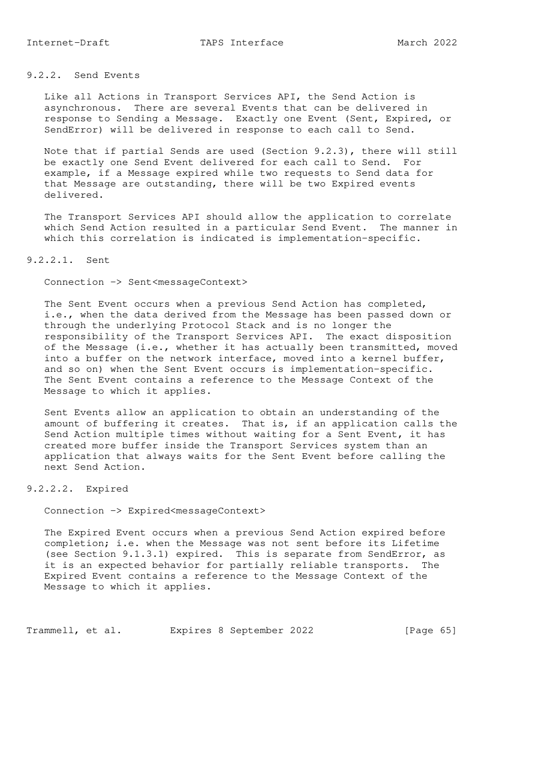### 9.2.2. Send Events

Like all Actions in Transport Services API, the Send Action is asynchronous. There are several Events that can be delivered in response to Sending a Message. Exactly one Event (Sent, Expired, or SendError) will be delivered in response to each call to Send.

Note that if partial Sends are used (Section 9.2.3), there will still be exactly one Send Event delivered for each call to Send. For example, if a Message expired while two requests to Send data for that Message are outstanding, there will be two Expired events delivered.

The Transport Services API should allow the application to correlate which Send Action resulted in a particular Send Event. The manner in which this correlation is indicated is implementation-specific.

#### 9.2.2.1. Sent

```
Connection -> Sent<messageContext>
```

The Sent Event occurs when a previous Send Action has completed, i.e., when the data derived from the Message has been passed down or through the underlying Protocol Stack and is no longer the responsibility of the Transport Services API. The exact disposition of the Message (i.e., whether it has actually been transmitted, moved into a buffer on the network interface, moved into a kernel buffer, and so on) when the Sent Event occurs is implementation-specific. The Sent Event contains a reference to the Message Context of the Message to which it applies.

Sent Events allow an application to obtain an understanding of the amount of buffering it creates. That is, if an application calls the Send Action multiple times without waiting for a Sent Event, it has created more buffer inside the Transport Services system than an application that always waits for the Sent Event before calling the next Send Action.

#### 9.2.2.2. Expired

```
Connection -> Expired<messageContext>
```

The Expired Event occurs when a previous Send Action expired before completion; i.e. when the Message was not sent before its Lifetime (see Section 9.1.3.1) expired. This is separate from SendError, as it is an expected behavior for partially reliable transports. The Expired Event contains a reference to the Message Context of the Message to which it applies.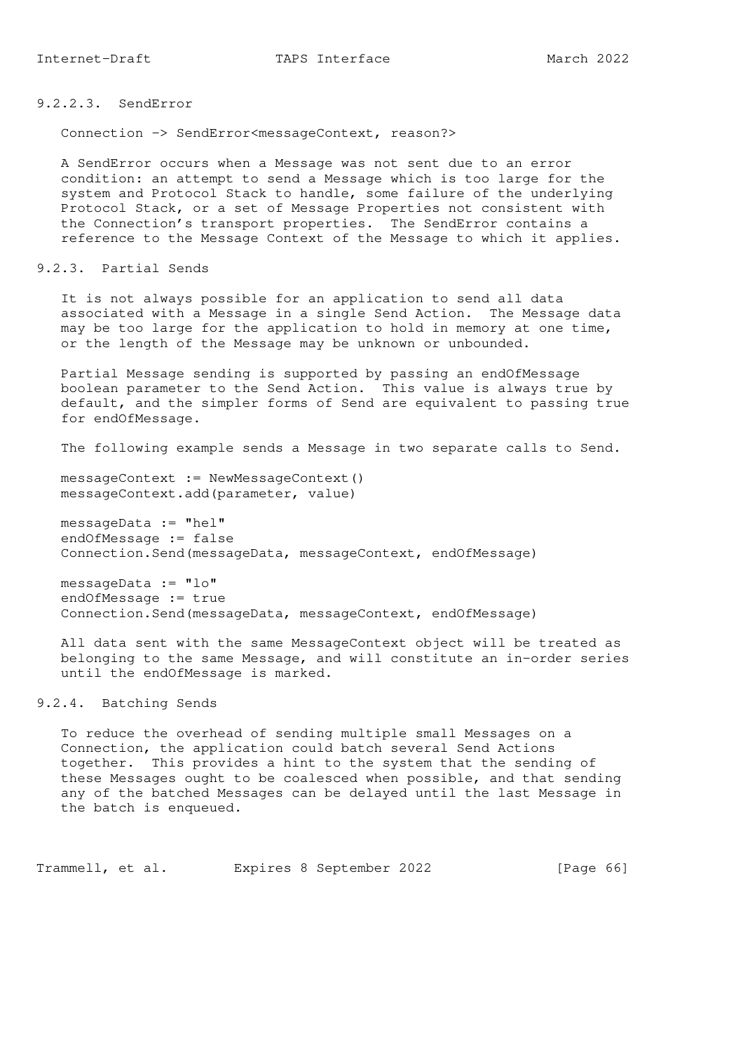#### 9.2.2.3. SendError

```
Connection -> SendError<messageContext, reason?>
```

A SendError occurs when a Message was not sent due to an error condition: an attempt to send a Message which is too large for the system and Protocol Stack to handle, some failure of the underlying Protocol Stack, or a set of Message Properties not consistent with the Connection's transport properties. The SendError contains a reference to the Message Context of the Message to which it applies.

### 9.2.3. Partial Sends

It is not always possible for an application to send all data associated with a Message in a single Send Action. The Message data may be too large for the application to hold in memory at one time, or the length of the Message may be unknown or unbounded.

Partial Message sending is supported by passing an endOfMessage boolean parameter to the Send Action. This value is always true by default, and the simpler forms of Send are equivalent to passing true for endOfMessage.

The following example sends a Message in two separate calls to Send.

```
messageContext := NewMessageContext()
messageContext.add(parameter, value)

messageData := "hel"
endOfMessage := false
Connection.Send(messageData, messageContext, endOfMessage)

messageData := "lo"
endOfMessage := true
Connection.Send(messageData, messageContext, endOfMessage)
```

All data sent with the same MessageContext object will be treated as belonging to the same Message, and will constitute an in-order series until the endOfMessage is marked.

### 9.2.4. Batching Sends

To reduce the overhead of sending multiple small Messages on a Connection, the application could batch several Send Actions together. This provides a hint to the system that the sending of these Messages ought to be coalesced when possible, and that sending any of the batched Messages can be delayed until the last Message in the batch is enqueued.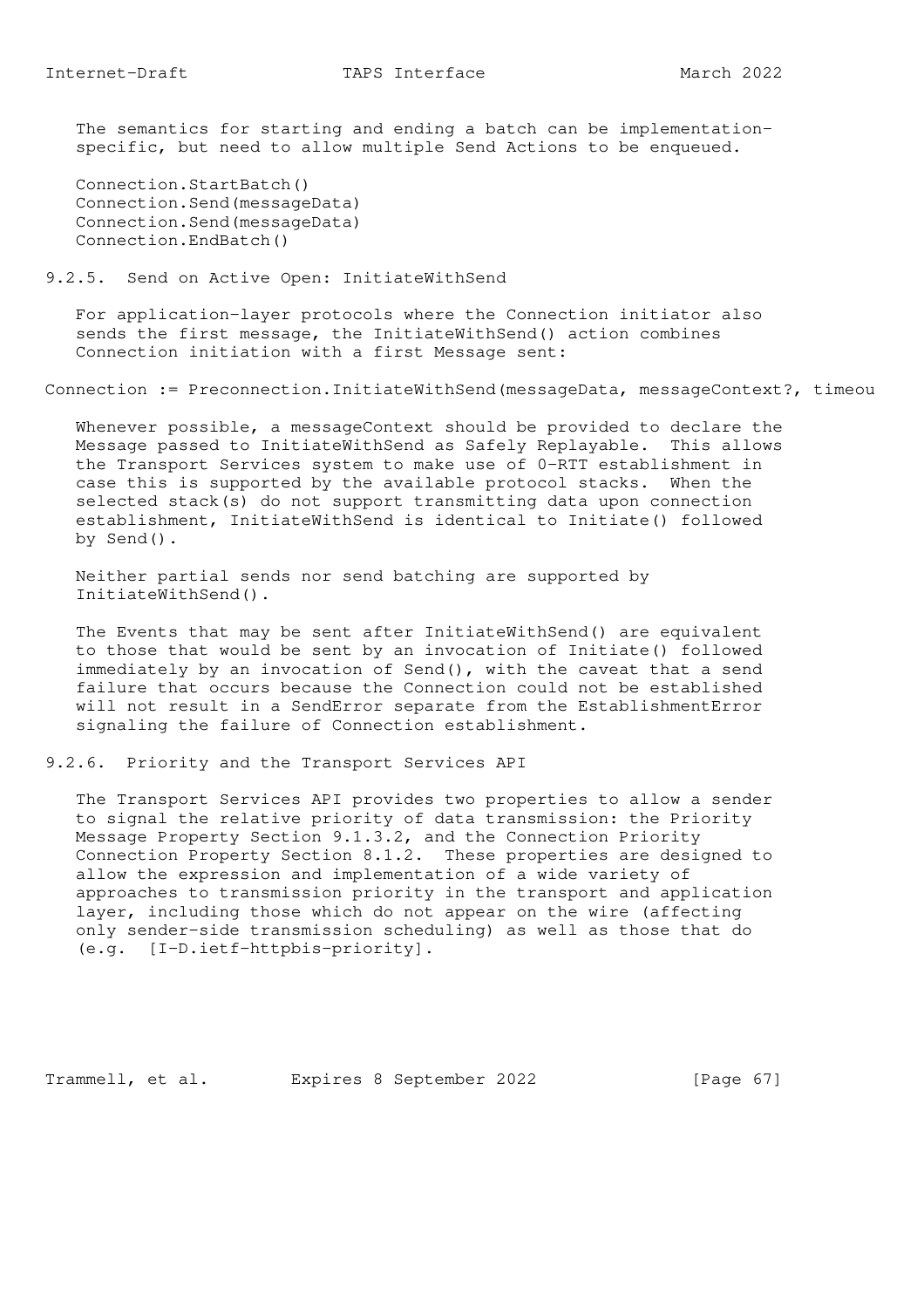The semantics for starting and ending a batch can be implementation-specific, but need to allow multiple Send Actions to be enqueued.

```
Connection.StartBatch()
Connection.Send(messageData)
Connection.Send(messageData)
Connection.EndBatch()
```

### 9.2.5. Send on Active Open: InitiateWithSend

For application-layer protocols where the Connection initiator also sends the first message, the InitiateWithSend() action combines Connection initiation with a first Message sent:

```
Connection := Preconnection.InitiateWithSend(messageData, messageContext?, timeou
```

Whenever possible, a messageContext should be provided to declare the Message passed to InitiateWithSend as Safely Replayable. This allows the Transport Services system to make use of 0-RTT establishment in case this is supported by the available protocol stacks. When the selected stack(s) do not support transmitting data upon connection establishment, InitiateWithSend is identical to Initiate() followed by Send().

Neither partial sends nor send batching are supported by InitiateWithSend().

The Events that may be sent after InitiateWithSend() are equivalent to those that would be sent by an invocation of Initiate() followed immediately by an invocation of Send(), with the caveat that a send failure that occurs because the Connection could not be established will not result in a SendError separate from the EstablishmentError signaling the failure of Connection establishment.

### 9.2.6. Priority and the Transport Services API

The Transport Services API provides two properties to allow a sender to signal the relative priority of data transmission: the Priority Message Property Section 9.1.3.2, and the Connection Priority Connection Property Section 8.1.2. These properties are designed to allow the expression and implementation of a wide variety of approaches to transmission priority in the transport and application layer, including those which do not appear on the wire (affecting only sender-side transmission scheduling) as well as those that do (e.g. [I-D.ietf-httpbis-priority].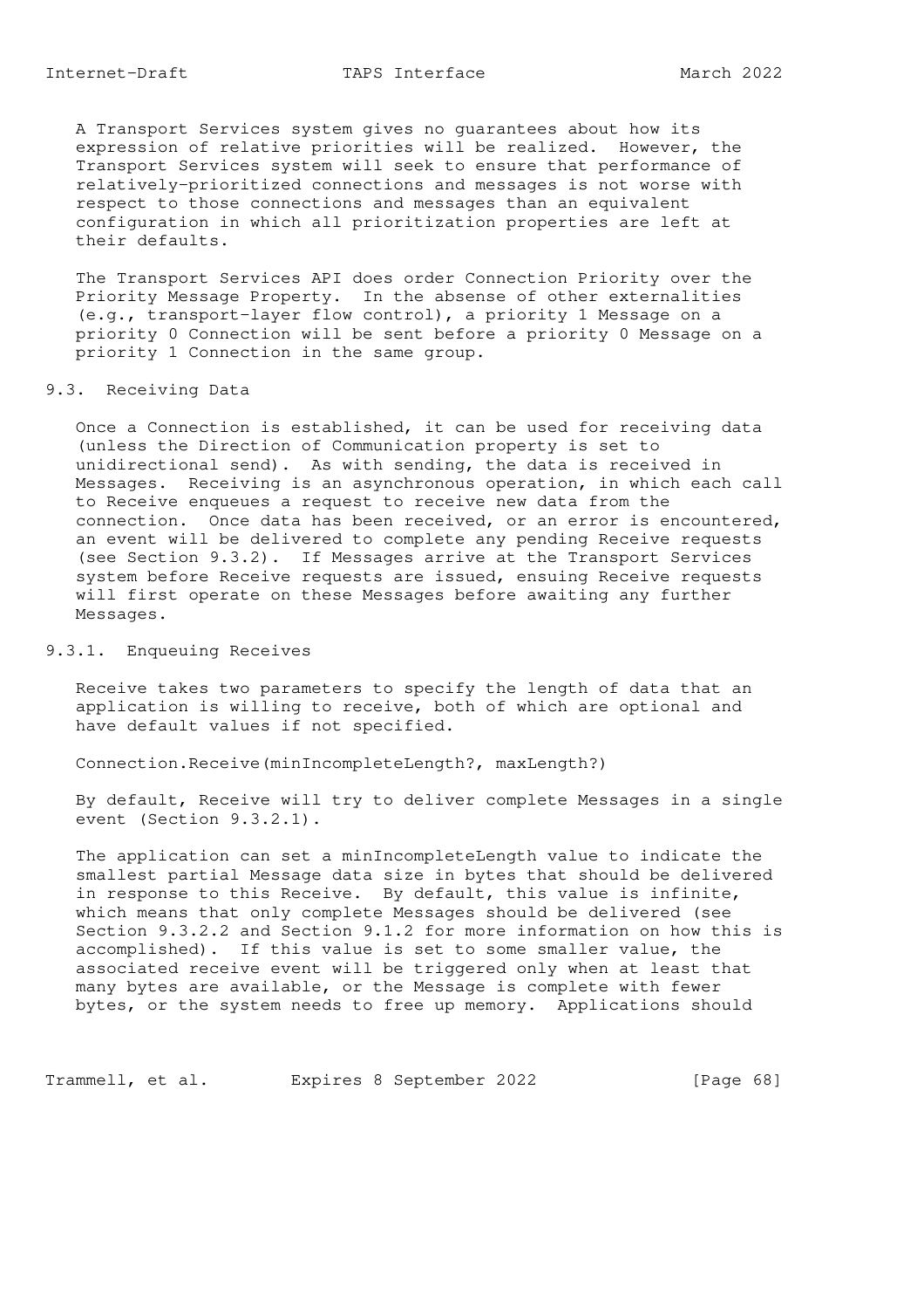A Transport Services system gives no guarantees about how its expression of relative priorities will be realized. However, the Transport Services system will seek to ensure that performance of relatively-prioritized connections and messages is not worse with respect to those connections and messages than an equivalent configuration in which all prioritization properties are left at their defaults.

The Transport Services API does order Connection Priority over the Priority Message Property. In the absense of other externalities (e.g., transport-layer flow control), a priority 1 Message on a priority 0 Connection will be sent before a priority 0 Message on a priority 1 Connection in the same group.

### 9.3. Receiving Data

Once a Connection is established, it can be used for receiving data (unless the Direction of Communication property is set to unidirectional send). As with sending, the data is received in Messages. Receiving is an asynchronous operation, in which each call to Receive enqueues a request to receive new data from the connection. Once data has been received, or an error is encountered, an event will be delivered to complete any pending Receive requests (see Section 9.3.2). If Messages arrive at the Transport Services system before Receive requests are issued, ensuing Receive requests will first operate on these Messages before awaiting any further Messages.

#### 9.3.1. Enqueuing Receives

Receive takes two parameters to specify the length of data that an application is willing to receive, both of which are optional and have default values if not specified.

```
Connection.Receive(minIncompleteLength?, maxLength?)
```

By default, Receive will try to deliver complete Messages in a single event (Section 9.3.2.1).

The application can set a minIncompleteLength value to indicate the smallest partial Message data size in bytes that should be delivered in response to this Receive. By default, this value is infinite, which means that only complete Messages should be delivered (see Section 9.3.2.2 and Section 9.1.2 for more information on how this is accomplished). If this value is set to some smaller value, the associated receive event will be triggered only when at least that many bytes are available, or the Message is complete with fewer bytes, or the system needs to free up memory. Applications should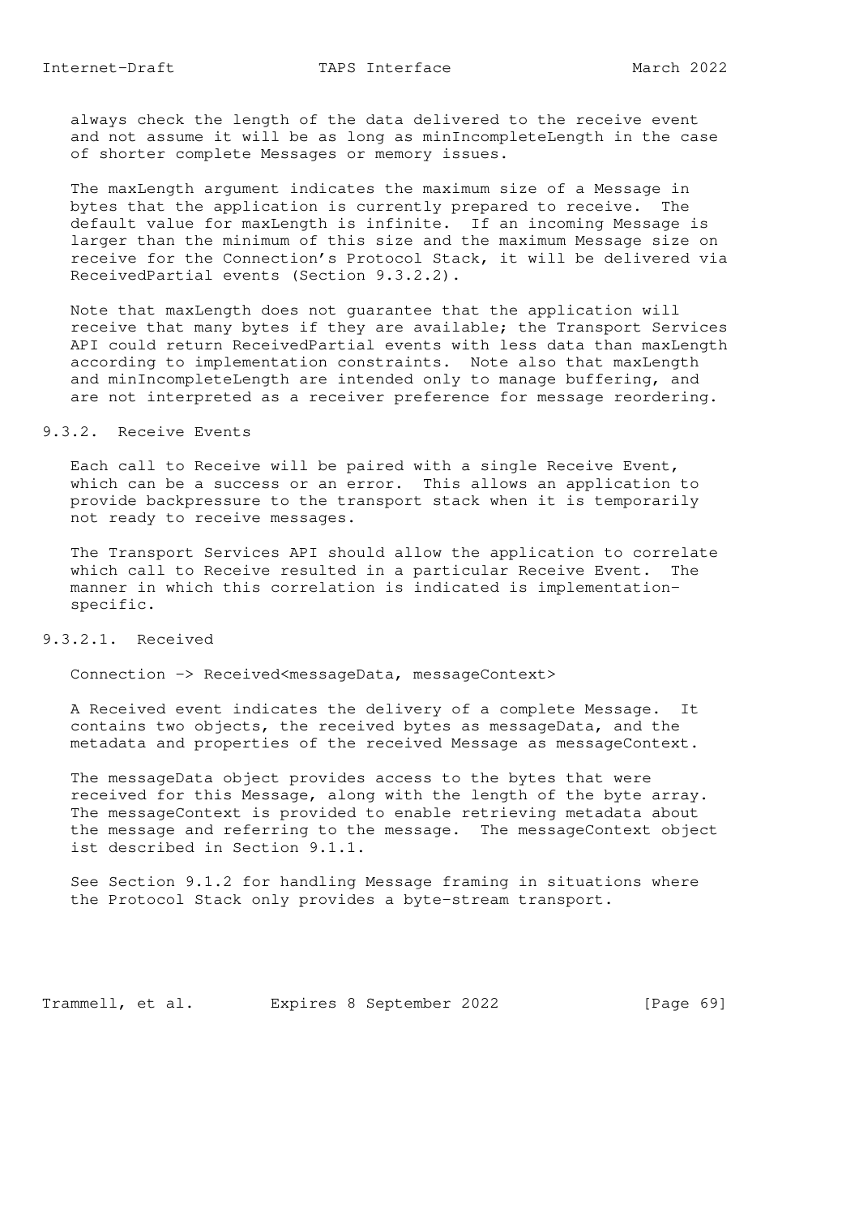always check the length of the data delivered to the receive event and not assume it will be as long as minIncompleteLength in the case of shorter complete Messages or memory issues.

The maxLength argument indicates the maximum size of a Message in bytes that the application is currently prepared to receive. The default value for maxLength is infinite. If an incoming Message is larger than the minimum of this size and the maximum Message size on receive for the Connection's Protocol Stack, it will be delivered via ReceivedPartial events (Section 9.3.2.2).

Note that maxLength does not guarantee that the application will receive that many bytes if they are available; the Transport Services API could return ReceivedPartial events with less data than maxLength according to implementation constraints. Note also that maxLength and minIncompleteLength are intended only to manage buffering, and are not interpreted as a receiver preference for message reordering.

### 9.3.2. Receive Events

Each call to Receive will be paired with a single Receive Event, which can be a success or an error. This allows an application to provide backpressure to the transport stack when it is temporarily not ready to receive messages.

The Transport Services API should allow the application to correlate which call to Receive resulted in a particular Receive Event. The manner in which this correlation is indicated is implementation-specific.

#### 9.3.2.1. Received

```
Connection -> Received<messageData, messageContext>
```

A Received event indicates the delivery of a complete Message. It contains two objects, the received bytes as messageData, and the metadata and properties of the received Message as messageContext.

The messageData object provides access to the bytes that were received for this Message, along with the length of the byte array. The messageContext is provided to enable retrieving metadata about the message and referring to the message. The messageContext object ist described in Section 9.1.1.

See Section 9.1.2 for handling Message framing in situations where the Protocol Stack only provides a byte-stream transport.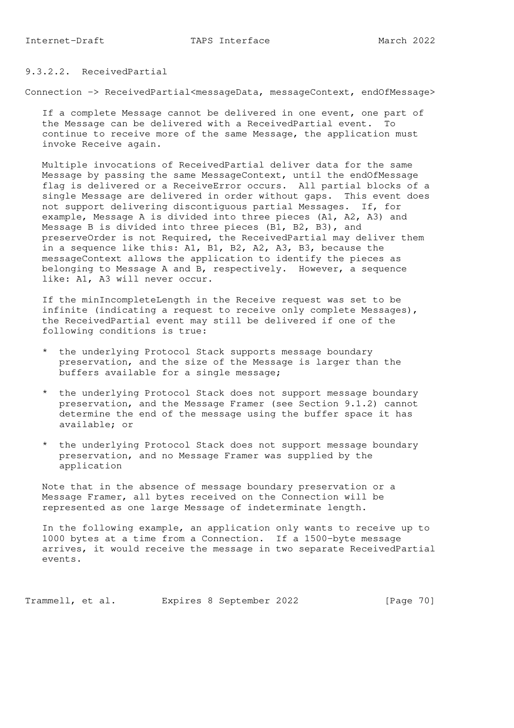#### 9.3.2.2. ReceivedPartial

Connection -> ReceivedPartial<messageData, messageContext, endOfMessage>

If a complete Message cannot be delivered in one event, one part of the Message can be delivered with a ReceivedPartial event. To continue to receive more of the same Message, the application must invoke Receive again.

Multiple invocations of ReceivedPartial deliver data for the same Message by passing the same MessageContext, until the endOfMessage flag is delivered or a ReceiveError occurs. All partial blocks of a single Message are delivered in order without gaps. This event does not support delivering discontiguous partial Messages. If, for example, Message A is divided into three pieces (A1, A2, A3) and Message B is divided into three pieces (B1, B2, B3), and preserveOrder is not Required, the ReceivedPartial may deliver them in a sequence like this: A1, B1, B2, A2, A3, B3, because the messageContext allows the application to identify the pieces as belonging to Message A and B, respectively. However, a sequence like: A1, A3 will never occur.

If the minIncompleteLength in the Receive request was set to be infinite (indicating a request to receive only complete Messages), the ReceivedPartial event may still be delivered if one of the following conditions is true:

* the underlying Protocol Stack supports message boundary preservation, and the size of the Message is larger than the buffers available for a single message;
* the underlying Protocol Stack does not support message boundary preservation, and the Message Framer (see Section 9.1.2) cannot determine the end of the message using the buffer space it has available; or
* the underlying Protocol Stack does not support message boundary preservation, and no Message Framer was supplied by the application

Note that in the absence of message boundary preservation or a Message Framer, all bytes received on the Connection will be represented as one large Message of indeterminate length.

In the following example, an application only wants to receive up to 1000 bytes at a time from a Connection. If a 1500-byte message arrives, it would receive the message in two separate ReceivedPartial events.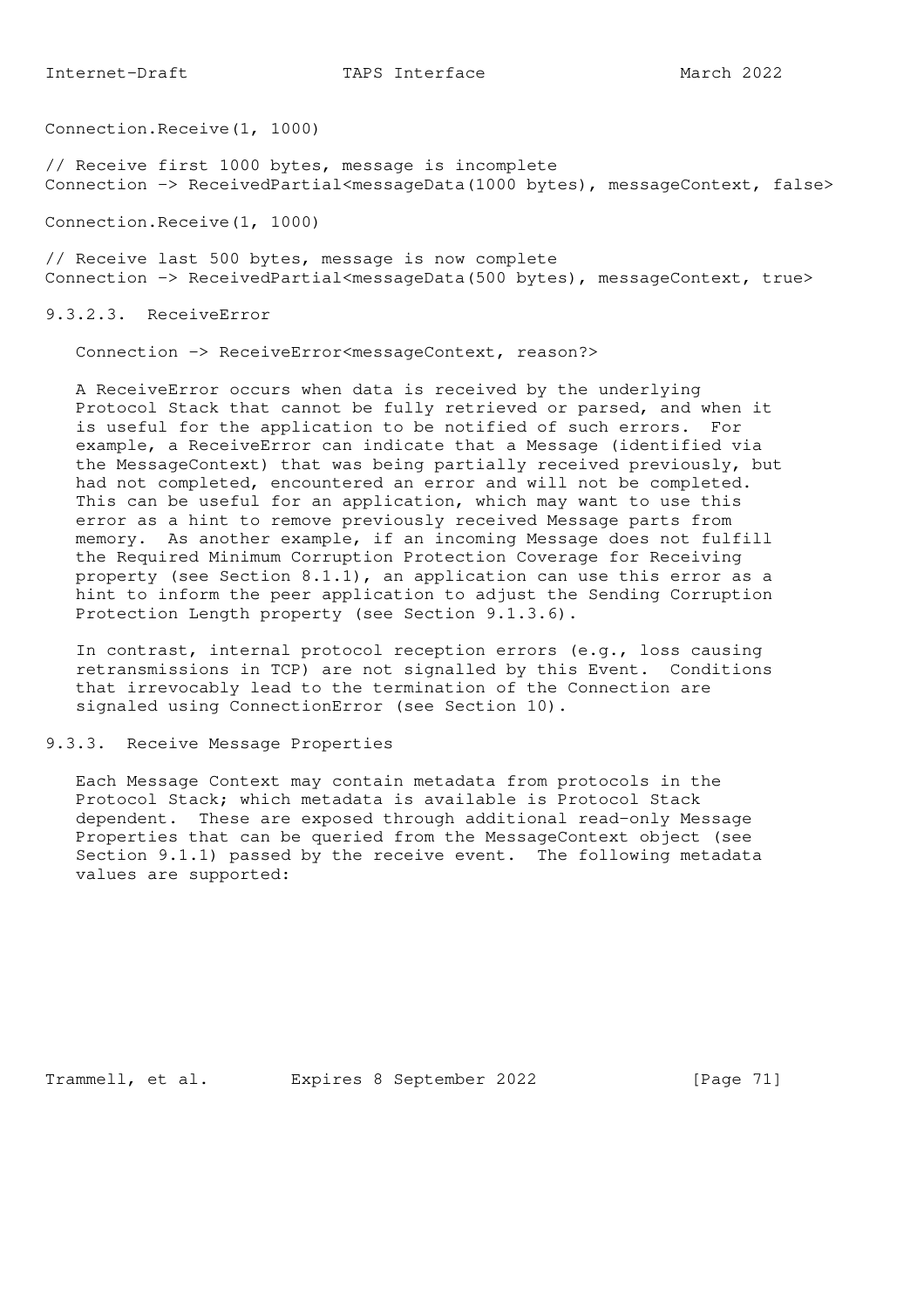```
Connection.Receive(1, 1000)

// Receive first 1000 bytes, message is incomplete
Connection -> ReceivedPartial<messageData(1000 bytes), messageContext, false>

Connection.Receive(1, 1000)

// Receive last 500 bytes, message is now complete
Connection -> ReceivedPartial<messageData(500 bytes), messageContext, true>
```

#### 9.3.2.3. ReceiveError

```
Connection -> ReceiveError<messageContext, reason?>
```

A ReceiveError occurs when data is received by the underlying Protocol Stack that cannot be fully retrieved or parsed, and when it is useful for the application to be notified of such errors. For example, a ReceiveError can indicate that a Message (identified via the MessageContext) that was being partially received previously, but had not completed, encountered an error and will not be completed. This can be useful for an application, which may want to use this error as a hint to remove previously received Message parts from memory. As another example, if an incoming Message does not fulfill the Required Minimum Corruption Protection Coverage for Receiving property (see Section 8.1.1), an application can use this error as a hint to inform the peer application to adjust the Sending Corruption Protection Length property (see Section 9.1.3.6).

In contrast, internal protocol reception errors (e.g., loss causing retransmissions in TCP) are not signalled by this Event. Conditions that irrevocably lead to the termination of the Connection are signaled using ConnectionError (see Section 10).

### 9.3.3. Receive Message Properties

Each Message Context may contain metadata from protocols in the Protocol Stack; which metadata is available is Protocol Stack dependent. These are exposed through additional read-only Message Properties that can be queried from the MessageContext object (see Section 9.1.1) passed by the receive event. The following metadata values are supported: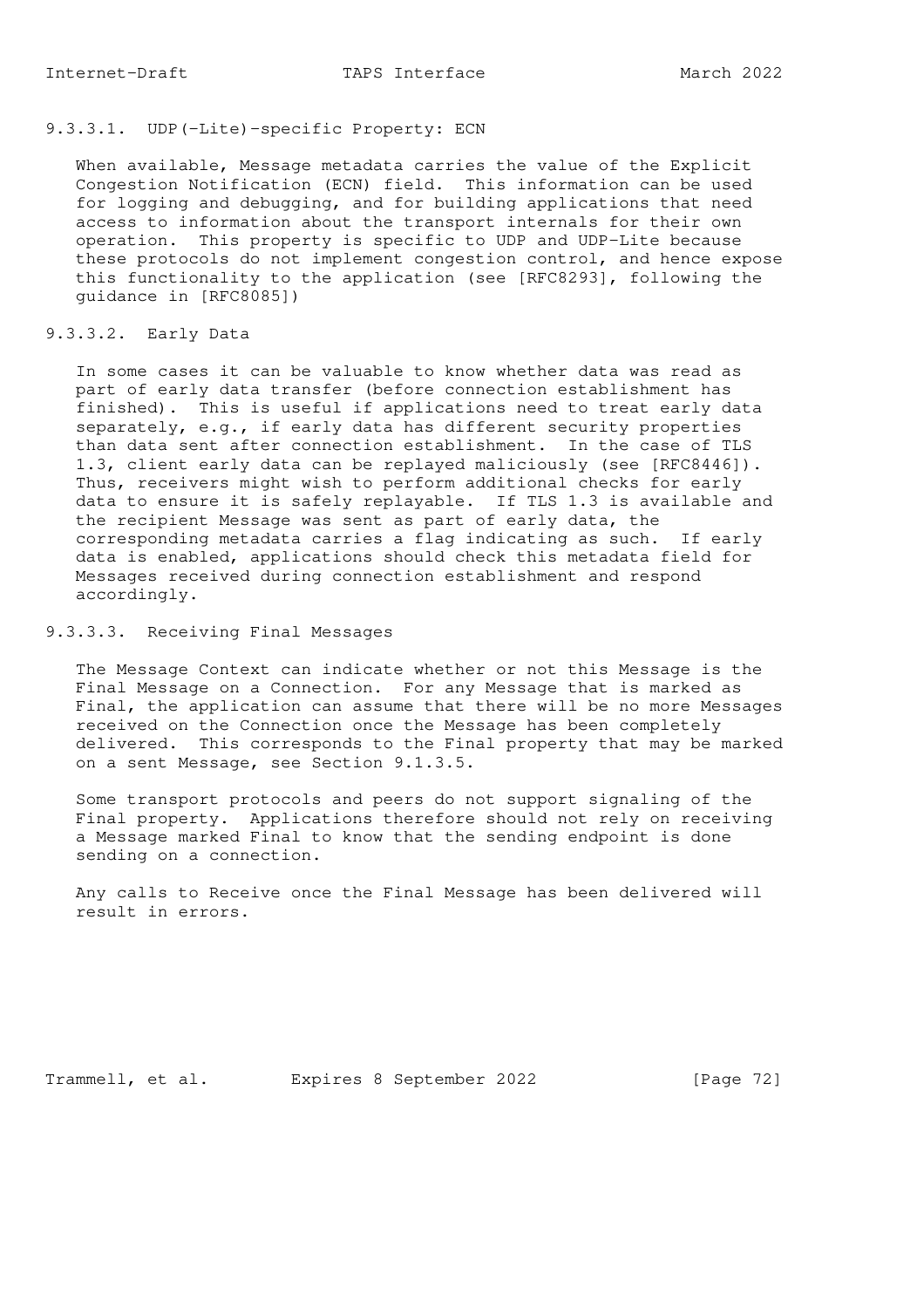#### 9.3.3.1. UDP(-Lite)-specific Property: ECN

When available, Message metadata carries the value of the Explicit Congestion Notification (ECN) field. This information can be used for logging and debugging, and for building applications that need access to information about the transport internals for their own operation. This property is specific to UDP and UDP-Lite because these protocols do not implement congestion control, and hence expose this functionality to the application (see [RFC8293], following the guidance in [RFC8085])

#### 9.3.3.2. Early Data

In some cases it can be valuable to know whether data was read as part of early data transfer (before connection establishment has finished). This is useful if applications need to treat early data separately, e.g., if early data has different security properties than data sent after connection establishment. In the case of TLS 1.3, client early data can be replayed maliciously (see [RFC8446]). Thus, receivers might wish to perform additional checks for early data to ensure it is safely replayable. If TLS 1.3 is available and the recipient Message was sent as part of early data, the corresponding metadata carries a flag indicating as such. If early data is enabled, applications should check this metadata field for Messages received during connection establishment and respond accordingly.

#### 9.3.3.3. Receiving Final Messages

The Message Context can indicate whether or not this Message is the Final Message on a Connection. For any Message that is marked as Final, the application can assume that there will be no more Messages received on the Connection once the Message has been completely delivered. This corresponds to the Final property that may be marked on a sent Message, see Section 9.1.3.5.

Some transport protocols and peers do not support signaling of the Final property. Applications therefore should not rely on receiving a Message marked Final to know that the sending endpoint is done sending on a connection.

Any calls to Receive once the Final Message has been delivered will result in errors.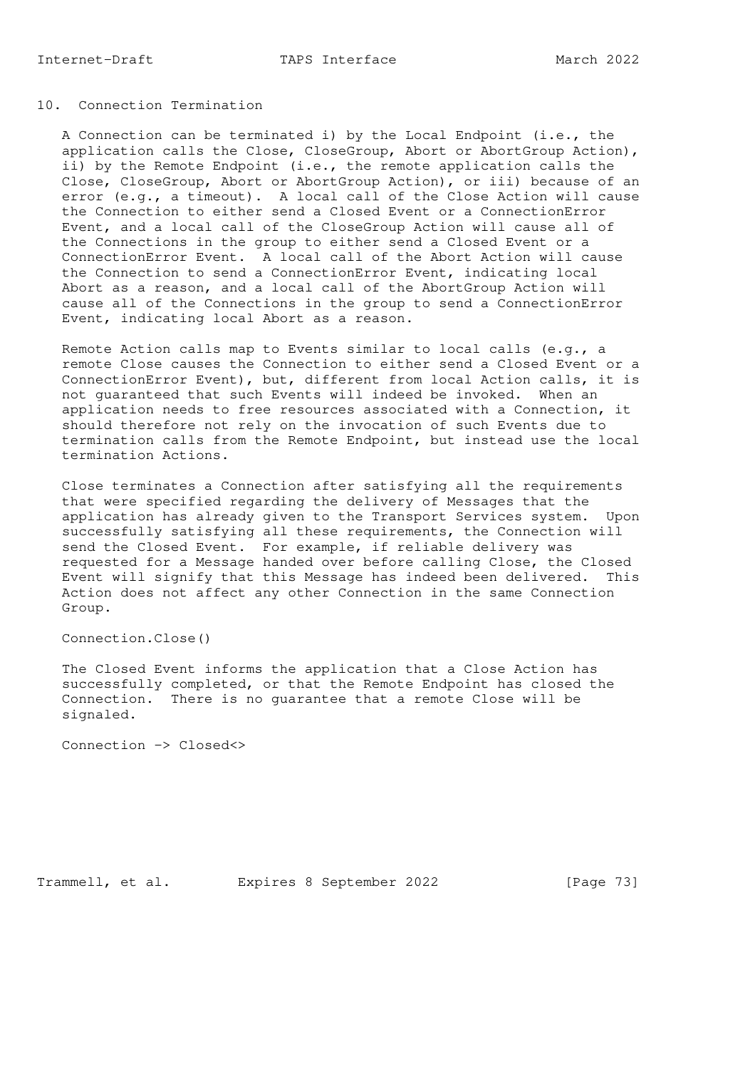# 10. Connection Termination

A Connection can be terminated i) by the Local Endpoint (i.e., the application calls the Close, CloseGroup, Abort or AbortGroup Action), ii) by the Remote Endpoint (i.e., the remote application calls the Close, CloseGroup, Abort or AbortGroup Action), or iii) because of an error (e.g., a timeout). A local call of the Close Action will cause the Connection to either send a Closed Event or a ConnectionError Event, and a local call of the CloseGroup Action will cause all of the Connections in the group to either send a Closed Event or a ConnectionError Event. A local call of the Abort Action will cause the Connection to send a ConnectionError Event, indicating local Abort as a reason, and a local call of the AbortGroup Action will cause all of the Connections in the group to send a ConnectionError Event, indicating local Abort as a reason.

Remote Action calls map to Events similar to local calls (e.g., a remote Close causes the Connection to either send a Closed Event or a ConnectionError Event), but, different from local Action calls, it is not guaranteed that such Events will indeed be invoked. When an application needs to free resources associated with a Connection, it should therefore not rely on the invocation of such Events due to termination calls from the Remote Endpoint, but instead use the local termination Actions.

Close terminates a Connection after satisfying all the requirements that were specified regarding the delivery of Messages that the application has already given to the Transport Services system. Upon successfully satisfying all these requirements, the Connection will send the Closed Event. For example, if reliable delivery was requested for a Message handed over before calling Close, the Closed Event will signify that this Message has indeed been delivered. This Action does not affect any other Connection in the same Connection Group.

```
Connection.Close()
```

The Closed Event informs the application that a Close Action has successfully completed, or that the Remote Endpoint has closed the Connection. There is no guarantee that a remote Close will be signaled.

```
Connection -> Closed<>
```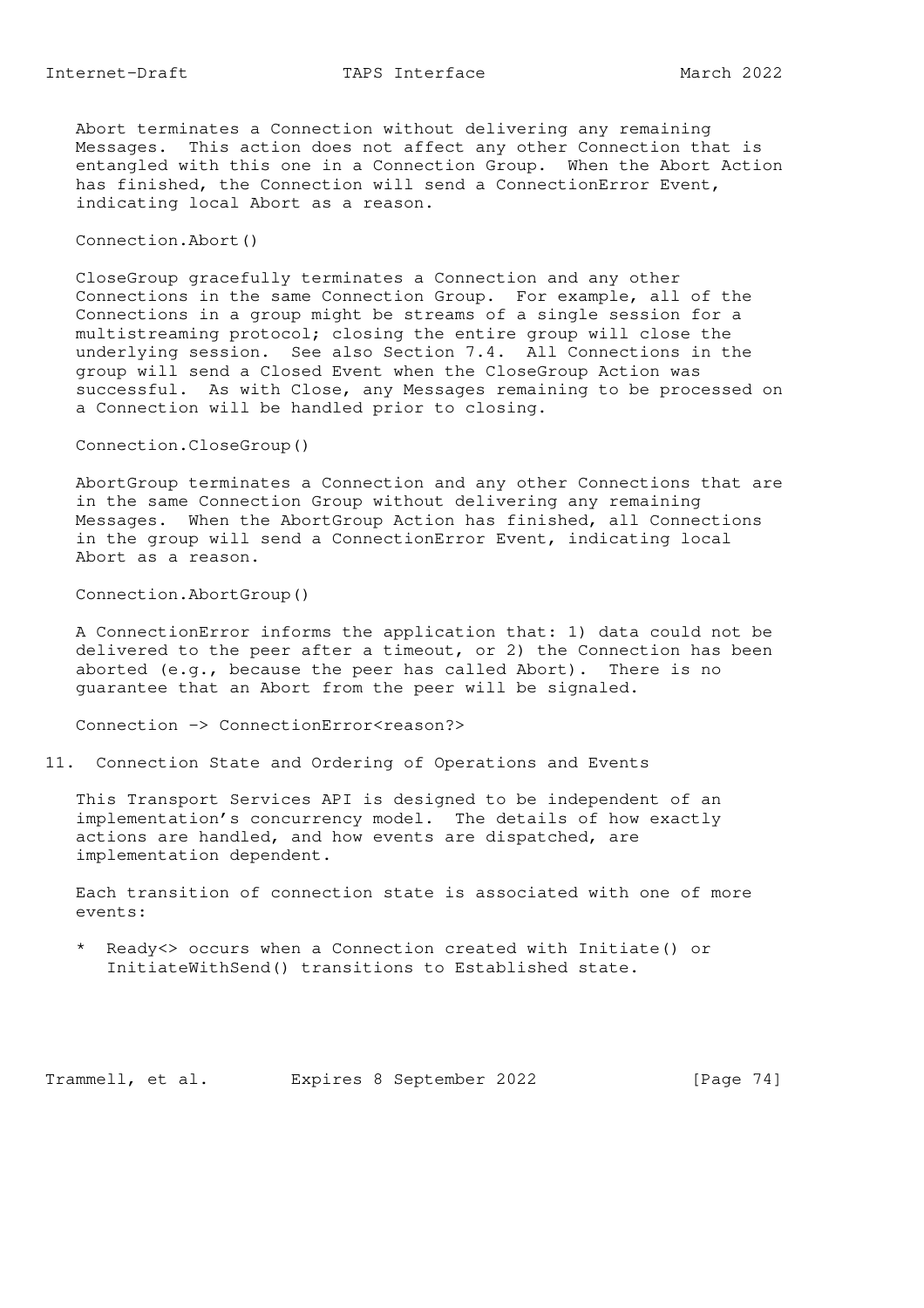Abort terminates a Connection without delivering any remaining Messages. This action does not affect any other Connection that is entangled with this one in a Connection Group. When the Abort Action has finished, the Connection will send a ConnectionError Event, indicating local Abort as a reason.

```
Connection.Abort()
```

CloseGroup gracefully terminates a Connection and any other Connections in the same Connection Group. For example, all of the Connections in a group might be streams of a single session for a multistreaming protocol; closing the entire group will close the underlying session. See also Section 7.4. All Connections in the group will send a Closed Event when the CloseGroup Action was successful. As with Close, any Messages remaining to be processed on a Connection will be handled prior to closing.

```
Connection.CloseGroup()
```

AbortGroup terminates a Connection and any other Connections that are in the same Connection Group without delivering any remaining Messages. When the AbortGroup Action has finished, all Connections in the group will send a ConnectionError Event, indicating local Abort as a reason.

```
Connection.AbortGroup()
```

A ConnectionError informs the application that: 1) data could not be delivered to the peer after a timeout, or 2) the Connection has been aborted (e.g., because the peer has called Abort). There is no guarantee that an Abort from the peer will be signaled.

```
Connection -> ConnectionError<reason?>
```

## 11. Connection State and Ordering of Operations and Events

This Transport Services API is designed to be independent of an implementation's concurrency model. The details of how exactly actions are handled, and how events are dispatched, are implementation dependent.

Each transition of connection state is associated with one of more events:

* Ready<> occurs when a Connection created with Initiate() or InitiateWithSend() transitions to Established state.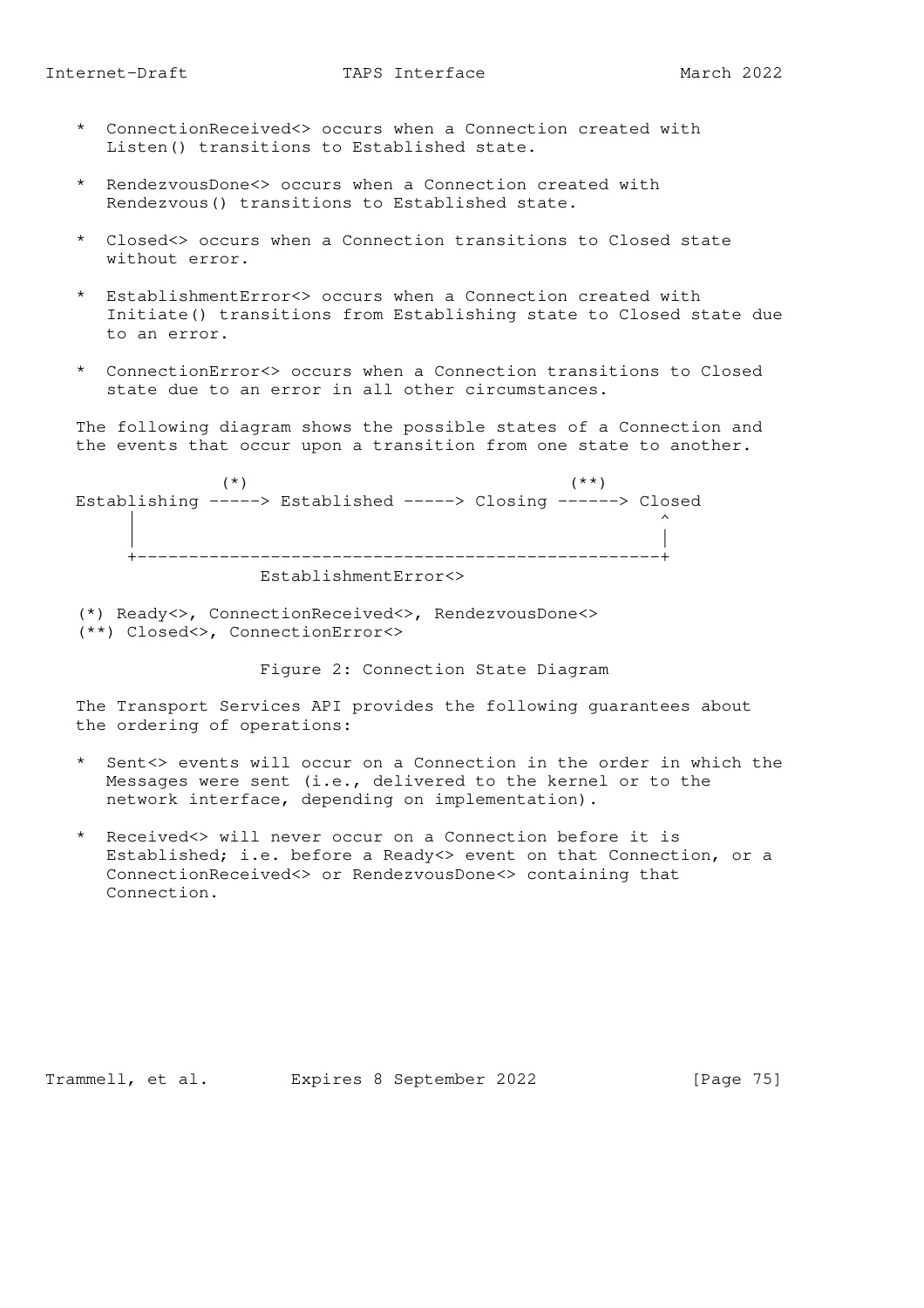* ConnectionReceived<> occurs when a Connection created with Listen() transitions to Established state.

* RendezvousDone<> occurs when a Connection created with Rendezvous() transitions to Established state.

* Closed<> occurs when a Connection transitions to Closed state without error.

* EstablishmentError<> occurs when a Connection created with Initiate() transitions from Establishing state to Closed state due to an error.

* ConnectionError<> occurs when a Connection transitions to Closed state due to an error in all other circumstances.

The following diagram shows the possible states of a Connection and the events that occur upon a transition from one state to another.

```
              (*)                               (**)
Establishing -----> Established -----> Closing ------> Closed
     |                                                   ^
     |                                                   |
     +---------------------------------------------------+
                  EstablishmentError<>

(*) Ready<>, ConnectionReceived<>, RendezvousDone<>
(**) Closed<>, ConnectionError<>
```

Figure 2: Connection State Diagram

The Transport Services API provides the following guarantees about the ordering of operations:

* Sent<> events will occur on a Connection in the order in which the Messages were sent (i.e., delivered to the kernel or to the network interface, depending on implementation).

* Received<> will never occur on a Connection before it is Established; i.e. before a Ready<> event on that Connection, or a ConnectionReceived<> or RendezvousDone<> containing that Connection.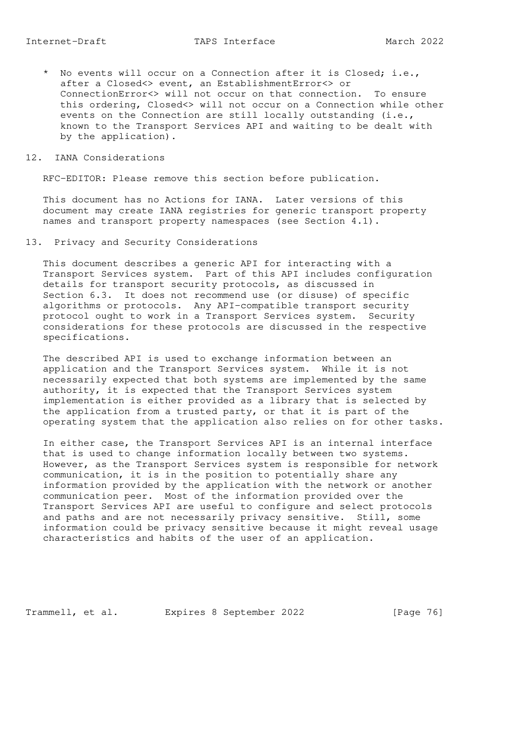* No events will occur on a Connection after it is Closed; i.e., after a Closed<> event, an EstablishmentError<> or ConnectionError<> will not occur on that connection. To ensure this ordering, Closed<> will not occur on a Connection while other events on the Connection are still locally outstanding (i.e., known to the Transport Services API and waiting to be dealt with by the application).

## 12. IANA Considerations

RFC-EDITOR: Please remove this section before publication.

This document has no Actions for IANA. Later versions of this document may create IANA registries for generic transport property names and transport property namespaces (see Section 4.1).

## 13. Privacy and Security Considerations

This document describes a generic API for interacting with a Transport Services system. Part of this API includes configuration details for transport security protocols, as discussed in Section 6.3. It does not recommend use (or disuse) of specific algorithms or protocols. Any API-compatible transport security protocol ought to work in a Transport Services system. Security considerations for these protocols are discussed in the respective specifications.

The described API is used to exchange information between an application and the Transport Services system. While it is not necessarily expected that both systems are implemented by the same authority, it is expected that the Transport Services system implementation is either provided as a library that is selected by the application from a trusted party, or that it is part of the operating system that the application also relies on for other tasks.

In either case, the Transport Services API is an internal interface that is used to change information locally between two systems. However, as the Transport Services system is responsible for network communication, it is in the position to potentially share any information provided by the application with the network or another communication peer. Most of the information provided over the Transport Services API are useful to configure and select protocols and paths and are not necessarily privacy sensitive. Still, some information could be privacy sensitive because it might reveal usage characteristics and habits of the user of an application.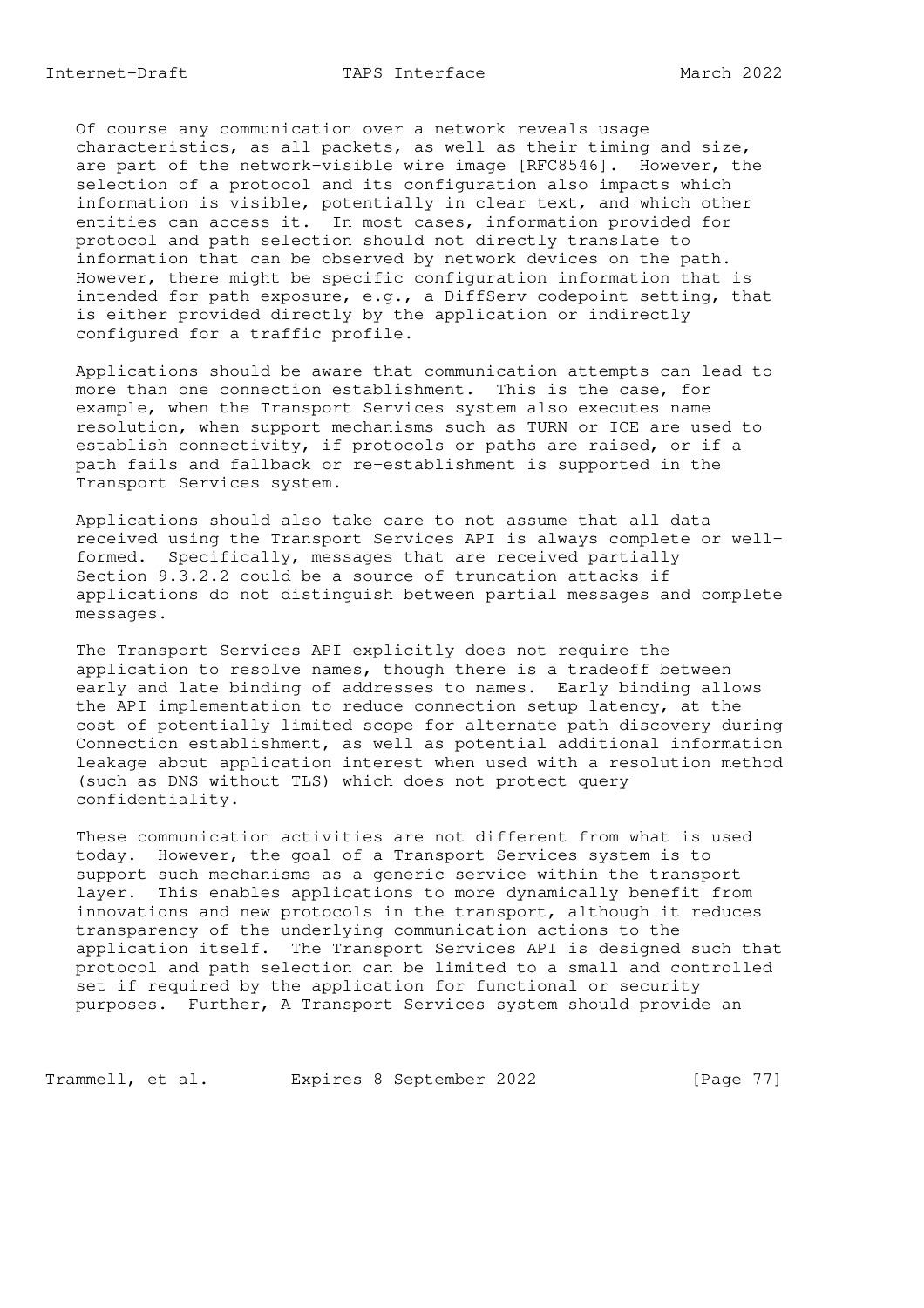Of course any communication over a network reveals usage characteristics, as all packets, as well as their timing and size, are part of the network-visible wire image [RFC8546]. However, the selection of a protocol and its configuration also impacts which information is visible, potentially in clear text, and which other entities can access it. In most cases, information provided for protocol and path selection should not directly translate to information that can be observed by network devices on the path. However, there might be specific configuration information that is intended for path exposure, e.g., a DiffServ codepoint setting, that is either provided directly by the application or indirectly configured for a traffic profile.

Applications should be aware that communication attempts can lead to more than one connection establishment. This is the case, for example, when the Transport Services system also executes name resolution, when support mechanisms such as TURN or ICE are used to establish connectivity, if protocols or paths are raised, or if a path fails and fallback or re-establishment is supported in the Transport Services system.

Applications should also take care to not assume that all data received using the Transport Services API is always complete or well-formed. Specifically, messages that are received partially Section 9.3.2.2 could be a source of truncation attacks if applications do not distinguish between partial messages and complete messages.

The Transport Services API explicitly does not require the application to resolve names, though there is a tradeoff between early and late binding of addresses to names. Early binding allows the API implementation to reduce connection setup latency, at the cost of potentially limited scope for alternate path discovery during Connection establishment, as well as potential additional information leakage about application interest when used with a resolution method (such as DNS without TLS) which does not protect query confidentiality.

These communication activities are not different from what is used today. However, the goal of a Transport Services system is to support such mechanisms as a generic service within the transport layer. This enables applications to more dynamically benefit from innovations and new protocols in the transport, although it reduces transparency of the underlying communication actions to the application itself. The Transport Services API is designed such that protocol and path selection can be limited to a small and controlled set if required by the application for functional or security purposes. Further, A Transport Services system should provide an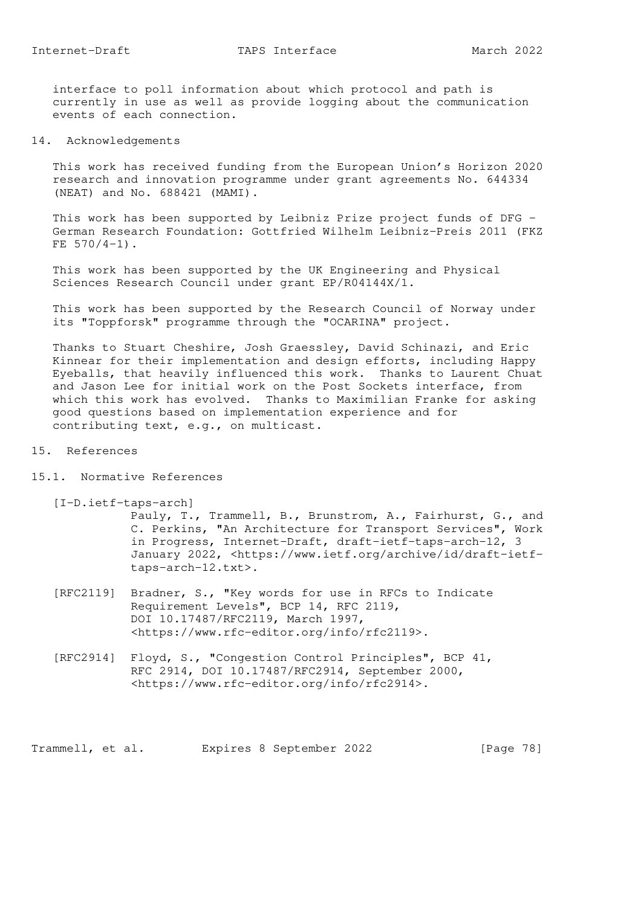interface to poll information about which protocol and path is currently in use as well as provide logging about the communication events of each connection.

## 14. Acknowledgements

This work has received funding from the European Union's Horizon 2020 research and innovation programme under grant agreements No. 644334 (NEAT) and No. 688421 (MAMI).

This work has been supported by Leibniz Prize project funds of DFG - German Research Foundation: Gottfried Wilhelm Leibniz-Preis 2011 (FKZ FE 570/4-1).

This work has been supported by the UK Engineering and Physical Sciences Research Council under grant EP/R04144X/1.

This work has been supported by the Research Council of Norway under its "Toppforsk" programme through the "OCARINA" project.

Thanks to Stuart Cheshire, Josh Graessley, David Schinazi, and Eric Kinnear for their implementation and design efforts, including Happy Eyeballs, that heavily influenced this work. Thanks to Laurent Chuat and Jason Lee for initial work on the Post Sockets interface, from which this work has evolved. Thanks to Maximilian Franke for asking good questions based on implementation experience and for contributing text, e.g., on multicast.

## 15. References

### 15.1. Normative References

[I-D.ietf-taps-arch]
Pauly, T., Trammell, B., Brunstrom, A., Fairhurst, G., and C. Perkins, "An Architecture for Transport Services", Work in Progress, Internet-Draft, draft-ietf-taps-arch-12, 3 January 2022, <https://www.ietf.org/archive/id/draft-ietf-taps-arch-12.txt>.

[RFC2119] Bradner, S., "Key words for use in RFCs to Indicate Requirement Levels", BCP 14, RFC 2119, DOI 10.17487/RFC2119, March 1997, <https://www.rfc-editor.org/info/rfc2119>.

[RFC2914] Floyd, S., "Congestion Control Principles", BCP 41, RFC 2914, DOI 10.17487/RFC2914, September 2000, <https://www.rfc-editor.org/info/rfc2914>.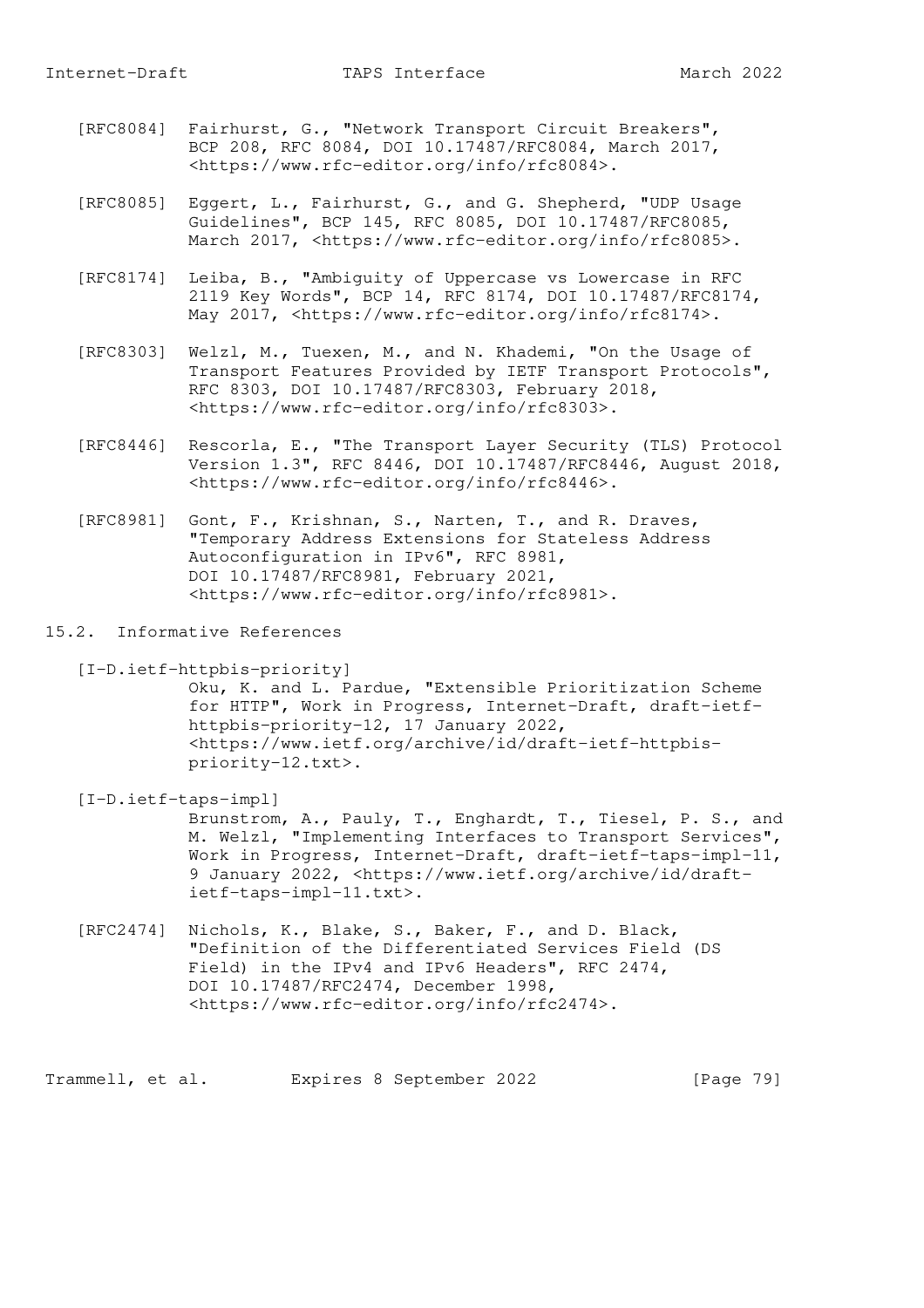[RFC8084] Fairhurst, G., "Network Transport Circuit Breakers", BCP 208, RFC 8084, DOI 10.17487/RFC8084, March 2017, <https://www.rfc-editor.org/info/rfc8084>.

[RFC8085] Eggert, L., Fairhurst, G., and G. Shepherd, "UDP Usage Guidelines", BCP 145, RFC 8085, DOI 10.17487/RFC8085, March 2017, <https://www.rfc-editor.org/info/rfc8085>.

[RFC8174] Leiba, B., "Ambiguity of Uppercase vs Lowercase in RFC 2119 Key Words", BCP 14, RFC 8174, DOI 10.17487/RFC8174, May 2017, <https://www.rfc-editor.org/info/rfc8174>.

[RFC8303] Welzl, M., Tuexen, M., and N. Khademi, "On the Usage of Transport Features Provided by IETF Transport Protocols", RFC 8303, DOI 10.17487/RFC8303, February 2018, <https://www.rfc-editor.org/info/rfc8303>.

[RFC8446] Rescorla, E., "The Transport Layer Security (TLS) Protocol Version 1.3", RFC 8446, DOI 10.17487/RFC8446, August 2018, <https://www.rfc-editor.org/info/rfc8446>.

[RFC8981] Gont, F., Krishnan, S., Narten, T., and R. Draves, "Temporary Address Extensions for Stateless Address Autoconfiguration in IPv6", RFC 8981, DOI 10.17487/RFC8981, February 2021, <https://www.rfc-editor.org/info/rfc8981>.

## 15.2. Informative References

[I-D.ietf-httpbis-priority]
Oku, K. and L. Pardue, "Extensible Prioritization Scheme for HTTP", Work in Progress, Internet-Draft, draft-ietf-httpbis-priority-12, 17 January 2022, <https://www.ietf.org/archive/id/draft-ietf-httpbis-priority-12.txt>.

[I-D.ietf-taps-impl]
Brunstrom, A., Pauly, T., Enghardt, T., Tiesel, P. S., and M. Welzl, "Implementing Interfaces to Transport Services", Work in Progress, Internet-Draft, draft-ietf-taps-impl-11, 9 January 2022, <https://www.ietf.org/archive/id/draft-ietf-taps-impl-11.txt>.

[RFC2474] Nichols, K., Blake, S., Baker, F., and D. Black, "Definition of the Differentiated Services Field (DS Field) in the IPv4 and IPv6 Headers", RFC 2474, DOI 10.17487/RFC2474, December 1998, <https://www.rfc-editor.org/info/rfc2474>.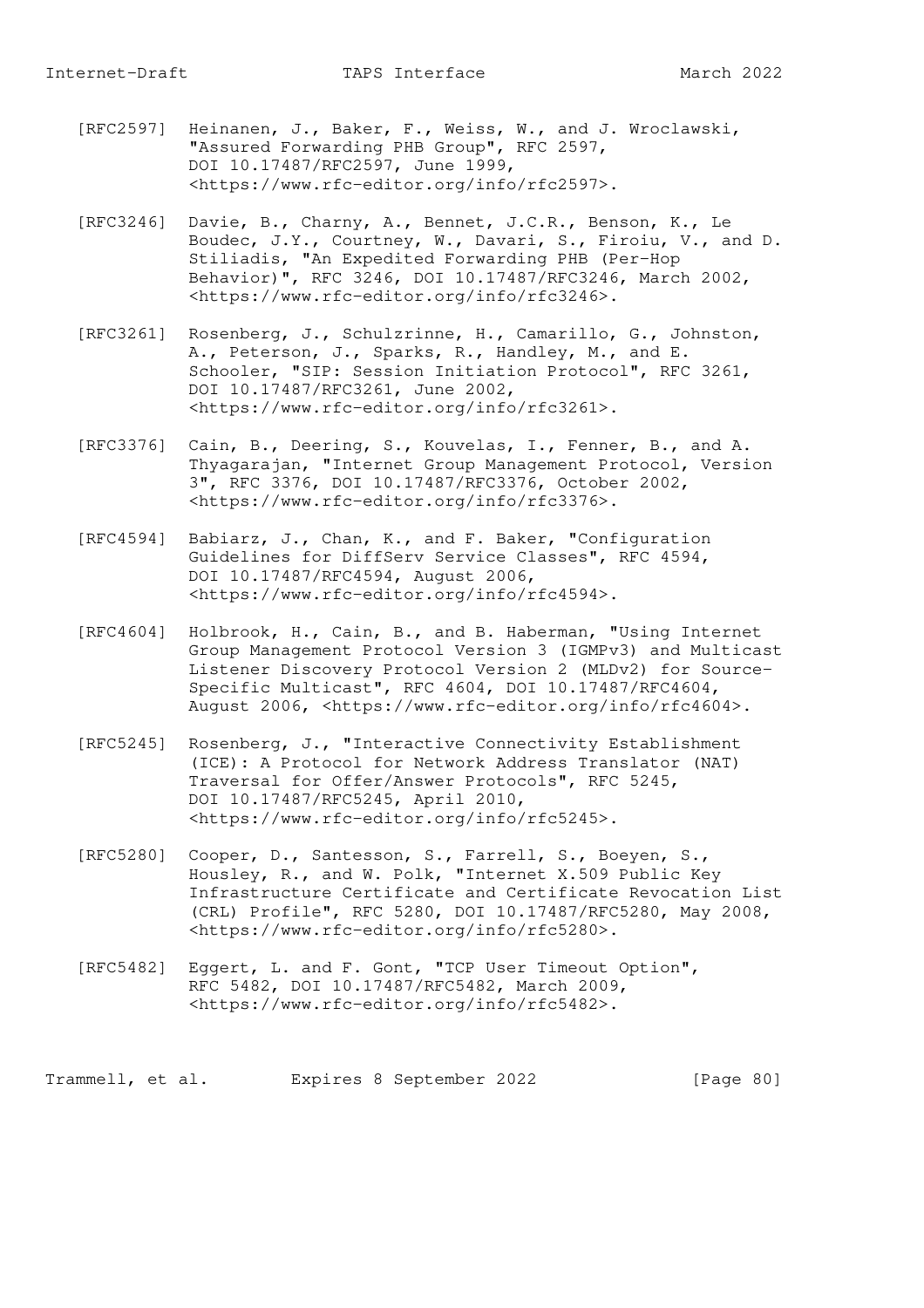[RFC2597] Heinanen, J., Baker, F., Weiss, W., and J. Wroclawski, "Assured Forwarding PHB Group", RFC 2597, DOI 10.17487/RFC2597, June 1999, <https://www.rfc-editor.org/info/rfc2597>.

[RFC3246] Davie, B., Charny, A., Bennet, J.C.R., Benson, K., Le Boudec, J.Y., Courtney, W., Davari, S., Firoiu, V., and D. Stiliadis, "An Expedited Forwarding PHB (Per-Hop Behavior)", RFC 3246, DOI 10.17487/RFC3246, March 2002, <https://www.rfc-editor.org/info/rfc3246>.

[RFC3261] Rosenberg, J., Schulzrinne, H., Camarillo, G., Johnston, A., Peterson, J., Sparks, R., Handley, M., and E. Schooler, "SIP: Session Initiation Protocol", RFC 3261, DOI 10.17487/RFC3261, June 2002, <https://www.rfc-editor.org/info/rfc3261>.

[RFC3376] Cain, B., Deering, S., Kouvelas, I., Fenner, B., and A. Thyagarajan, "Internet Group Management Protocol, Version 3", RFC 3376, DOI 10.17487/RFC3376, October 2002, <https://www.rfc-editor.org/info/rfc3376>.

[RFC4594] Babiarz, J., Chan, K., and F. Baker, "Configuration Guidelines for DiffServ Service Classes", RFC 4594, DOI 10.17487/RFC4594, August 2006, <https://www.rfc-editor.org/info/rfc4594>.

[RFC4604] Holbrook, H., Cain, B., and B. Haberman, "Using Internet Group Management Protocol Version 3 (IGMPv3) and Multicast Listener Discovery Protocol Version 2 (MLDv2) for Source-Specific Multicast", RFC 4604, DOI 10.17487/RFC4604, August 2006, <https://www.rfc-editor.org/info/rfc4604>.

[RFC5245] Rosenberg, J., "Interactive Connectivity Establishment (ICE): A Protocol for Network Address Translator (NAT) Traversal for Offer/Answer Protocols", RFC 5245, DOI 10.17487/RFC5245, April 2010, <https://www.rfc-editor.org/info/rfc5245>.

[RFC5280] Cooper, D., Santesson, S., Farrell, S., Boeyen, S., Housley, R., and W. Polk, "Internet X.509 Public Key Infrastructure Certificate and Certificate Revocation List (CRL) Profile", RFC 5280, DOI 10.17487/RFC5280, May 2008, <https://www.rfc-editor.org/info/rfc5280>.

[RFC5482] Eggert, L. and F. Gont, "TCP User Timeout Option", RFC 5482, DOI 10.17487/RFC5482, March 2009, <https://www.rfc-editor.org/info/rfc5482>.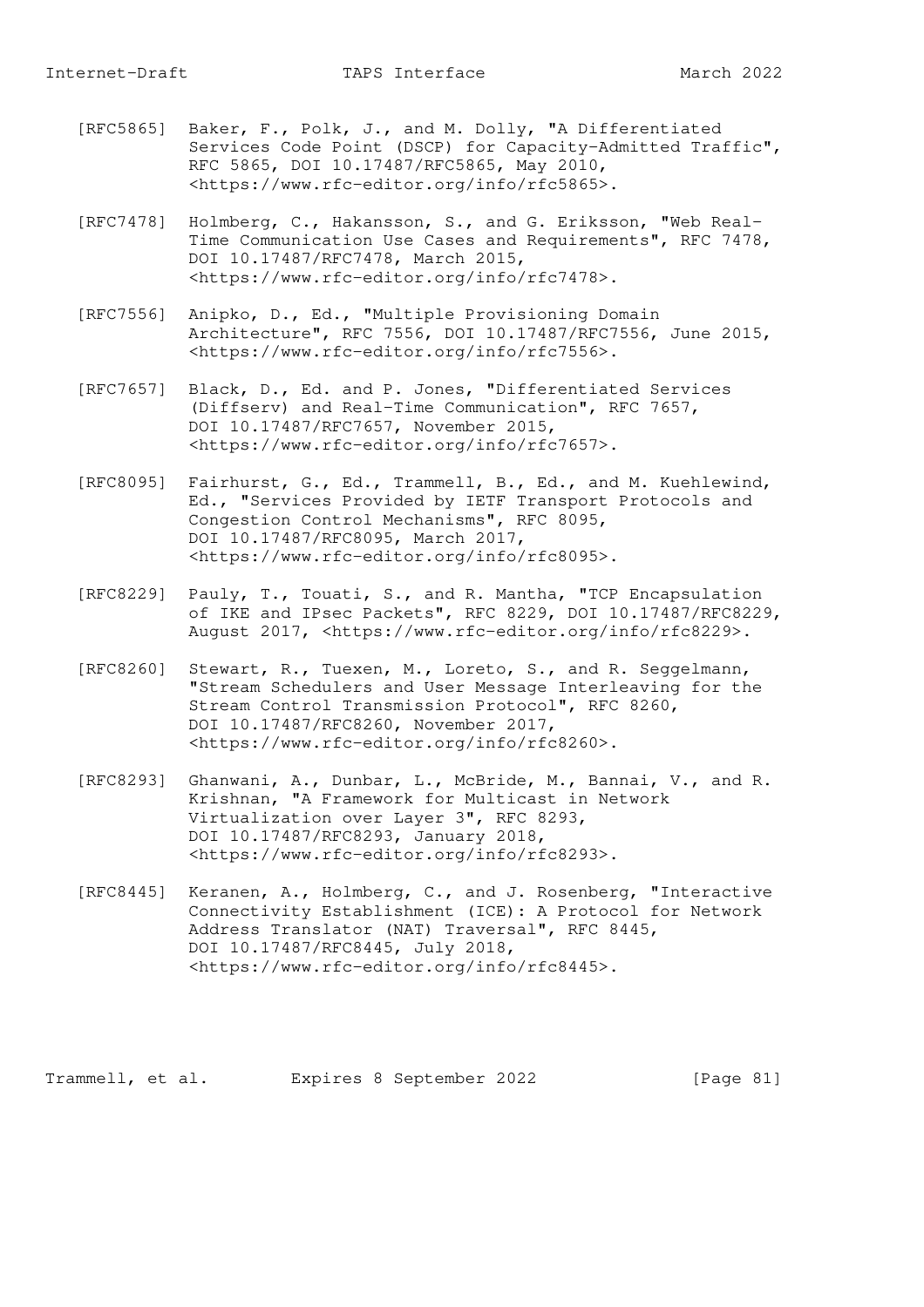[RFC5865] Baker, F., Polk, J., and M. Dolly, "A Differentiated Services Code Point (DSCP) for Capacity-Admitted Traffic", RFC 5865, DOI 10.17487/RFC5865, May 2010, <https://www.rfc-editor.org/info/rfc5865>.

[RFC7478] Holmberg, C., Hakansson, S., and G. Eriksson, "Web Real-Time Communication Use Cases and Requirements", RFC 7478, DOI 10.17487/RFC7478, March 2015, <https://www.rfc-editor.org/info/rfc7478>.

[RFC7556] Anipko, D., Ed., "Multiple Provisioning Domain Architecture", RFC 7556, DOI 10.17487/RFC7556, June 2015, <https://www.rfc-editor.org/info/rfc7556>.

[RFC7657] Black, D., Ed. and P. Jones, "Differentiated Services (Diffserv) and Real-Time Communication", RFC 7657, DOI 10.17487/RFC7657, November 2015, <https://www.rfc-editor.org/info/rfc7657>.

[RFC8095] Fairhurst, G., Ed., Trammell, B., Ed., and M. Kuehlewind, Ed., "Services Provided by IETF Transport Protocols and Congestion Control Mechanisms", RFC 8095, DOI 10.17487/RFC8095, March 2017, <https://www.rfc-editor.org/info/rfc8095>.

[RFC8229] Pauly, T., Touati, S., and R. Mantha, "TCP Encapsulation of IKE and IPsec Packets", RFC 8229, DOI 10.17487/RFC8229, August 2017, <https://www.rfc-editor.org/info/rfc8229>.

[RFC8260] Stewart, R., Tuexen, M., Loreto, S., and R. Seggelmann, "Stream Schedulers and User Message Interleaving for the Stream Control Transmission Protocol", RFC 8260, DOI 10.17487/RFC8260, November 2017, <https://www.rfc-editor.org/info/rfc8260>.

[RFC8293] Ghanwani, A., Dunbar, L., McBride, M., Bannai, V., and R. Krishnan, "A Framework for Multicast in Network Virtualization over Layer 3", RFC 8293, DOI 10.17487/RFC8293, January 2018, <https://www.rfc-editor.org/info/rfc8293>.

[RFC8445] Keranen, A., Holmberg, C., and J. Rosenberg, "Interactive Connectivity Establishment (ICE): A Protocol for Network Address Translator (NAT) Traversal", RFC 8445, DOI 10.17487/RFC8445, July 2018, <https://www.rfc-editor.org/info/rfc8445>.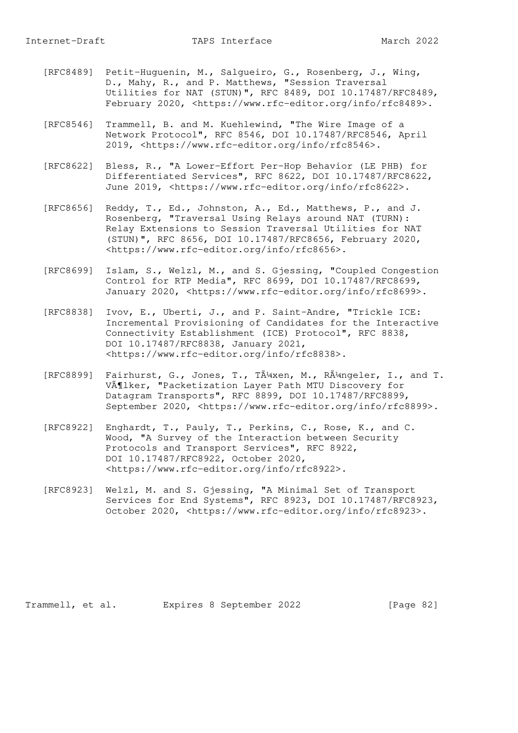[RFC8489] Petit-Huguenin, M., Salgueiro, G., Rosenberg, J., Wing, D., Mahy, R., and P. Matthews, "Session Traversal Utilities for NAT (STUN)", RFC 8489, DOI 10.17487/RFC8489, February 2020, <https://www.rfc-editor.org/info/rfc8489>.

[RFC8546] Trammell, B. and M. Kuehlewind, "The Wire Image of a Network Protocol", RFC 8546, DOI 10.17487/RFC8546, April 2019, <https://www.rfc-editor.org/info/rfc8546>.

[RFC8622] Bless, R., "A Lower-Effort Per-Hop Behavior (LE PHB) for Differentiated Services", RFC 8622, DOI 10.17487/RFC8622, June 2019, <https://www.rfc-editor.org/info/rfc8622>.

[RFC8656] Reddy, T., Ed., Johnston, A., Ed., Matthews, P., and J. Rosenberg, "Traversal Using Relays around NAT (TURN): Relay Extensions to Session Traversal Utilities for NAT (STUN)", RFC 8656, DOI 10.17487/RFC8656, February 2020, <https://www.rfc-editor.org/info/rfc8656>.

[RFC8699] Islam, S., Welzl, M., and S. Gjessing, "Coupled Congestion Control for RTP Media", RFC 8699, DOI 10.17487/RFC8699, January 2020, <https://www.rfc-editor.org/info/rfc8699>.

[RFC8838] Ivov, E., Uberti, J., and P. Saint-Andre, "Trickle ICE: Incremental Provisioning of Candidates for the Interactive Connectivity Establishment (ICE) Protocol", RFC 8838, DOI 10.17487/RFC8838, January 2021, <https://www.rfc-editor.org/info/rfc8838>.

[RFC8899] Fairhurst, G., Jones, T., TÃ¼xen, M., RÃ¼ngeler, I., and T. VÃ¶lker, "Packetization Layer Path MTU Discovery for Datagram Transports", RFC 8899, DOI 10.17487/RFC8899, September 2020, <https://www.rfc-editor.org/info/rfc8899>.

[RFC8922] Enghardt, T., Pauly, T., Perkins, C., Rose, K., and C. Wood, "A Survey of the Interaction between Security Protocols and Transport Services", RFC 8922, DOI 10.17487/RFC8922, October 2020, <https://www.rfc-editor.org/info/rfc8922>.

[RFC8923] Welzl, M. and S. Gjessing, "A Minimal Set of Transport Services for End Systems", RFC 8923, DOI 10.17487/RFC8923, October 2020, <https://www.rfc-editor.org/info/rfc8923>.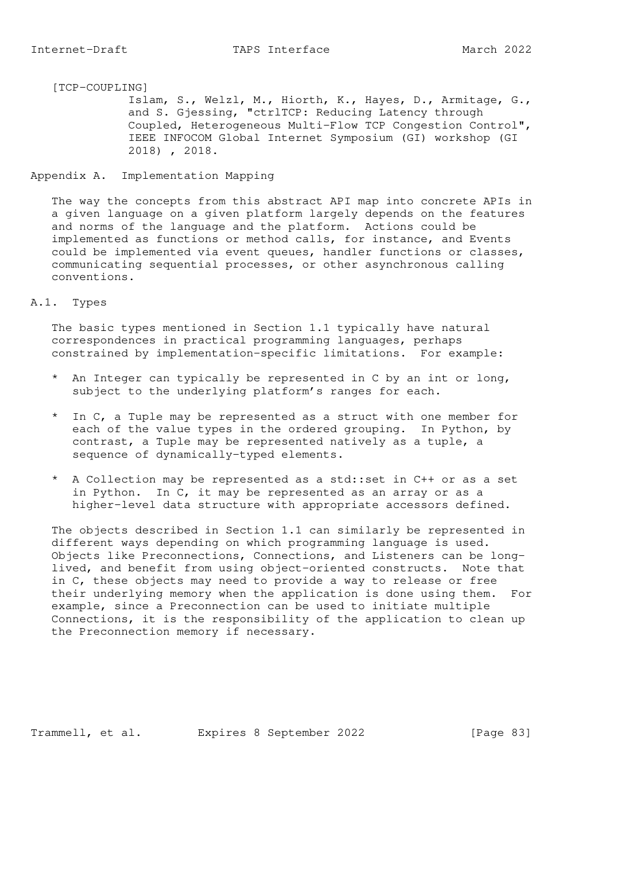[TCP-COUPLING]
Islam, S., Welzl, M., Hiorth, K., Hayes, D., Armitage, G., and S. Gjessing, "ctrlTCP: Reducing Latency through Coupled, Heterogeneous Multi-Flow TCP Congestion Control", IEEE INFOCOM Global Internet Symposium (GI) workshop (GI 2018) , 2018.

# Appendix A. Implementation Mapping

The way the concepts from this abstract API map into concrete APIs in a given language on a given platform largely depends on the features and norms of the language and the platform. Actions could be implemented as functions or method calls, for instance, and Events could be implemented via event queues, handler functions or classes, communicating sequential processes, or other asynchronous calling conventions.

## A.1. Types

The basic types mentioned in Section 1.1 typically have natural correspondences in practical programming languages, perhaps constrained by implementation-specific limitations. For example:

* An Integer can typically be represented in C by an int or long, subject to the underlying platform's ranges for each.

* In C, a Tuple may be represented as a struct with one member for each of the value types in the ordered grouping. In Python, by contrast, a Tuple may be represented natively as a tuple, a sequence of dynamically-typed elements.

* A Collection may be represented as a std::set in C++ or as a set in Python. In C, it may be represented as an array or as a higher-level data structure with appropriate accessors defined.

The objects described in Section 1.1 can similarly be represented in different ways depending on which programming language is used. Objects like Preconnections, Connections, and Listeners can be long-lived, and benefit from using object-oriented constructs. Note that in C, these objects may need to provide a way to release or free their underlying memory when the application is done using them. For example, since a Preconnection can be used to initiate multiple Connections, it is the responsibility of the application to clean up the Preconnection memory if necessary.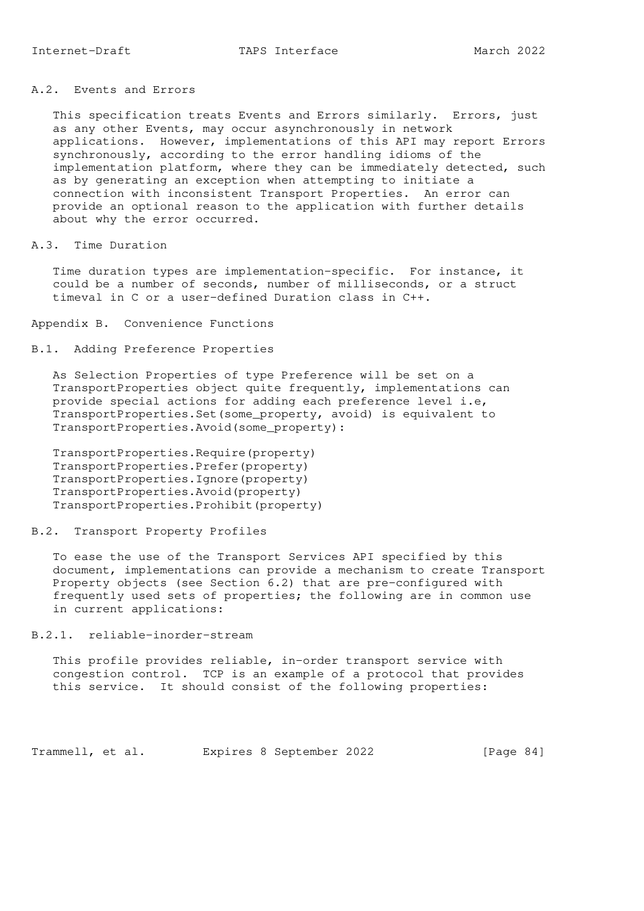### A.2. Events and Errors

This specification treats Events and Errors similarly. Errors, just as any other Events, may occur asynchronously in network applications. However, implementations of this API may report Errors synchronously, according to the error handling idioms of the implementation platform, where they can be immediately detected, such as by generating an exception when attempting to initiate a connection with inconsistent Transport Properties. An error can provide an optional reason to the application with further details about why the error occurred.

### A.3. Time Duration

Time duration types are implementation-specific. For instance, it could be a number of seconds, number of milliseconds, or a struct timeval in C or a user-defined Duration class in C++.

## Appendix B. Convenience Functions

### B.1. Adding Preference Properties

As Selection Properties of type Preference will be set on a TransportProperties object quite frequently, implementations can provide special actions for adding each preference level i.e, TransportProperties.Set(some_property, avoid) is equivalent to TransportProperties.Avoid(some_property):

```
TransportProperties.Require(property)
TransportProperties.Prefer(property)
TransportProperties.Ignore(property)
TransportProperties.Avoid(property)
TransportProperties.Prohibit(property)
```

### B.2. Transport Property Profiles

To ease the use of the Transport Services API specified by this document, implementations can provide a mechanism to create Transport Property objects (see Section 6.2) that are pre-configured with frequently used sets of properties; the following are in common use in current applications:

#### B.2.1. reliable-inorder-stream

This profile provides reliable, in-order transport service with congestion control. TCP is an example of a protocol that provides this service. It should consist of the following properties: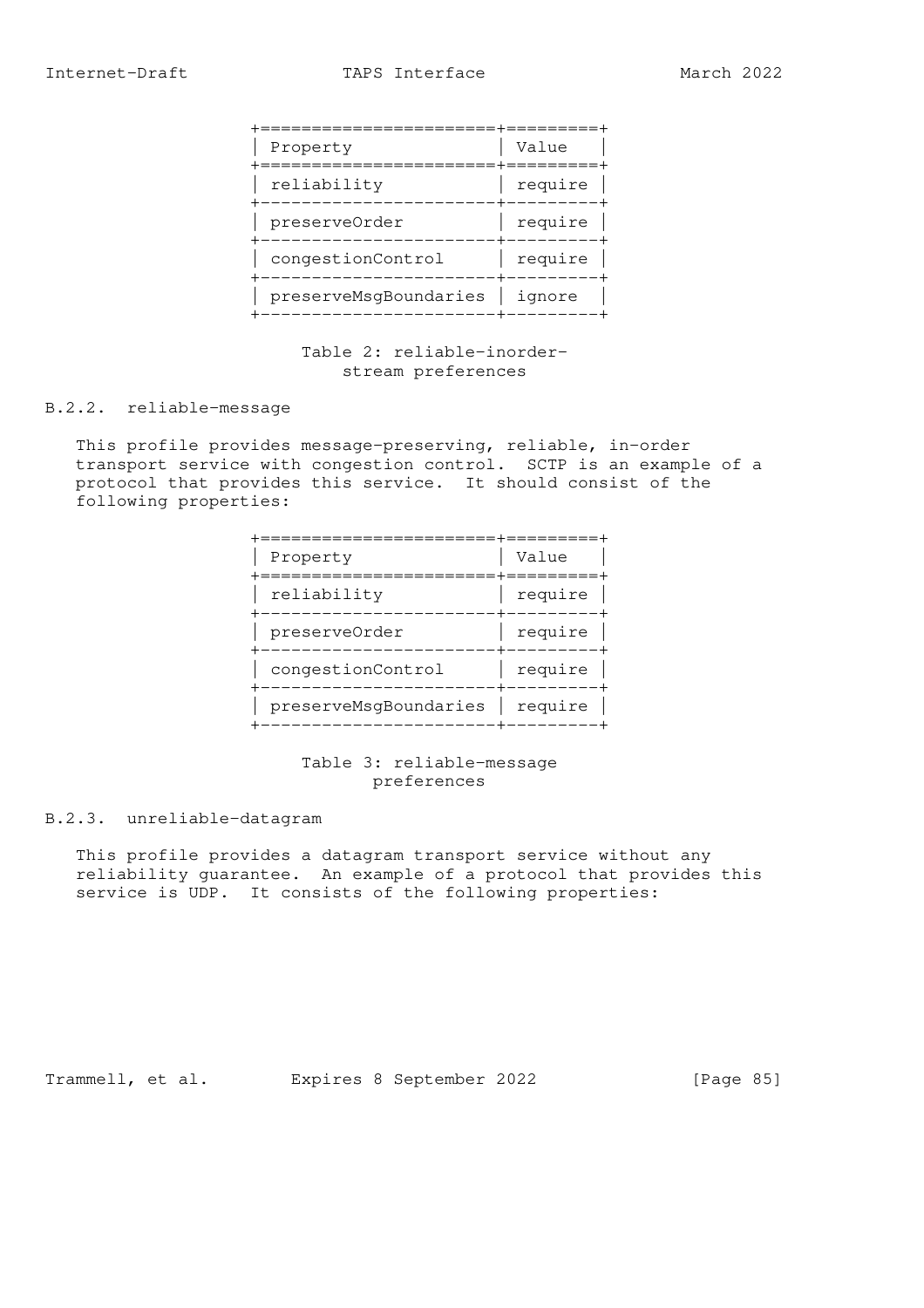| Property | Value |
| --- | --- |
| reliability | require |
| preserveOrder | require |
| congestionControl | require |
| preserveMsgBoundaries | ignore |

Table 2: reliable-inorder-stream preferences

### B.2.2. reliable-message

This profile provides message-preserving, reliable, in-order transport service with congestion control. SCTP is an example of a protocol that provides this service. It should consist of the following properties:

| Property | Value |
| --- | --- |
| reliability | require |
| preserveOrder | require |
| congestionControl | require |
| preserveMsgBoundaries | require |

Table 3: reliable-message preferences

### B.2.3. unreliable-datagram

This profile provides a datagram transport service without any reliability guarantee. An example of a protocol that provides this service is UDP. It consists of the following properties: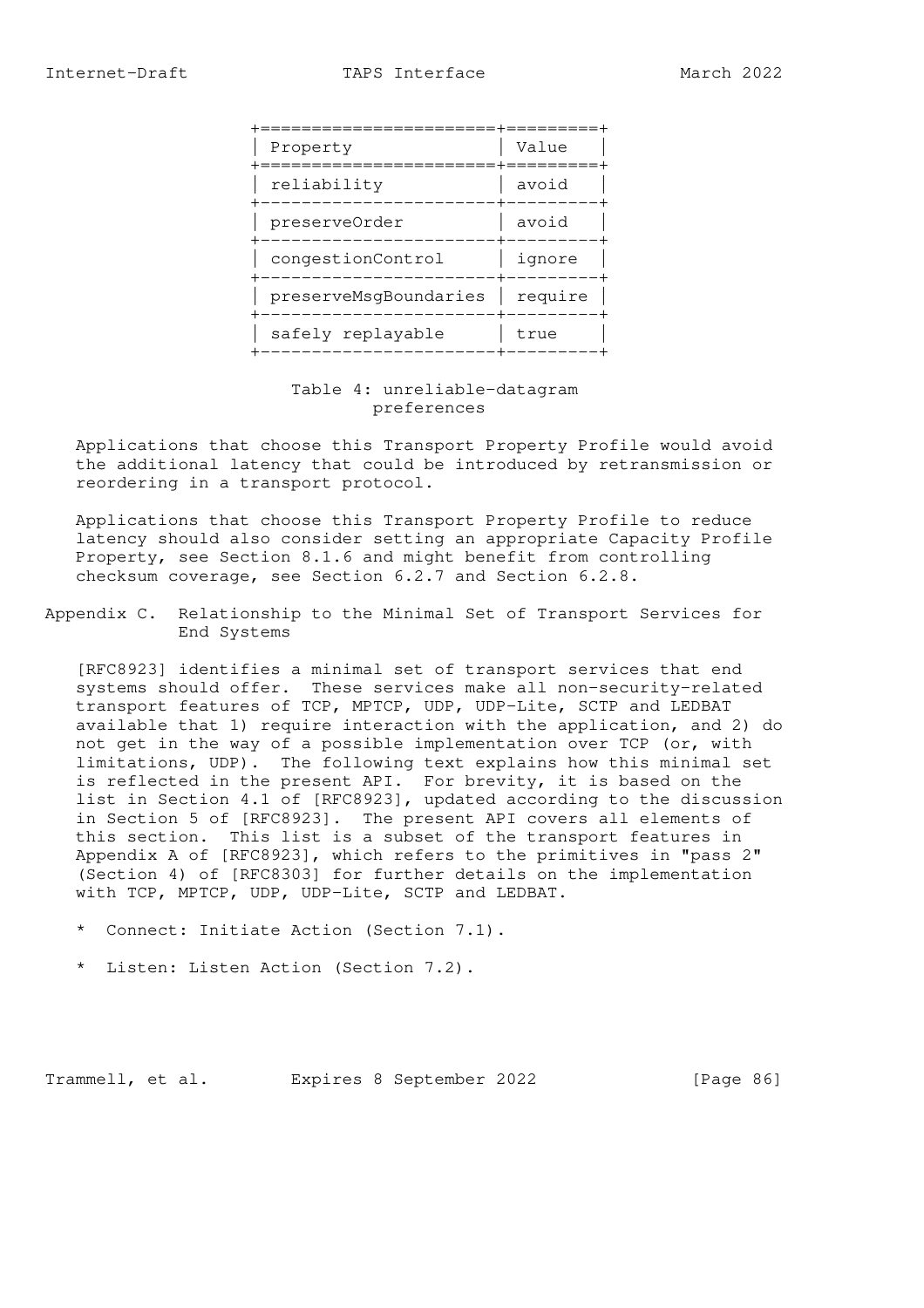| Property | Value |
|---|---|
| reliability | avoid |
| preserveOrder | avoid |
| congestionControl | ignore |
| preserveMsgBoundaries | require |
| safely replayable | true |

Table 4: unreliable-datagram preferences

Applications that choose this Transport Property Profile would avoid the additional latency that could be introduced by retransmission or reordering in a transport protocol.

Applications that choose this Transport Property Profile to reduce latency should also consider setting an appropriate Capacity Profile Property, see Section 8.1.6 and might benefit from controlling checksum coverage, see Section 6.2.7 and Section 6.2.8.

## Appendix C. Relationship to the Minimal Set of Transport Services for End Systems

[RFC8923] identifies a minimal set of transport services that end systems should offer. These services make all non-security-related transport features of TCP, MPTCP, UDP, UDP-Lite, SCTP and LEDBAT available that 1) require interaction with the application, and 2) do not get in the way of a possible implementation over TCP (or, with limitations, UDP). The following text explains how this minimal set is reflected in the present API. For brevity, it is based on the list in Section 4.1 of [RFC8923], updated according to the discussion in Section 5 of [RFC8923]. The present API covers all elements of this section. This list is a subset of the transport features in Appendix A of [RFC8923], which refers to the primitives in "pass 2" (Section 4) of [RFC8303] for further details on the implementation with TCP, MPTCP, UDP, UDP-Lite, SCTP and LEDBAT.

* Connect: Initiate Action (Section 7.1).

* Listen: Listen Action (Section 7.2).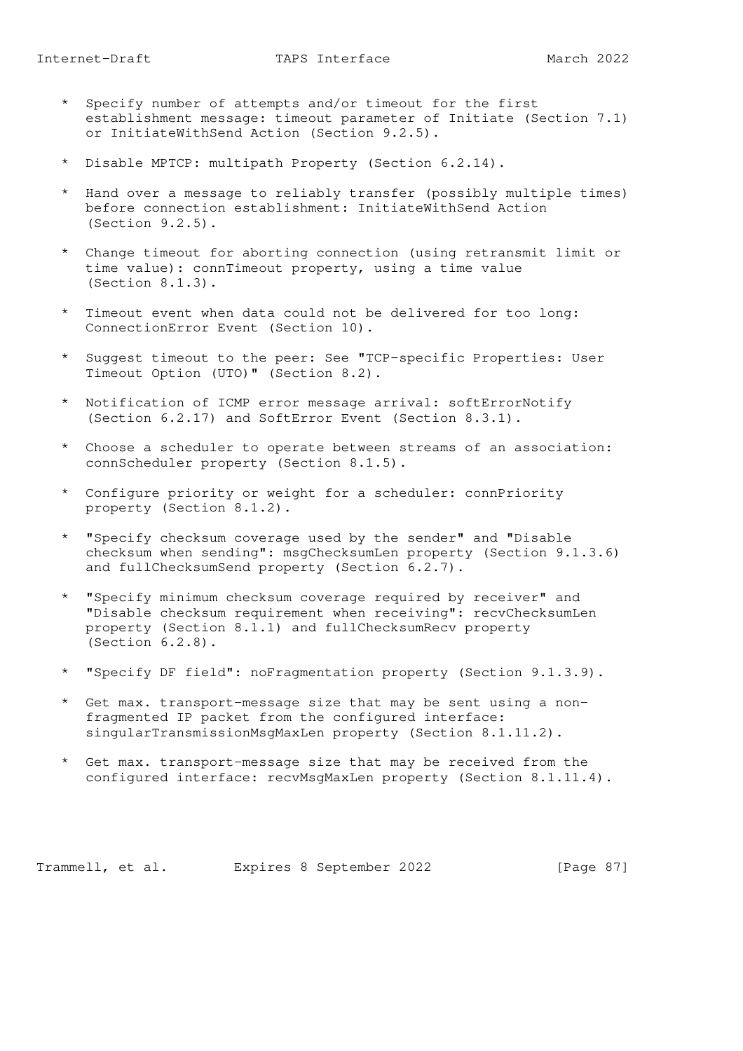* Specify number of attempts and/or timeout for the first establishment message: timeout parameter of Initiate (Section 7.1) or InitiateWithSend Action (Section 9.2.5).

* Disable MPTCP: multipath Property (Section 6.2.14).

* Hand over a message to reliably transfer (possibly multiple times) before connection establishment: InitiateWithSend Action (Section 9.2.5).

* Change timeout for aborting connection (using retransmit limit or time value): connTimeout property, using a time value (Section 8.1.3).

* Timeout event when data could not be delivered for too long: ConnectionError Event (Section 10).

* Suggest timeout to the peer: See "TCP-specific Properties: User Timeout Option (UTO)" (Section 8.2).

* Notification of ICMP error message arrival: softErrorNotify (Section 6.2.17) and SoftError Event (Section 8.3.1).

* Choose a scheduler to operate between streams of an association: connScheduler property (Section 8.1.5).

* Configure priority or weight for a scheduler: connPriority property (Section 8.1.2).

* "Specify checksum coverage used by the sender" and "Disable checksum when sending": msgChecksumLen property (Section 9.1.3.6) and fullChecksumSend property (Section 6.2.7).

* "Specify minimum checksum coverage required by receiver" and "Disable checksum requirement when receiving": recvChecksumLen property (Section 8.1.1) and fullChecksumRecv property (Section 6.2.8).

* "Specify DF field": noFragmentation property (Section 9.1.3.9).

* Get max. transport-message size that may be sent using a non-fragmented IP packet from the configured interface: singularTransmissionMsgMaxLen property (Section 8.1.11.2).

* Get max. transport-message size that may be received from the configured interface: recvMsgMaxLen property (Section 8.1.11.4).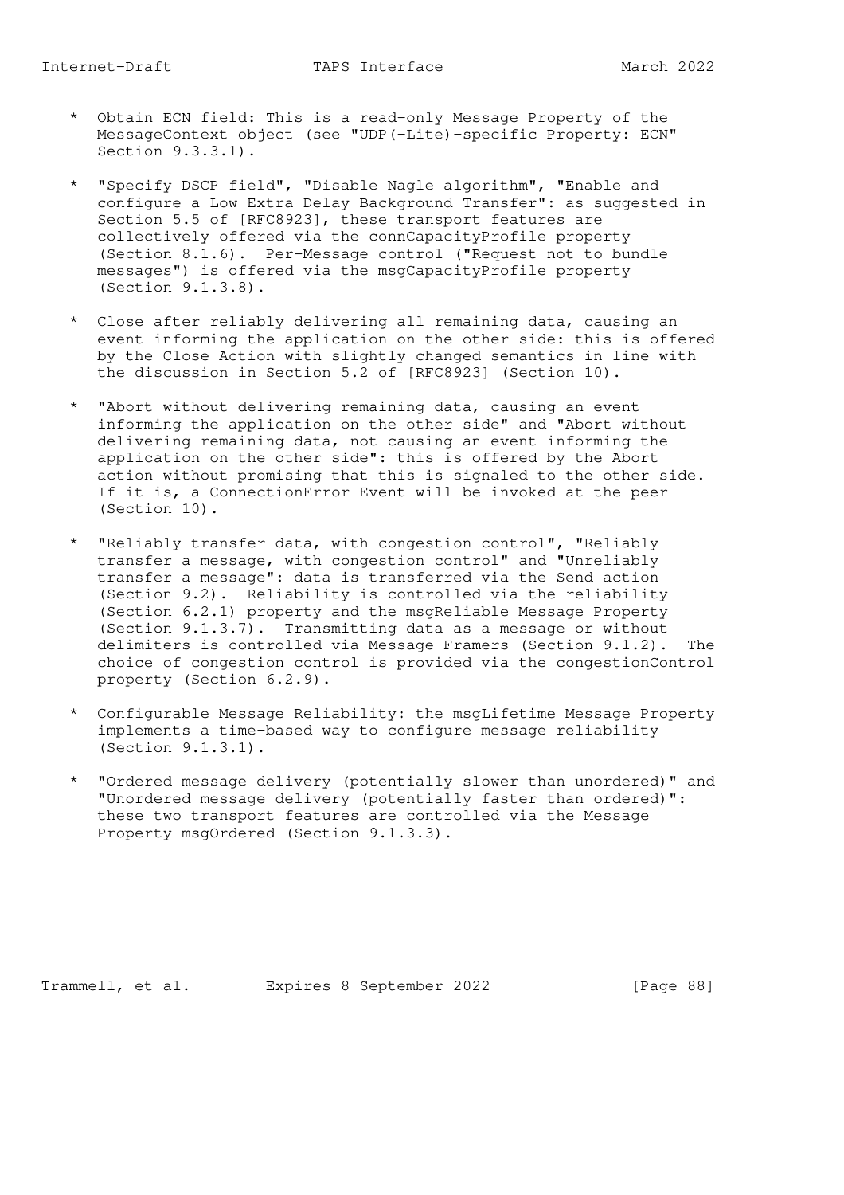* Obtain ECN field: This is a read-only Message Property of the MessageContext object (see "UDP(-Lite)-specific Property: ECN" Section 9.3.3.1).

* "Specify DSCP field", "Disable Nagle algorithm", "Enable and configure a Low Extra Delay Background Transfer": as suggested in Section 5.5 of [RFC8923], these transport features are collectively offered via the connCapacityProfile property (Section 8.1.6). Per-Message control ("Request not to bundle messages") is offered via the msgCapacityProfile property (Section 9.1.3.8).

* Close after reliably delivering all remaining data, causing an event informing the application on the other side: this is offered by the Close Action with slightly changed semantics in line with the discussion in Section 5.2 of [RFC8923] (Section 10).

* "Abort without delivering remaining data, causing an event informing the application on the other side" and "Abort without delivering remaining data, not causing an event informing the application on the other side": this is offered by the Abort action without promising that this is signaled to the other side. If it is, a ConnectionError Event will be invoked at the peer (Section 10).

* "Reliably transfer data, with congestion control", "Reliably transfer a message, with congestion control" and "Unreliably transfer a message": data is transferred via the Send action (Section 9.2). Reliability is controlled via the reliability (Section 6.2.1) property and the msgReliable Message Property (Section 9.1.3.7). Transmitting data as a message or without delimiters is controlled via Message Framers (Section 9.1.2). The choice of congestion control is provided via the congestionControl property (Section 6.2.9).

* Configurable Message Reliability: the msgLifetime Message Property implements a time-based way to configure message reliability (Section 9.1.3.1).

* "Ordered message delivery (potentially slower than unordered)" and "Unordered message delivery (potentially faster than ordered)": these two transport features are controlled via the Message Property msgOrdered (Section 9.1.3.3).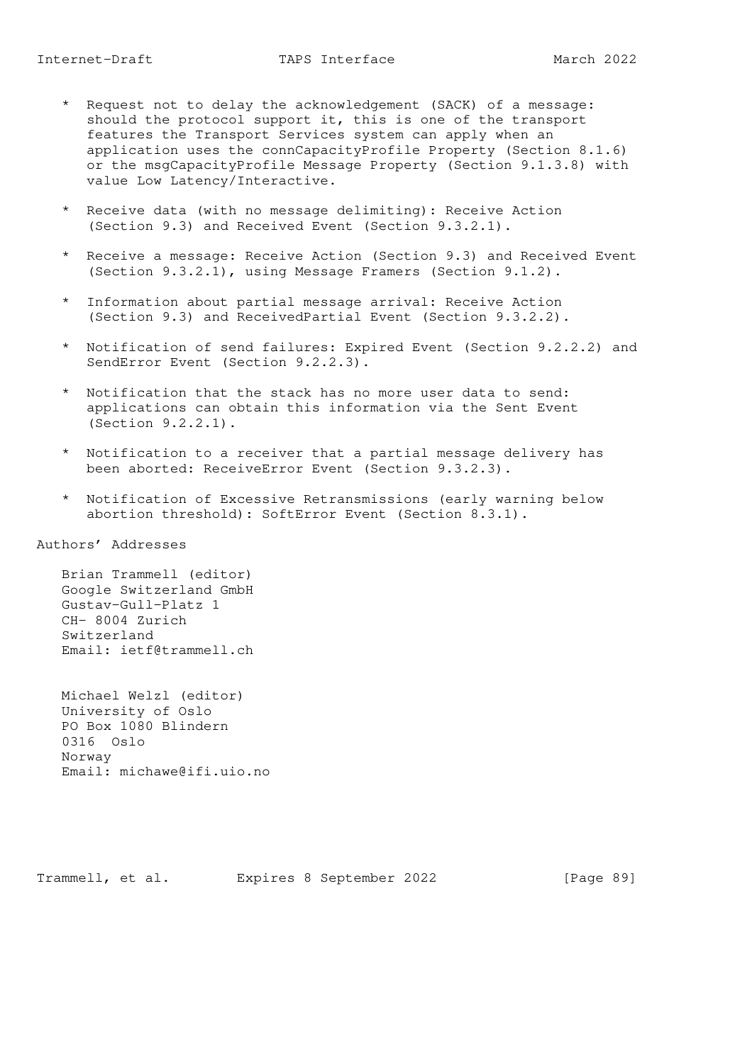* Request not to delay the acknowledgement (SACK) of a message: should the protocol support it, this is one of the transport features the Transport Services system can apply when an application uses the connCapacityProfile Property (Section 8.1.6) or the msgCapacityProfile Message Property (Section 9.1.3.8) with value Low Latency/Interactive.

* Receive data (with no message delimiting): Receive Action (Section 9.3) and Received Event (Section 9.3.2.1).

* Receive a message: Receive Action (Section 9.3) and Received Event (Section 9.3.2.1), using Message Framers (Section 9.1.2).

* Information about partial message arrival: Receive Action (Section 9.3) and ReceivedPartial Event (Section 9.3.2.2).

* Notification of send failures: Expired Event (Section 9.2.2.2) and SendError Event (Section 9.2.2.3).

* Notification that the stack has no more user data to send: applications can obtain this information via the Sent Event (Section 9.2.2.1).

* Notification to a receiver that a partial message delivery has been aborted: ReceiveError Event (Section 9.3.2.3).

* Notification of Excessive Retransmissions (early warning below abortion threshold): SoftError Event (Section 8.3.1).

# Authors' Addresses

Brian Trammell (editor)
Google Switzerland GmbH
Gustav-Gull-Platz 1
CH- 8004 Zurich
Switzerland
Email: ietf@trammell.ch

Michael Welzl (editor)
University of Oslo
PO Box 1080 Blindern
0316 Oslo
Norway
Email: michawe@ifi.uio.no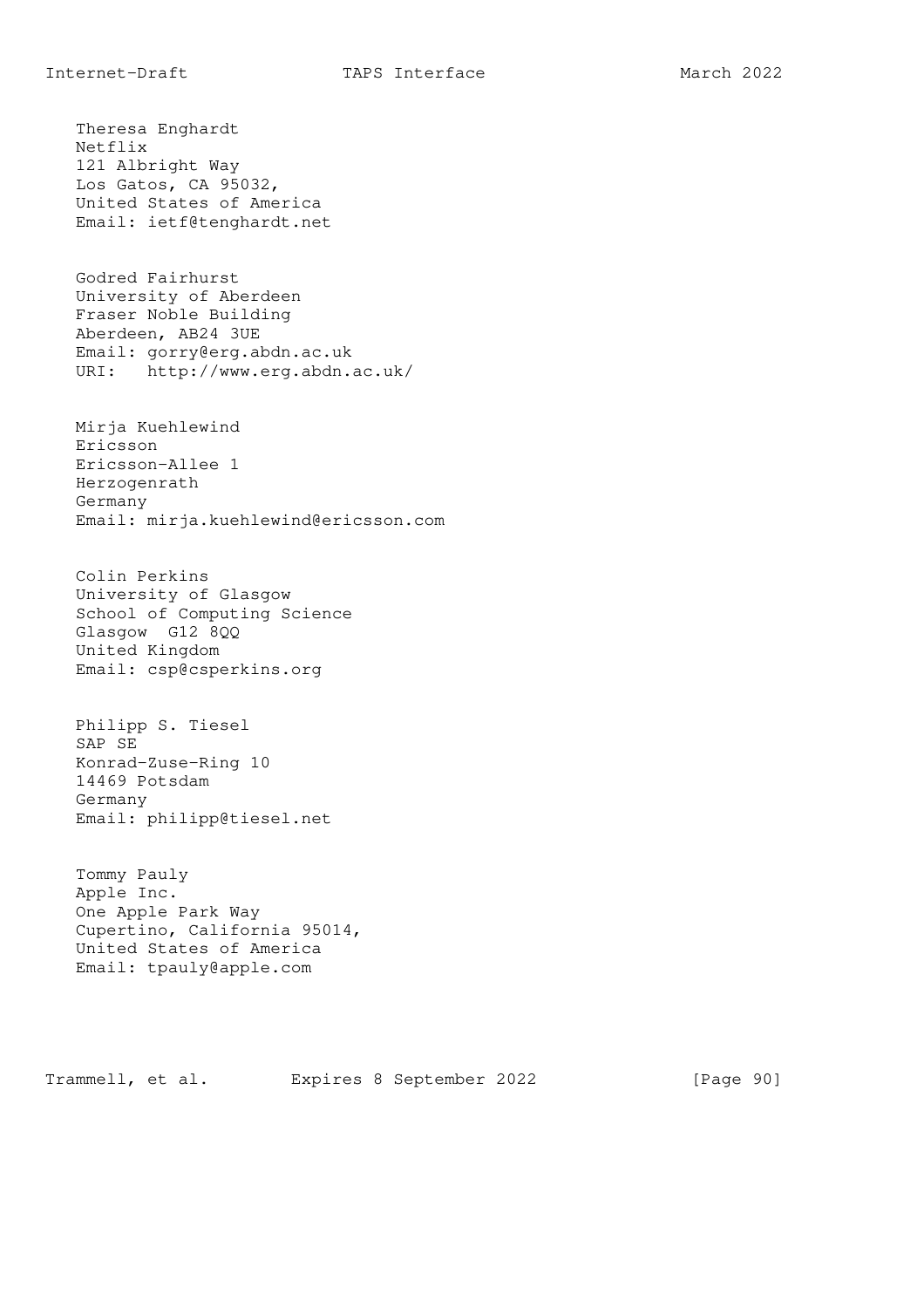Theresa Enghardt
Netflix
121 Albright Way
Los Gatos, CA 95032,
United States of America
Email: ietf@tenghardt.net

Godred Fairhurst
University of Aberdeen
Fraser Noble Building
Aberdeen, AB24 3UE
Email: gorry@erg.abdn.ac.uk
URI: http://www.erg.abdn.ac.uk/

Mirja Kuehlewind
Ericsson
Ericsson-Allee 1
Herzogenrath
Germany
Email: mirja.kuehlewind@ericsson.com

Colin Perkins
University of Glasgow
School of Computing Science
Glasgow G12 8QQ
United Kingdom
Email: csp@csperkins.org

Philipp S. Tiesel
SAP SE
Konrad-Zuse-Ring 10
14469 Potsdam
Germany
Email: philipp@tiesel.net

Tommy Pauly
Apple Inc.
One Apple Park Way
Cupertino, California 95014,
United States of America
Email: tpauly@apple.com